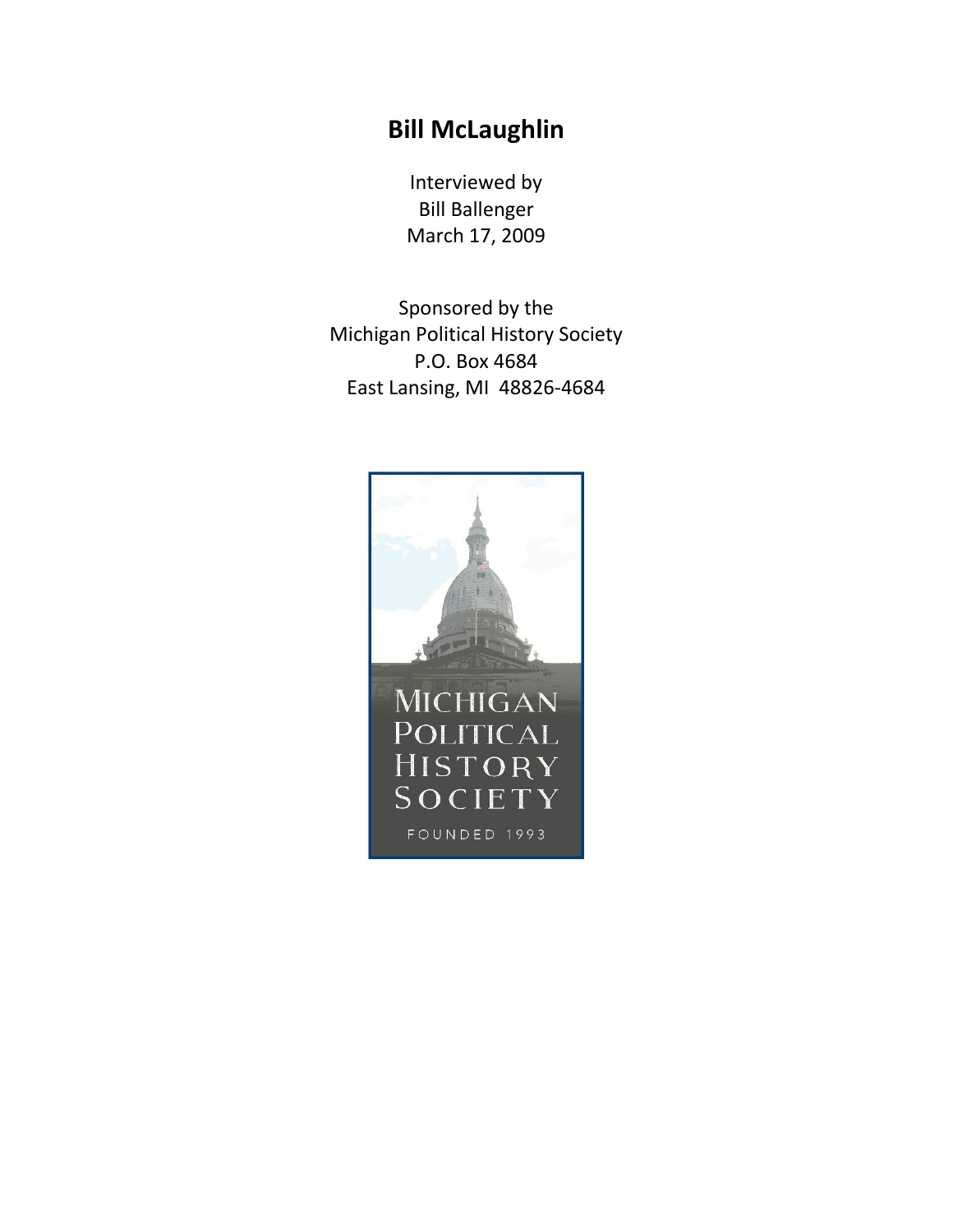# Bill McLaughlin

Interviewed by
Bill Ballenger
March 17, 2009

Sponsored by the
Michigan Political History Society
P.O. Box 4684
East Lansing, MI 48826-4684

MICHIGAN POLITICAL HISTORY SOCIETY
FOUNDED 1993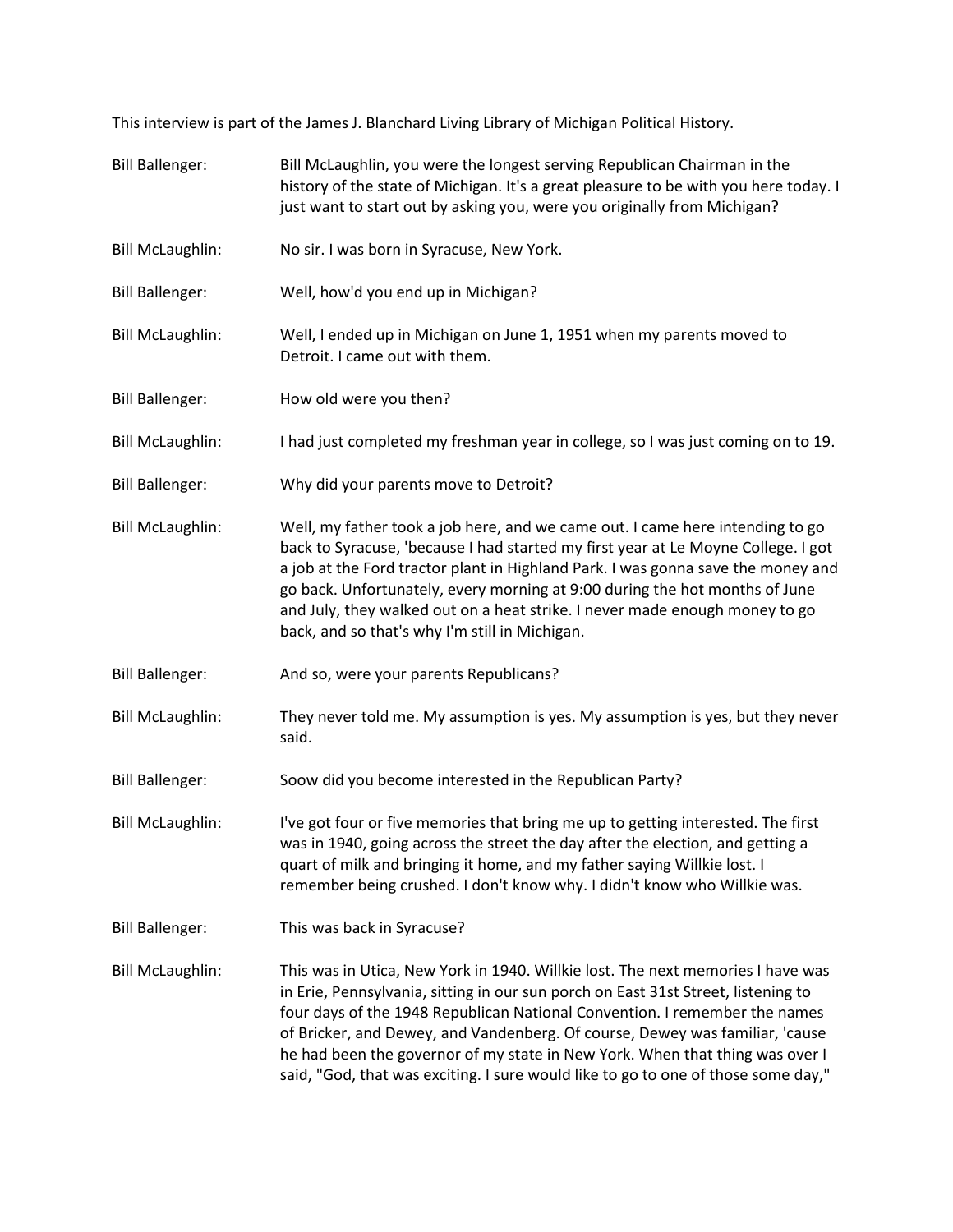This interview is part of the James J. Blanchard Living Library of Michigan Political History.

**Bill Ballenger:** Bill McLaughlin, you were the longest serving Republican Chairman in the history of the state of Michigan. It's a great pleasure to be with you here today. I just want to start out by asking you, were you originally from Michigan?

**Bill McLaughlin:** No sir. I was born in Syracuse, New York.

**Bill Ballenger:** Well, how'd you end up in Michigan?

**Bill McLaughlin:** Well, I ended up in Michigan on June 1, 1951 when my parents moved to Detroit. I came out with them.

**Bill Ballenger:** How old were you then?

**Bill McLaughlin:** I had just completed my freshman year in college, so I was just coming on to 19.

**Bill Ballenger:** Why did your parents move to Detroit?

**Bill McLaughlin:** Well, my father took a job here, and we came out. I came here intending to go back to Syracuse, 'because I had started my first year at Le Moyne College. I got a job at the Ford tractor plant in Highland Park. I was gonna save the money and go back. Unfortunately, every morning at 9:00 during the hot months of June and July, they walked out on a heat strike. I never made enough money to go back, and so that's why I'm still in Michigan.

**Bill Ballenger:** And so, were your parents Republicans?

**Bill McLaughlin:** They never told me. My assumption is yes. My assumption is yes, but they never said.

**Bill Ballenger:** Soow did you become interested in the Republican Party?

**Bill McLaughlin:** I've got four or five memories that bring me up to getting interested. The first was in 1940, going across the street the day after the election, and getting a quart of milk and bringing it home, and my father saying Willkie lost. I remember being crushed. I don't know why. I didn't know who Willkie was.

**Bill Ballenger:** This was back in Syracuse?

**Bill McLaughlin:** This was in Utica, New York in 1940. Willkie lost. The next memories I have was in Erie, Pennsylvania, sitting in our sun porch on East 31st Street, listening to four days of the 1948 Republican National Convention. I remember the names of Bricker, and Dewey, and Vandenberg. Of course, Dewey was familiar, 'cause he had been the governor of my state in New York. When that thing was over I said, "God, that was exciting. I sure would like to go to one of those some day,"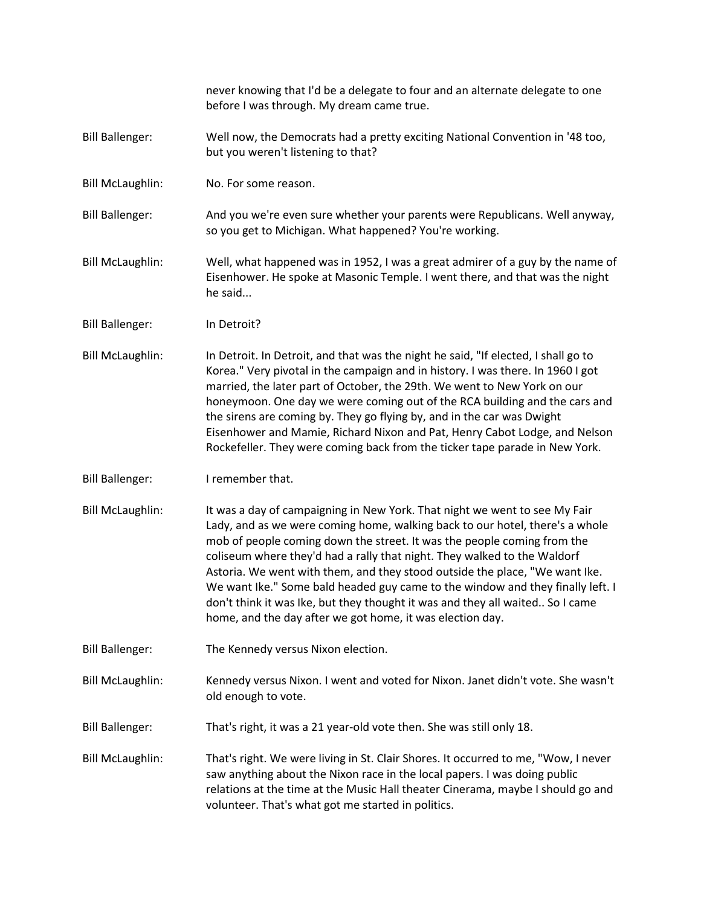never knowing that I'd be a delegate to four and an alternate delegate to one before I was through. My dream came true.

**Bill Ballenger:** Well now, the Democrats had a pretty exciting National Convention in '48 too, but you weren't listening to that?

**Bill McLaughlin:** No. For some reason.

**Bill Ballenger:** And you we're even sure whether your parents were Republicans. Well anyway, so you get to Michigan. What happened? You're working.

**Bill McLaughlin:** Well, what happened was in 1952, I was a great admirer of a guy by the name of Eisenhower. He spoke at Masonic Temple. I went there, and that was the night he said...

**Bill Ballenger:** In Detroit?

**Bill McLaughlin:** In Detroit. In Detroit, and that was the night he said, "If elected, I shall go to Korea." Very pivotal in the campaign and in history. I was there. In 1960 I got married, the later part of October, the 29th. We went to New York on our honeymoon. One day we were coming out of the RCA building and the cars and the sirens are coming by. They go flying by, and in the car was Dwight Eisenhower and Mamie, Richard Nixon and Pat, Henry Cabot Lodge, and Nelson Rockefeller. They were coming back from the ticker tape parade in New York.

**Bill Ballenger:** I remember that.

**Bill McLaughlin:** It was a day of campaigning in New York. That night we went to see My Fair Lady, and as we were coming home, walking back to our hotel, there's a whole mob of people coming down the street. It was the people coming from the coliseum where they'd had a rally that night. They walked to the Waldorf Astoria. We went with them, and they stood outside the place, "We want Ike. We want Ike." Some bald headed guy came to the window and they finally left. I don't think it was Ike, but they thought it was and they all waited.. So I came home, and the day after we got home, it was election day.

**Bill Ballenger:** The Kennedy versus Nixon election.

**Bill McLaughlin:** Kennedy versus Nixon. I went and voted for Nixon. Janet didn't vote. She wasn't old enough to vote.

**Bill Ballenger:** That's right, it was a 21 year-old vote then. She was still only 18.

**Bill McLaughlin:** That's right. We were living in St. Clair Shores. It occurred to me, "Wow, I never saw anything about the Nixon race in the local papers. I was doing public relations at the time at the Music Hall theater Cinerama, maybe I should go and volunteer. That's what got me started in politics.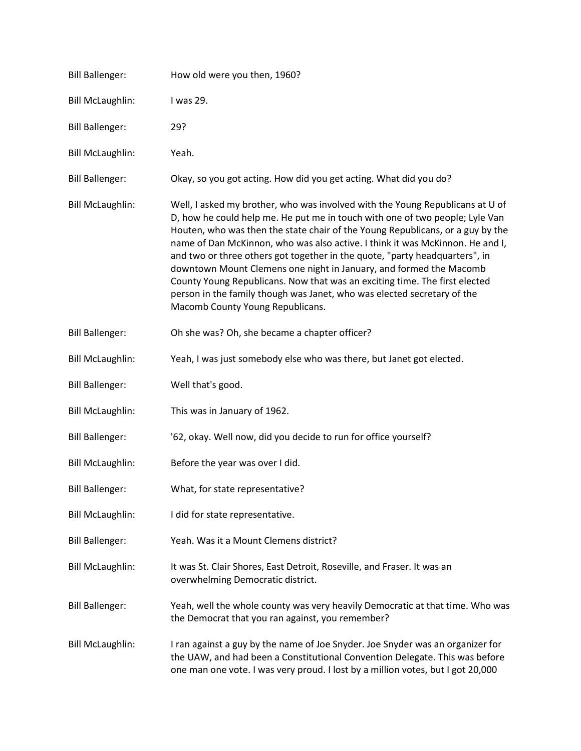Bill Ballenger: How old were you then, 1960?

Bill McLaughlin: I was 29.

Bill Ballenger: 29?

Bill McLaughlin: Yeah.

Bill Ballenger: Okay, so you got acting. How did you get acting. What did you do?

Bill McLaughlin: Well, I asked my brother, who was involved with the Young Republicans at U of D, how he could help me. He put me in touch with one of two people; Lyle Van Houten, who was then the state chair of the Young Republicans, or a guy by the name of Dan McKinnon, who was also active. I think it was McKinnon. He and I, and two or three others got together in the quote, "party headquarters", in downtown Mount Clemens one night in January, and formed the Macomb County Young Republicans. Now that was an exciting time. The first elected person in the family though was Janet, who was elected secretary of the Macomb County Young Republicans.

Bill Ballenger: Oh she was? Oh, she became a chapter officer?

Bill McLaughlin: Yeah, I was just somebody else who was there, but Janet got elected.

Bill Ballenger: Well that's good.

Bill McLaughlin: This was in January of 1962.

Bill Ballenger: '62, okay. Well now, did you decide to run for office yourself?

Bill McLaughlin: Before the year was over I did.

Bill Ballenger: What, for state representative?

Bill McLaughlin: I did for state representative.

Bill Ballenger: Yeah. Was it a Mount Clemens district?

Bill McLaughlin: It was St. Clair Shores, East Detroit, Roseville, and Fraser. It was an overwhelming Democratic district.

Bill Ballenger: Yeah, well the whole county was very heavily Democratic at that time. Who was the Democrat that you ran against, you remember?

Bill McLaughlin: I ran against a guy by the name of Joe Snyder. Joe Snyder was an organizer for the UAW, and had been a Constitutional Convention Delegate. This was before one man one vote. I was very proud. I lost by a million votes, but I got 20,000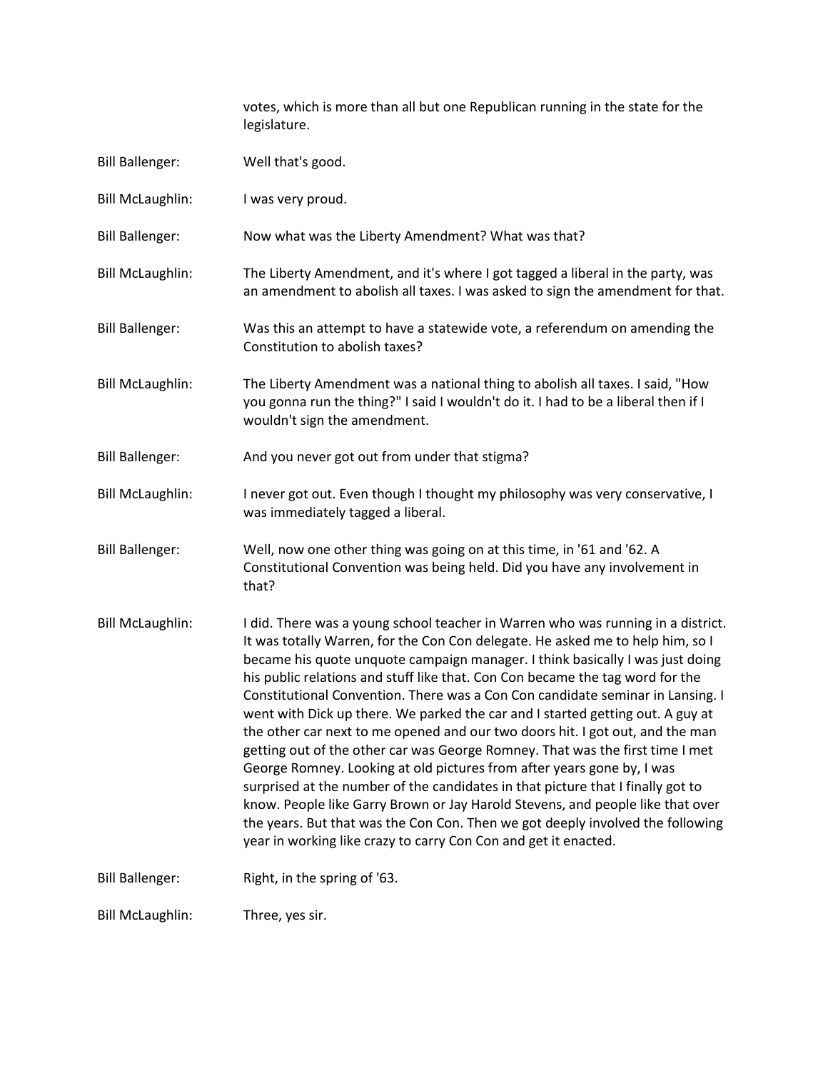votes, which is more than all but one Republican running in the state for the legislature.

Bill Ballenger: Well that's good.

Bill McLaughlin: I was very proud.

Bill Ballenger: Now what was the Liberty Amendment? What was that?

Bill McLaughlin: The Liberty Amendment, and it's where I got tagged a liberal in the party, was an amendment to abolish all taxes. I was asked to sign the amendment for that.

Bill Ballenger: Was this an attempt to have a statewide vote, a referendum on amending the Constitution to abolish taxes?

Bill McLaughlin: The Liberty Amendment was a national thing to abolish all taxes. I said, "How you gonna run the thing?" I said I wouldn't do it. I had to be a liberal then if I wouldn't sign the amendment.

Bill Ballenger: And you never got out from under that stigma?

Bill McLaughlin: I never got out. Even though I thought my philosophy was very conservative, I was immediately tagged a liberal.

Bill Ballenger: Well, now one other thing was going on at this time, in '61 and '62. A Constitutional Convention was being held. Did you have any involvement in that?

Bill McLaughlin: I did. There was a young school teacher in Warren who was running in a district. It was totally Warren, for the Con Con delegate. He asked me to help him, so I became his quote unquote campaign manager. I think basically I was just doing his public relations and stuff like that. Con Con became the tag word for the Constitutional Convention. There was a Con Con candidate seminar in Lansing. I went with Dick up there. We parked the car and I started getting out. A guy at the other car next to me opened and our two doors hit. I got out, and the man getting out of the other car was George Romney. That was the first time I met George Romney. Looking at old pictures from after years gone by, I was surprised at the number of the candidates in that picture that I finally got to know. People like Garry Brown or Jay Harold Stevens, and people like that over the years. But that was the Con Con. Then we got deeply involved the following year in working like crazy to carry Con Con and get it enacted.

Bill Ballenger: Right, in the spring of '63.

Bill McLaughlin: Three, yes sir.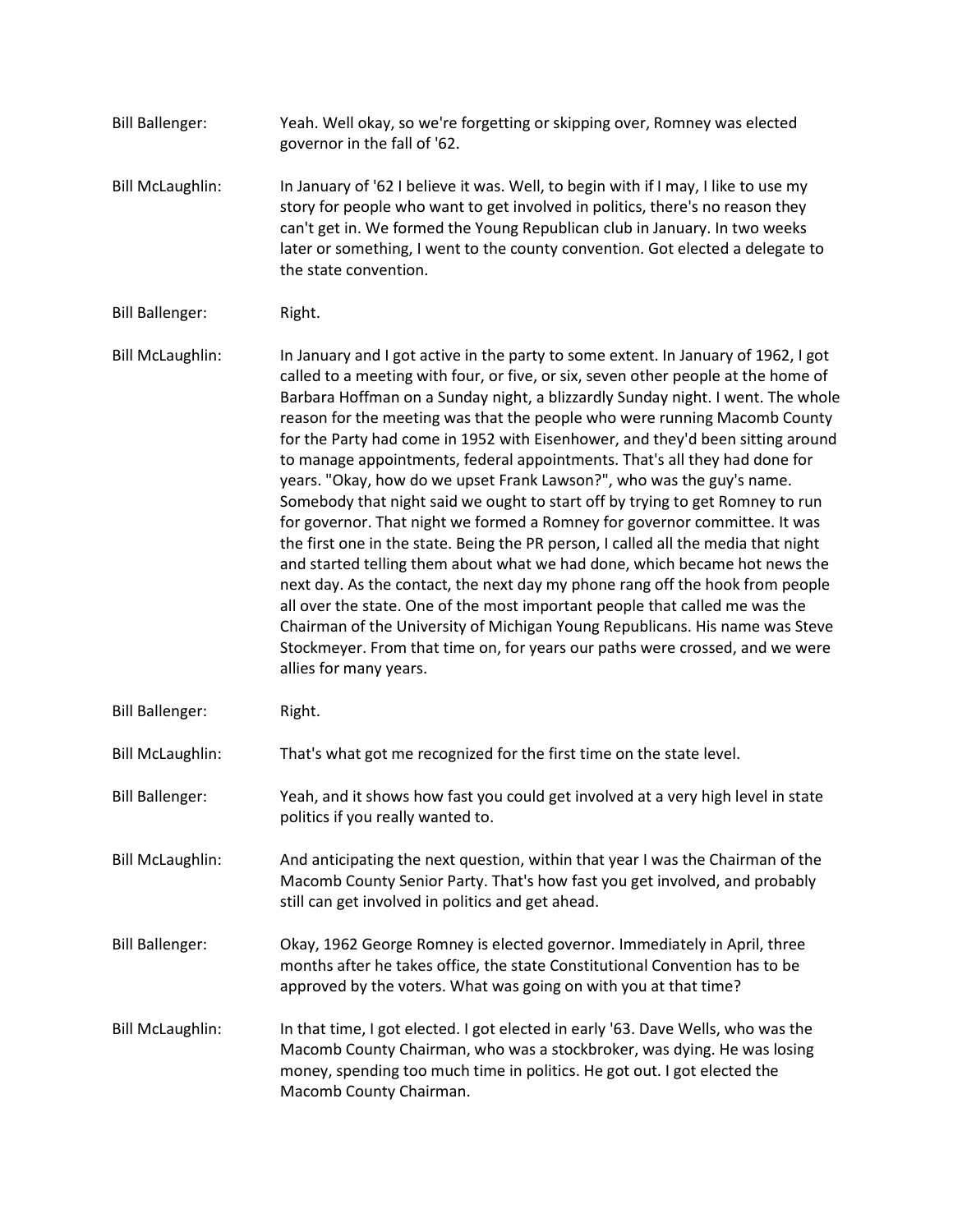**Bill Ballenger:** Yeah. Well okay, so we're forgetting or skipping over, Romney was elected governor in the fall of '62.

**Bill McLaughlin:** In January of '62 I believe it was. Well, to begin with if I may, I like to use my story for people who want to get involved in politics, there's no reason they can't get in. We formed the Young Republican club in January. In two weeks later or something, I went to the county convention. Got elected a delegate to the state convention.

**Bill Ballenger:** Right.

**Bill McLaughlin:** In January and I got active in the party to some extent. In January of 1962, I got called to a meeting with four, or five, or six, seven other people at the home of Barbara Hoffman on a Sunday night, a blizzardly Sunday night. I went. The whole reason for the meeting was that the people who were running Macomb County for the Party had come in 1952 with Eisenhower, and they'd been sitting around to manage appointments, federal appointments. That's all they had done for years. "Okay, how do we upset Frank Lawson?", who was the guy's name. Somebody that night said we ought to start off by trying to get Romney to run for governor. That night we formed a Romney for governor committee. It was the first one in the state. Being the PR person, I called all the media that night and started telling them about what we had done, which became hot news the next day. As the contact, the next day my phone rang off the hook from people all over the state. One of the most important people that called me was the Chairman of the University of Michigan Young Republicans. His name was Steve Stockmeyer. From that time on, for years our paths were crossed, and we were allies for many years.

**Bill Ballenger:** Right.

**Bill McLaughlin:** That's what got me recognized for the first time on the state level.

**Bill Ballenger:** Yeah, and it shows how fast you could get involved at a very high level in state politics if you really wanted to.

**Bill McLaughlin:** And anticipating the next question, within that year I was the Chairman of the Macomb County Senior Party. That's how fast you get involved, and probably still can get involved in politics and get ahead.

**Bill Ballenger:** Okay, 1962 George Romney is elected governor. Immediately in April, three months after he takes office, the state Constitutional Convention has to be approved by the voters. What was going on with you at that time?

**Bill McLaughlin:** In that time, I got elected. I got elected in early '63. Dave Wells, who was the Macomb County Chairman, who was a stockbroker, was dying. He was losing money, spending too much time in politics. He got out. I got elected the Macomb County Chairman.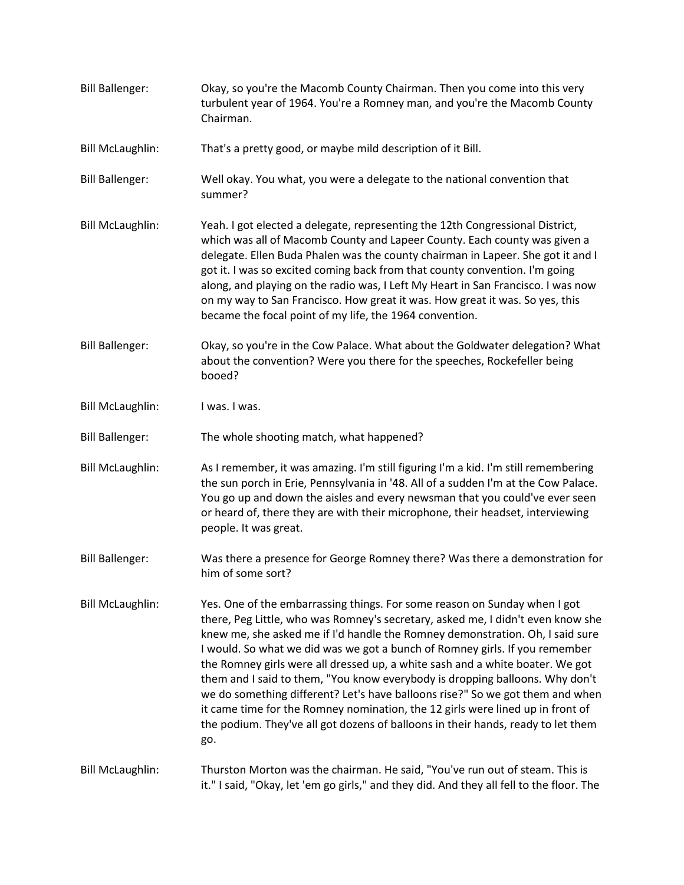**Bill Ballenger:** Okay, so you're the Macomb County Chairman. Then you come into this very turbulent year of 1964. You're a Romney man, and you're the Macomb County Chairman.

**Bill McLaughlin:** That's a pretty good, or maybe mild description of it Bill.

**Bill Ballenger:** Well okay. You what, you were a delegate to the national convention that summer?

**Bill McLaughlin:** Yeah. I got elected a delegate, representing the 12th Congressional District, which was all of Macomb County and Lapeer County. Each county was given a delegate. Ellen Buda Phalen was the county chairman in Lapeer. She got it and I got it. I was so excited coming back from that county convention. I'm going along, and playing on the radio was, I Left My Heart in San Francisco. I was now on my way to San Francisco. How great it was. How great it was. So yes, this became the focal point of my life, the 1964 convention.

**Bill Ballenger:** Okay, so you're in the Cow Palace. What about the Goldwater delegation? What about the convention? Were you there for the speeches, Rockefeller being booed?

**Bill McLaughlin:** I was. I was.

**Bill Ballenger:** The whole shooting match, what happened?

**Bill McLaughlin:** As I remember, it was amazing. I'm still figuring I'm a kid. I'm still remembering the sun porch in Erie, Pennsylvania in '48. All of a sudden I'm at the Cow Palace. You go up and down the aisles and every newsman that you could've ever seen or heard of, there they are with their microphone, their headset, interviewing people. It was great.

**Bill Ballenger:** Was there a presence for George Romney there? Was there a demonstration for him of some sort?

**Bill McLaughlin:** Yes. One of the embarrassing things. For some reason on Sunday when I got there, Peg Little, who was Romney's secretary, asked me, I didn't even know she knew me, she asked me if I'd handle the Romney demonstration. Oh, I said sure I would. So what we did was we got a bunch of Romney girls. If you remember the Romney girls were all dressed up, a white sash and a white boater. We got them and I said to them, "You know everybody is dropping balloons. Why don't we do something different? Let's have balloons rise?" So we got them and when it came time for the Romney nomination, the 12 girls were lined up in front of the podium. They've all got dozens of balloons in their hands, ready to let them go.

**Bill McLaughlin:** Thurston Morton was the chairman. He said, "You've run out of steam. This is it." I said, "Okay, let 'em go girls," and they did. And they all fell to the floor. The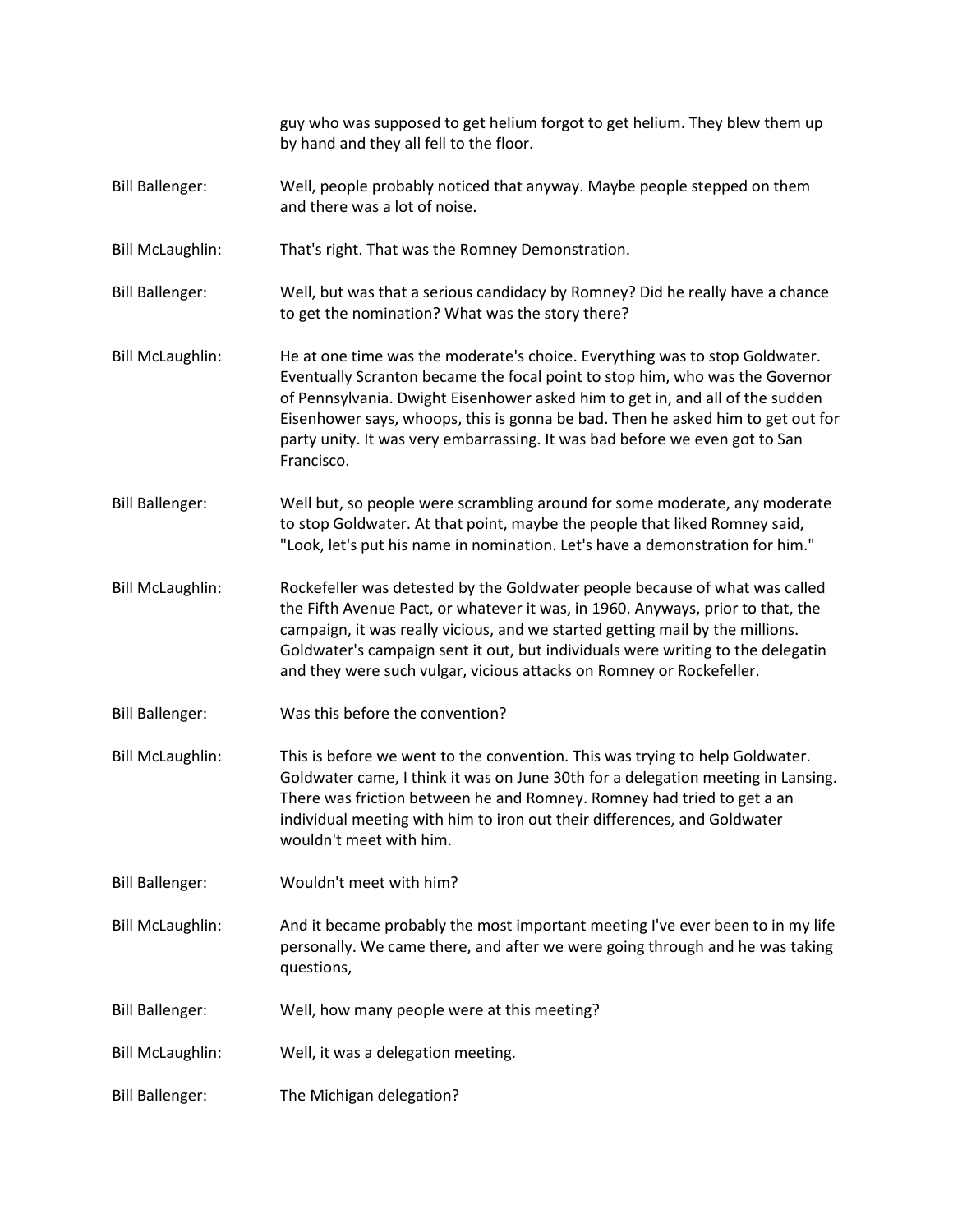guy who was supposed to get helium forgot to get helium. They blew them up by hand and they all fell to the floor.

**Bill Ballenger:** Well, people probably noticed that anyway. Maybe people stepped on them and there was a lot of noise.

**Bill McLaughlin:** That's right. That was the Romney Demonstration.

**Bill Ballenger:** Well, but was that a serious candidacy by Romney? Did he really have a chance to get the nomination? What was the story there?

**Bill McLaughlin:** He at one time was the moderate's choice. Everything was to stop Goldwater. Eventually Scranton became the focal point to stop him, who was the Governor of Pennsylvania. Dwight Eisenhower asked him to get in, and all of the sudden Eisenhower says, whoops, this is gonna be bad. Then he asked him to get out for party unity. It was very embarrassing. It was bad before we even got to San Francisco.

**Bill Ballenger:** Well but, so people were scrambling around for some moderate, any moderate to stop Goldwater. At that point, maybe the people that liked Romney said, "Look, let's put his name in nomination. Let's have a demonstration for him."

**Bill McLaughlin:** Rockefeller was detested by the Goldwater people because of what was called the Fifth Avenue Pact, or whatever it was, in 1960. Anyways, prior to that, the campaign, it was really vicious, and we started getting mail by the millions. Goldwater's campaign sent it out, but individuals were writing to the delegatin and they were such vulgar, vicious attacks on Romney or Rockefeller.

**Bill Ballenger:** Was this before the convention?

**Bill McLaughlin:** This is before we went to the convention. This was trying to help Goldwater. Goldwater came, I think it was on June 30th for a delegation meeting in Lansing. There was friction between he and Romney. Romney had tried to get a an individual meeting with him to iron out their differences, and Goldwater wouldn't meet with him.

**Bill Ballenger:** Wouldn't meet with him?

**Bill McLaughlin:** And it became probably the most important meeting I've ever been to in my life personally. We came there, and after we were going through and he was taking questions,

**Bill Ballenger:** Well, how many people were at this meeting?

**Bill McLaughlin:** Well, it was a delegation meeting.

**Bill Ballenger:** The Michigan delegation?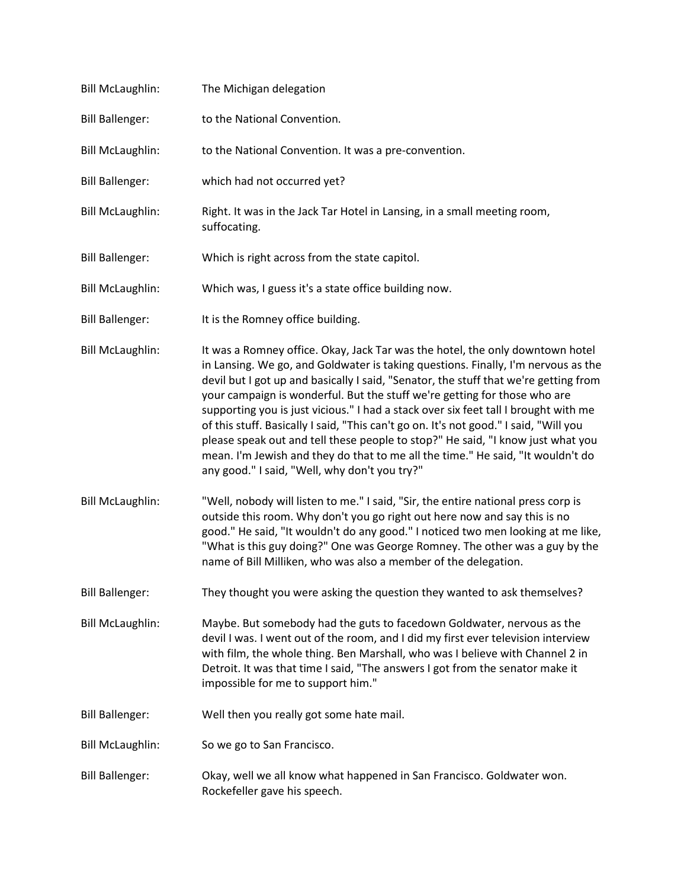Bill McLaughlin: The Michigan delegation

Bill Ballenger: to the National Convention.

Bill McLaughlin: to the National Convention. It was a pre-convention.

Bill Ballenger: which had not occurred yet?

Bill McLaughlin: Right. It was in the Jack Tar Hotel in Lansing, in a small meeting room, suffocating.

Bill Ballenger: Which is right across from the state capitol.

Bill McLaughlin: Which was, I guess it's a state office building now.

Bill Ballenger: It is the Romney office building.

Bill McLaughlin: It was a Romney office. Okay, Jack Tar was the hotel, the only downtown hotel in Lansing. We go, and Goldwater is taking questions. Finally, I'm nervous as the devil but I got up and basically I said, "Senator, the stuff that we're getting from your campaign is wonderful. But the stuff we're getting for those who are supporting you is just vicious." I had a stack over six feet tall I brought with me of this stuff. Basically I said, "This can't go on. It's not good." I said, "Will you please speak out and tell these people to stop?" He said, "I know just what you mean. I'm Jewish and they do that to me all the time." He said, "It wouldn't do any good." I said, "Well, why don't you try?"

Bill McLaughlin: "Well, nobody will listen to me." I said, "Sir, the entire national press corp is outside this room. Why don't you go right out here now and say this is no good." He said, "It wouldn't do any good." I noticed two men looking at me like, "What is this guy doing?" One was George Romney. The other was a guy by the name of Bill Milliken, who was also a member of the delegation.

Bill Ballenger: They thought you were asking the question they wanted to ask themselves?

Bill McLaughlin: Maybe. But somebody had the guts to facedown Goldwater, nervous as the devil I was. I went out of the room, and I did my first ever television interview with film, the whole thing. Ben Marshall, who was I believe with Channel 2 in Detroit. It was that time I said, "The answers I got from the senator make it impossible for me to support him."

Bill Ballenger: Well then you really got some hate mail.

Bill McLaughlin: So we go to San Francisco.

Bill Ballenger: Okay, well we all know what happened in San Francisco. Goldwater won. Rockefeller gave his speech.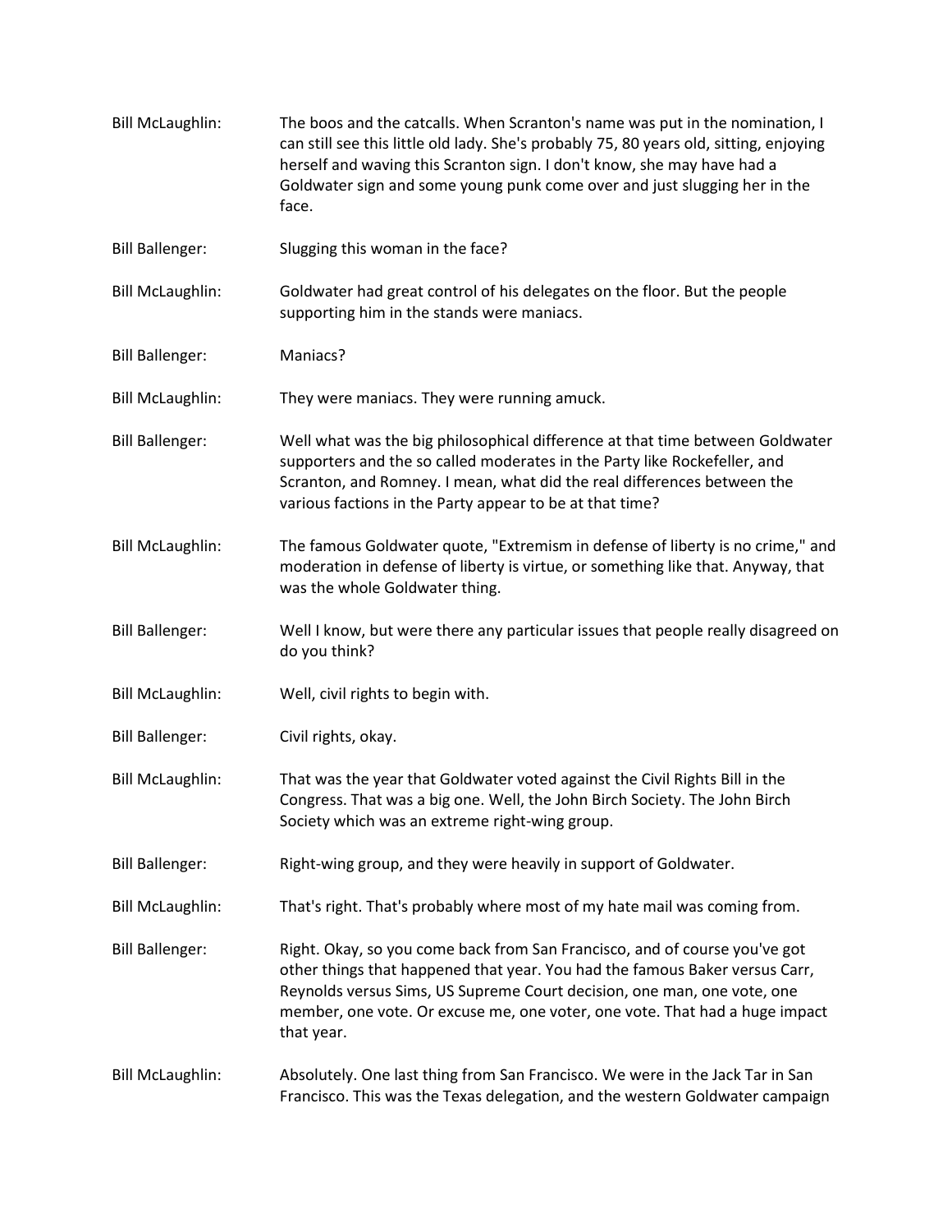Bill McLaughlin: The boos and the catcalls. When Scranton's name was put in the nomination, I can still see this little old lady. She's probably 75, 80 years old, sitting, enjoying herself and waving this Scranton sign. I don't know, she may have had a Goldwater sign and some young punk come over and just slugging her in the face.

Bill Ballenger: Slugging this woman in the face?

Bill McLaughlin: Goldwater had great control of his delegates on the floor. But the people supporting him in the stands were maniacs.

Bill Ballenger: Maniacs?

Bill McLaughlin: They were maniacs. They were running amuck.

Bill Ballenger: Well what was the big philosophical difference at that time between Goldwater supporters and the so called moderates in the Party like Rockefeller, and Scranton, and Romney. I mean, what did the real differences between the various factions in the Party appear to be at that time?

Bill McLaughlin: The famous Goldwater quote, "Extremism in defense of liberty is no crime," and moderation in defense of liberty is virtue, or something like that. Anyway, that was the whole Goldwater thing.

Bill Ballenger: Well I know, but were there any particular issues that people really disagreed on do you think?

Bill McLaughlin: Well, civil rights to begin with.

Bill Ballenger: Civil rights, okay.

Bill McLaughlin: That was the year that Goldwater voted against the Civil Rights Bill in the Congress. That was a big one. Well, the John Birch Society. The John Birch Society which was an extreme right-wing group.

Bill Ballenger: Right-wing group, and they were heavily in support of Goldwater.

Bill McLaughlin: That's right. That's probably where most of my hate mail was coming from.

Bill Ballenger: Right. Okay, so you come back from San Francisco, and of course you've got other things that happened that year. You had the famous Baker versus Carr, Reynolds versus Sims, US Supreme Court decision, one man, one vote, one member, one vote. Or excuse me, one voter, one vote. That had a huge impact that year.

Bill McLaughlin: Absolutely. One last thing from San Francisco. We were in the Jack Tar in San Francisco. This was the Texas delegation, and the western Goldwater campaign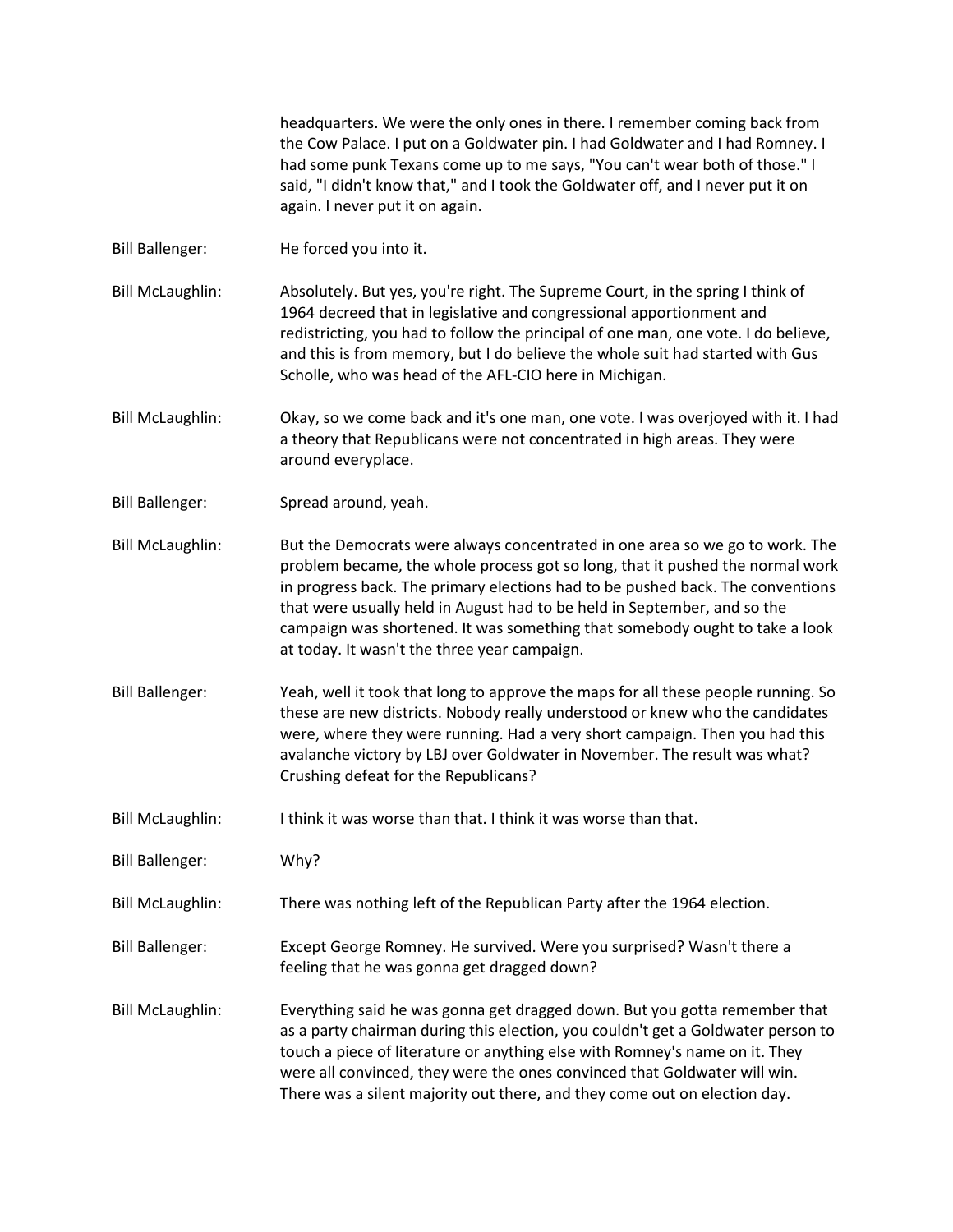headquarters. We were the only ones in there. I remember coming back from the Cow Palace. I put on a Goldwater pin. I had Goldwater and I had Romney. I had some punk Texans come up to me says, "You can't wear both of those." I said, "I didn't know that," and I took the Goldwater off, and I never put it on again. I never put it on again.

Bill Ballenger: He forced you into it.

Bill McLaughlin: Absolutely. But yes, you're right. The Supreme Court, in the spring I think of 1964 decreed that in legislative and congressional apportionment and redistricting, you had to follow the principal of one man, one vote. I do believe, and this is from memory, but I do believe the whole suit had started with Gus Scholle, who was head of the AFL-CIO here in Michigan.

Bill McLaughlin: Okay, so we come back and it's one man, one vote. I was overjoyed with it. I had a theory that Republicans were not concentrated in high areas. They were around everyplace.

Bill Ballenger: Spread around, yeah.

Bill McLaughlin: But the Democrats were always concentrated in one area so we go to work. The problem became, the whole process got so long, that it pushed the normal work in progress back. The primary elections had to be pushed back. The conventions that were usually held in August had to be held in September, and so the campaign was shortened. It was something that somebody ought to take a look at today. It wasn't the three year campaign.

Bill Ballenger: Yeah, well it took that long to approve the maps for all these people running. So these are new districts. Nobody really understood or knew who the candidates were, where they were running. Had a very short campaign. Then you had this avalanche victory by LBJ over Goldwater in November. The result was what? Crushing defeat for the Republicans?

Bill McLaughlin: I think it was worse than that. I think it was worse than that.

Bill Ballenger: Why?

Bill McLaughlin: There was nothing left of the Republican Party after the 1964 election.

Bill Ballenger: Except George Romney. He survived. Were you surprised? Wasn't there a feeling that he was gonna get dragged down?

Bill McLaughlin: Everything said he was gonna get dragged down. But you gotta remember that as a party chairman during this election, you couldn't get a Goldwater person to touch a piece of literature or anything else with Romney's name on it. They were all convinced, they were the ones convinced that Goldwater will win. There was a silent majority out there, and they come out on election day.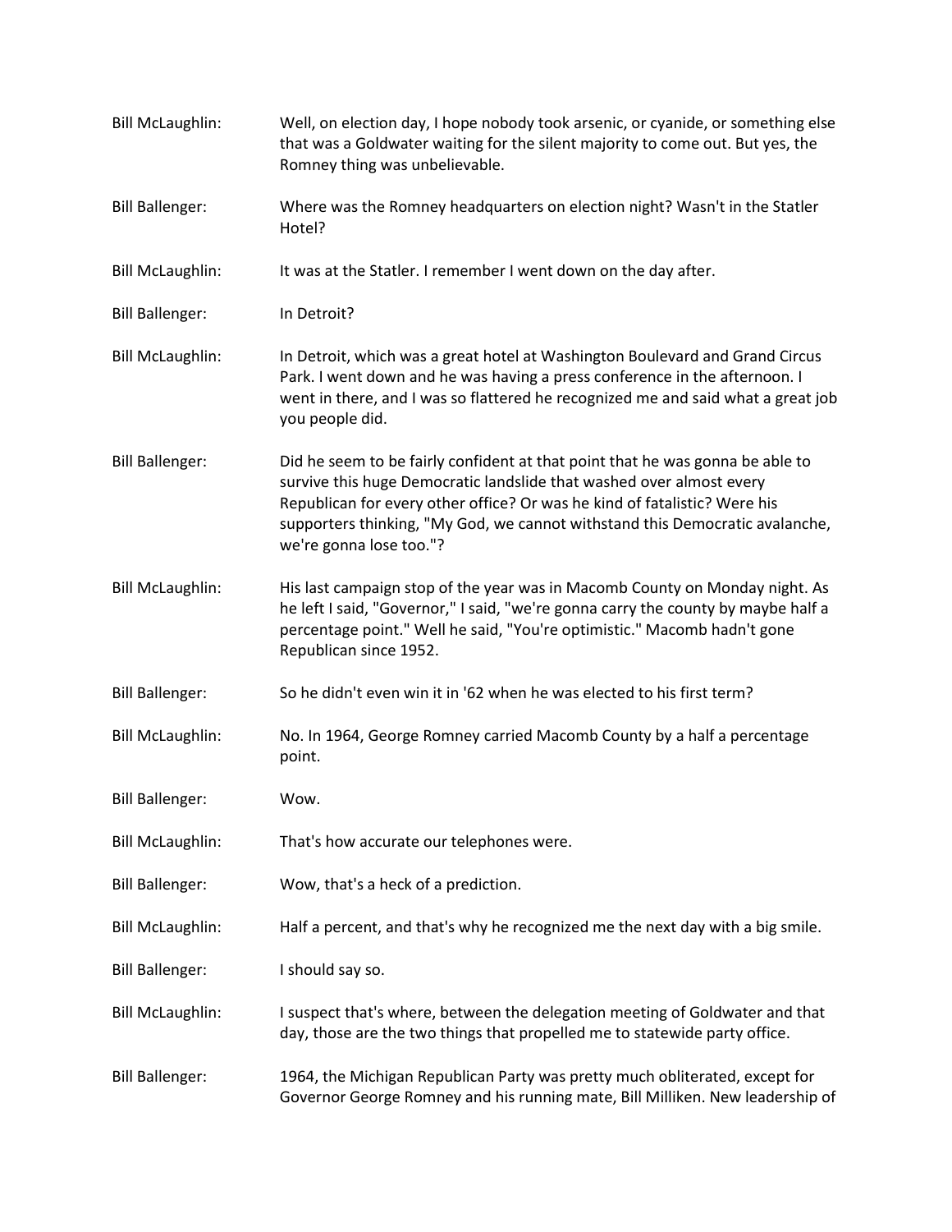Bill McLaughlin: Well, on election day, I hope nobody took arsenic, or cyanide, or something else that was a Goldwater waiting for the silent majority to come out. But yes, the Romney thing was unbelievable.

Bill Ballenger: Where was the Romney headquarters on election night? Wasn't in the Statler Hotel?

Bill McLaughlin: It was at the Statler. I remember I went down on the day after.

Bill Ballenger: In Detroit?

Bill McLaughlin: In Detroit, which was a great hotel at Washington Boulevard and Grand Circus Park. I went down and he was having a press conference in the afternoon. I went in there, and I was so flattered he recognized me and said what a great job you people did.

Bill Ballenger: Did he seem to be fairly confident at that point that he was gonna be able to survive this huge Democratic landslide that washed over almost every Republican for every other office? Or was he kind of fatalistic? Were his supporters thinking, "My God, we cannot withstand this Democratic avalanche, we're gonna lose too."?

Bill McLaughlin: His last campaign stop of the year was in Macomb County on Monday night. As he left I said, "Governor," I said, "we're gonna carry the county by maybe half a percentage point." Well he said, "You're optimistic." Macomb hadn't gone Republican since 1952.

Bill Ballenger: So he didn't even win it in '62 when he was elected to his first term?

Bill McLaughlin: No. In 1964, George Romney carried Macomb County by a half a percentage point.

Bill Ballenger: Wow.

Bill McLaughlin: That's how accurate our telephones were.

Bill Ballenger: Wow, that's a heck of a prediction.

Bill McLaughlin: Half a percent, and that's why he recognized me the next day with a big smile.

Bill Ballenger: I should say so.

Bill McLaughlin: I suspect that's where, between the delegation meeting of Goldwater and that day, those are the two things that propelled me to statewide party office.

Bill Ballenger: 1964, the Michigan Republican Party was pretty much obliterated, except for Governor George Romney and his running mate, Bill Milliken. New leadership of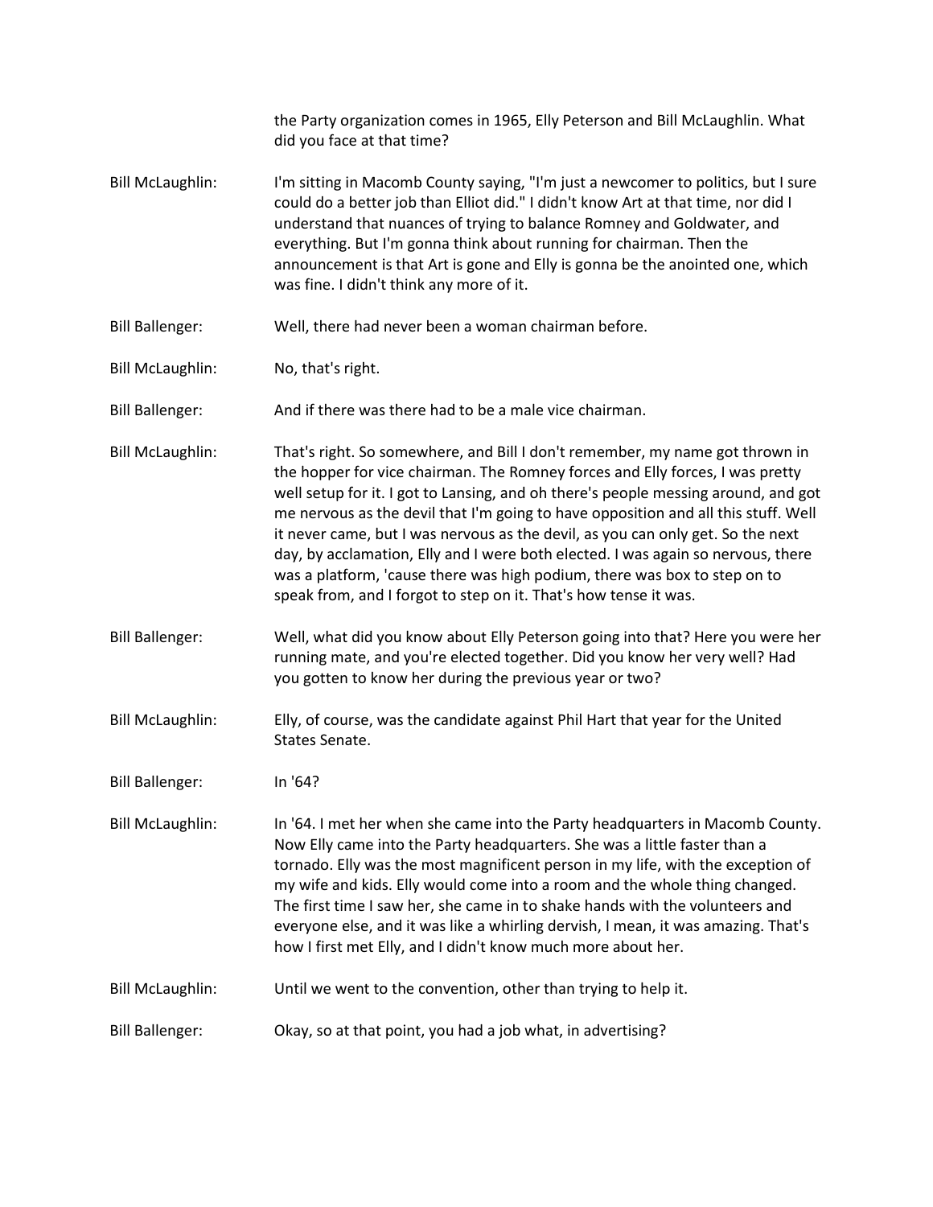the Party organization comes in 1965, Elly Peterson and Bill McLaughlin. What did you face at that time?

Bill McLaughlin: I'm sitting in Macomb County saying, "I'm just a newcomer to politics, but I sure could do a better job than Elliot did." I didn't know Art at that time, nor did I understand that nuances of trying to balance Romney and Goldwater, and everything. But I'm gonna think about running for chairman. Then the announcement is that Art is gone and Elly is gonna be the anointed one, which was fine. I didn't think any more of it.

Bill Ballenger: Well, there had never been a woman chairman before.

Bill McLaughlin: No, that's right.

Bill Ballenger: And if there was there had to be a male vice chairman.

Bill McLaughlin: That's right. So somewhere, and Bill I don't remember, my name got thrown in the hopper for vice chairman. The Romney forces and Elly forces, I was pretty well setup for it. I got to Lansing, and oh there's people messing around, and got me nervous as the devil that I'm going to have opposition and all this stuff. Well it never came, but I was nervous as the devil, as you can only get. So the next day, by acclamation, Elly and I were both elected. I was again so nervous, there was a platform, 'cause there was high podium, there was box to step on to speak from, and I forgot to step on it. That's how tense it was.

Bill Ballenger: Well, what did you know about Elly Peterson going into that? Here you were her running mate, and you're elected together. Did you know her very well? Had you gotten to know her during the previous year or two?

Bill McLaughlin: Elly, of course, was the candidate against Phil Hart that year for the United States Senate.

Bill Ballenger: In '64?

Bill McLaughlin: In '64. I met her when she came into the Party headquarters in Macomb County. Now Elly came into the Party headquarters. She was a little faster than a tornado. Elly was the most magnificent person in my life, with the exception of my wife and kids. Elly would come into a room and the whole thing changed. The first time I saw her, she came in to shake hands with the volunteers and everyone else, and it was like a whirling dervish, I mean, it was amazing. That's how I first met Elly, and I didn't know much more about her.

Bill McLaughlin: Until we went to the convention, other than trying to help it.

Bill Ballenger: Okay, so at that point, you had a job what, in advertising?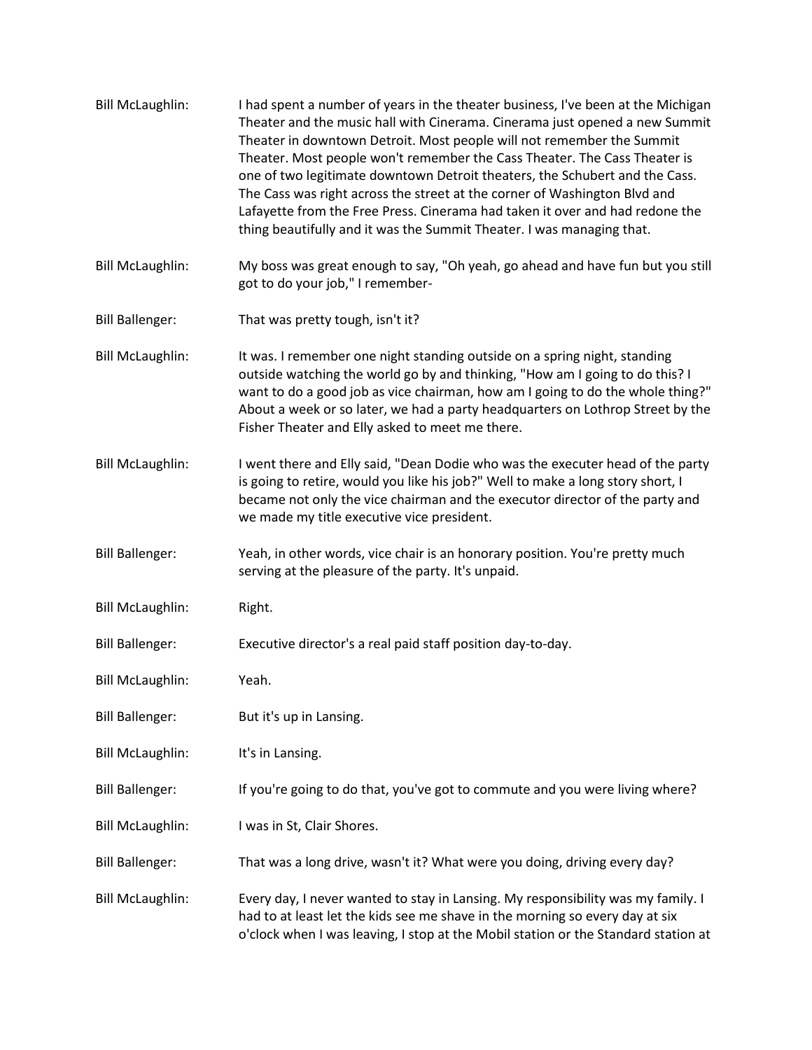Bill McLaughlin: I had spent a number of years in the theater business, I've been at the Michigan Theater and the music hall with Cinerama. Cinerama just opened a new Summit Theater in downtown Detroit. Most people will not remember the Summit Theater. Most people won't remember the Cass Theater. The Cass Theater is one of two legitimate downtown Detroit theaters, the Schubert and the Cass. The Cass was right across the street at the corner of Washington Blvd and Lafayette from the Free Press. Cinerama had taken it over and had redone the thing beautifully and it was the Summit Theater. I was managing that.

Bill McLaughlin: My boss was great enough to say, "Oh yeah, go ahead and have fun but you still got to do your job," I remember-

Bill Ballenger: That was pretty tough, isn't it?

Bill McLaughlin: It was. I remember one night standing outside on a spring night, standing outside watching the world go by and thinking, "How am I going to do this? I want to do a good job as vice chairman, how am I going to do the whole thing?" About a week or so later, we had a party headquarters on Lothrop Street by the Fisher Theater and Elly asked to meet me there.

Bill McLaughlin: I went there and Elly said, "Dean Dodie who was the executer head of the party is going to retire, would you like his job?" Well to make a long story short, I became not only the vice chairman and the executor director of the party and we made my title executive vice president.

Bill Ballenger: Yeah, in other words, vice chair is an honorary position. You're pretty much serving at the pleasure of the party. It's unpaid.

Bill McLaughlin: Right.

Bill Ballenger: Executive director's a real paid staff position day-to-day.

Bill McLaughlin: Yeah.

Bill Ballenger: But it's up in Lansing.

Bill McLaughlin: It's in Lansing.

Bill Ballenger: If you're going to do that, you've got to commute and you were living where?

Bill McLaughlin: I was in St, Clair Shores.

Bill Ballenger: That was a long drive, wasn't it? What were you doing, driving every day?

Bill McLaughlin: Every day, I never wanted to stay in Lansing. My responsibility was my family. I had to at least let the kids see me shave in the morning so every day at six o'clock when I was leaving, I stop at the Mobil station or the Standard station at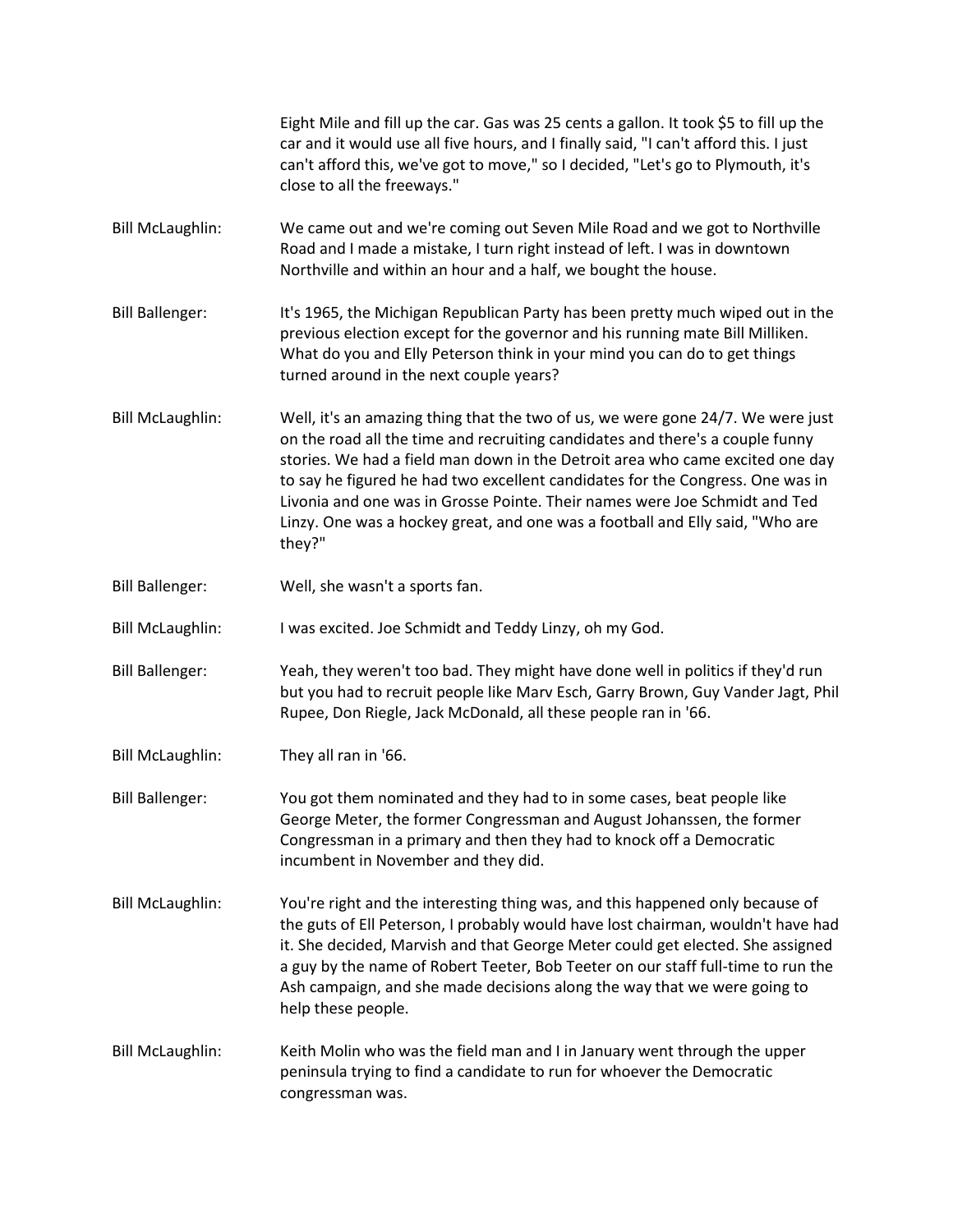Eight Mile and fill up the car. Gas was 25 cents a gallon. It took $5 to fill up the car and it would use all five hours, and I finally said, "I can't afford this. I just can't afford this, we've got to move," so I decided, "Let's go to Plymouth, it's close to all the freeways."

Bill McLaughlin: We came out and we're coming out Seven Mile Road and we got to Northville Road and I made a mistake, I turn right instead of left. I was in downtown Northville and within an hour and a half, we bought the house.

Bill Ballenger: It's 1965, the Michigan Republican Party has been pretty much wiped out in the previous election except for the governor and his running mate Bill Milliken. What do you and Elly Peterson think in your mind you can do to get things turned around in the next couple years?

Bill McLaughlin: Well, it's an amazing thing that the two of us, we were gone 24/7. We were just on the road all the time and recruiting candidates and there's a couple funny stories. We had a field man down in the Detroit area who came excited one day to say he figured he had two excellent candidates for the Congress. One was in Livonia and one was in Grosse Pointe. Their names were Joe Schmidt and Ted Linzy. One was a hockey great, and one was a football and Elly said, "Who are they?"

Bill Ballenger: Well, she wasn't a sports fan.

Bill McLaughlin: I was excited. Joe Schmidt and Teddy Linzy, oh my God.

Bill Ballenger: Yeah, they weren't too bad. They might have done well in politics if they'd run but you had to recruit people like Marv Esch, Garry Brown, Guy Vander Jagt, Phil Rupee, Don Riegle, Jack McDonald, all these people ran in '66.

Bill McLaughlin: They all ran in '66.

Bill Ballenger: You got them nominated and they had to in some cases, beat people like George Meter, the former Congressman and August Johanssen, the former Congressman in a primary and then they had to knock off a Democratic incumbent in November and they did.

Bill McLaughlin: You're right and the interesting thing was, and this happened only because of the guts of Ell Peterson, I probably would have lost chairman, wouldn't have had it. She decided, Marvish and that George Meter could get elected. She assigned a guy by the name of Robert Teeter, Bob Teeter on our staff full-time to run the Ash campaign, and she made decisions along the way that we were going to help these people.

Bill McLaughlin: Keith Molin who was the field man and I in January went through the upper peninsula trying to find a candidate to run for whoever the Democratic congressman was.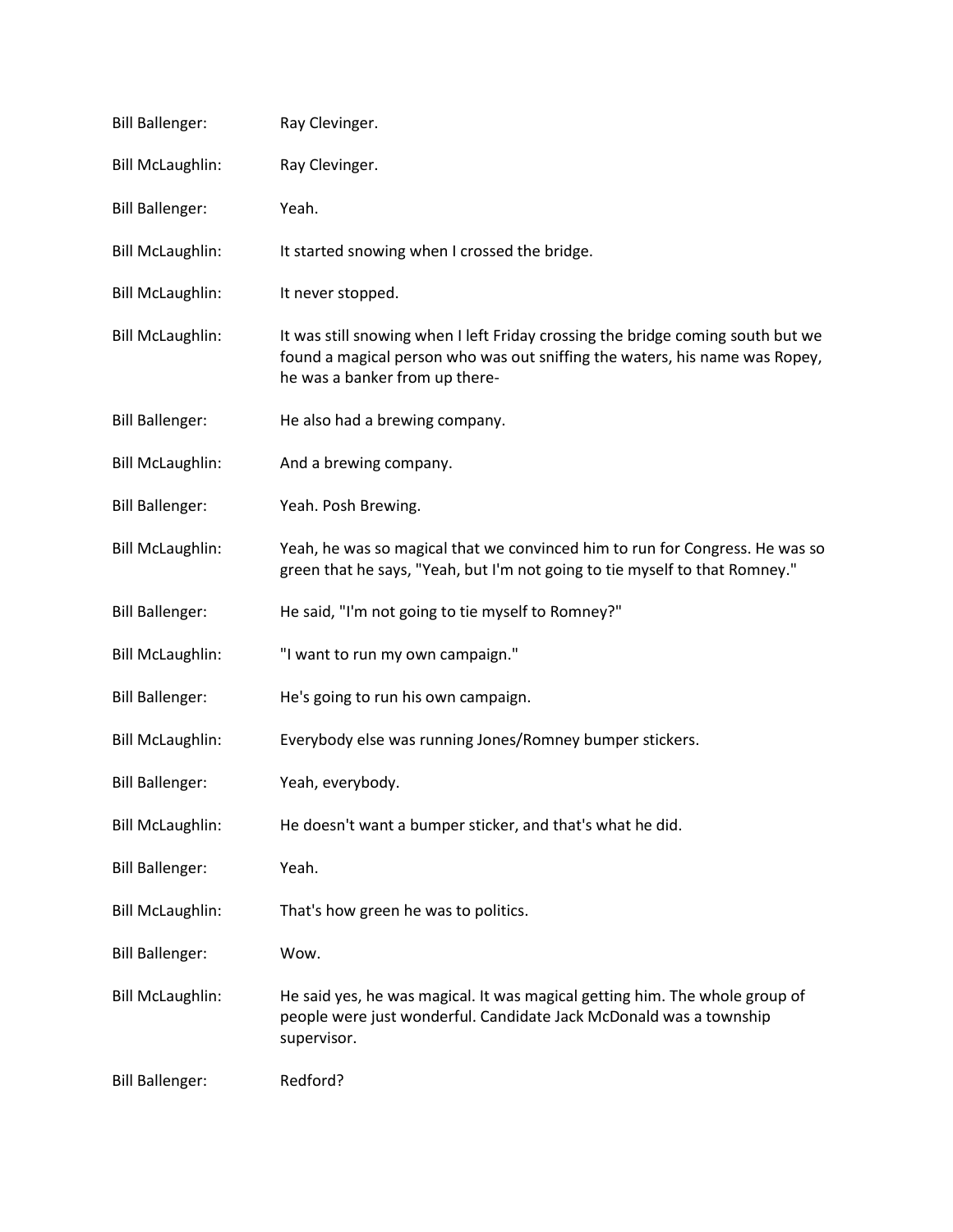Bill Ballenger: Ray Clevinger.

Bill McLaughlin: Ray Clevinger.

Bill Ballenger: Yeah.

Bill McLaughlin: It started snowing when I crossed the bridge.

Bill McLaughlin: It never stopped.

Bill McLaughlin: It was still snowing when I left Friday crossing the bridge coming south but we found a magical person who was out sniffing the waters, his name was Ropey, he was a banker from up there-

Bill Ballenger: He also had a brewing company.

Bill McLaughlin: And a brewing company.

Bill Ballenger: Yeah. Posh Brewing.

Bill McLaughlin: Yeah, he was so magical that we convinced him to run for Congress. He was so green that he says, "Yeah, but I'm not going to tie myself to that Romney."

Bill Ballenger: He said, "I'm not going to tie myself to Romney?"

Bill McLaughlin: "I want to run my own campaign."

Bill Ballenger: He's going to run his own campaign.

Bill McLaughlin: Everybody else was running Jones/Romney bumper stickers.

Bill Ballenger: Yeah, everybody.

Bill McLaughlin: He doesn't want a bumper sticker, and that's what he did.

Bill Ballenger: Yeah.

Bill McLaughlin: That's how green he was to politics.

Bill Ballenger: Wow.

Bill McLaughlin: He said yes, he was magical. It was magical getting him. The whole group of people were just wonderful. Candidate Jack McDonald was a township supervisor.

Bill Ballenger: Redford?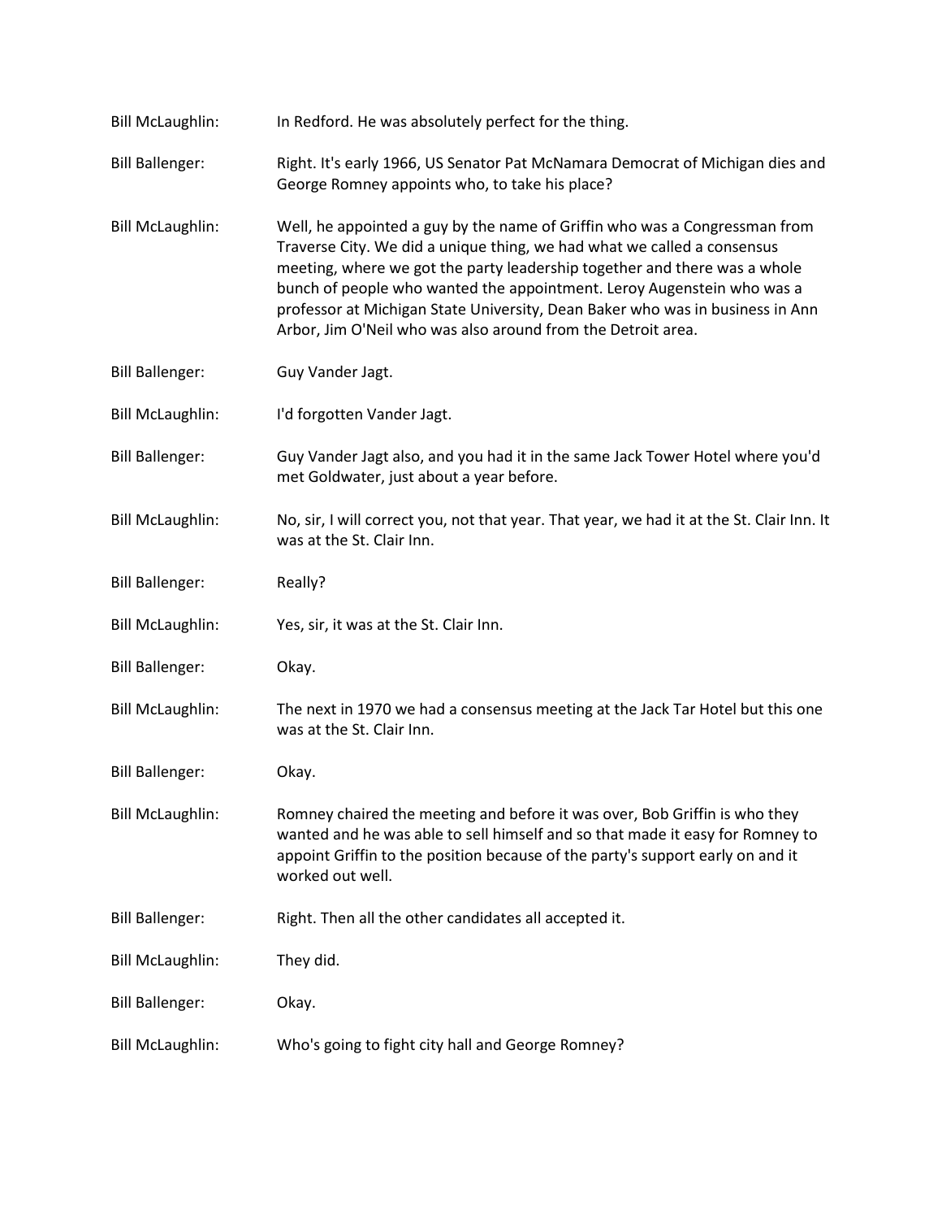Bill McLaughlin: In Redford. He was absolutely perfect for the thing.

Bill Ballenger: Right. It's early 1966, US Senator Pat McNamara Democrat of Michigan dies and George Romney appoints who, to take his place?

Bill McLaughlin: Well, he appointed a guy by the name of Griffin who was a Congressman from Traverse City. We did a unique thing, we had what we called a consensus meeting, where we got the party leadership together and there was a whole bunch of people who wanted the appointment. Leroy Augenstein who was a professor at Michigan State University, Dean Baker who was in business in Ann Arbor, Jim O'Neil who was also around from the Detroit area.

Bill Ballenger: Guy Vander Jagt.

Bill McLaughlin: I'd forgotten Vander Jagt.

Bill Ballenger: Guy Vander Jagt also, and you had it in the same Jack Tower Hotel where you'd met Goldwater, just about a year before.

Bill McLaughlin: No, sir, I will correct you, not that year. That year, we had it at the St. Clair Inn. It was at the St. Clair Inn.

Bill Ballenger: Really?

Bill McLaughlin: Yes, sir, it was at the St. Clair Inn.

Bill Ballenger: Okay.

Bill McLaughlin: The next in 1970 we had a consensus meeting at the Jack Tar Hotel but this one was at the St. Clair Inn.

Bill Ballenger: Okay.

Bill McLaughlin: Romney chaired the meeting and before it was over, Bob Griffin is who they wanted and he was able to sell himself and so that made it easy for Romney to appoint Griffin to the position because of the party's support early on and it worked out well.

Bill Ballenger: Right. Then all the other candidates all accepted it.

Bill McLaughlin: They did.

Bill Ballenger: Okay.

Bill McLaughlin: Who's going to fight city hall and George Romney?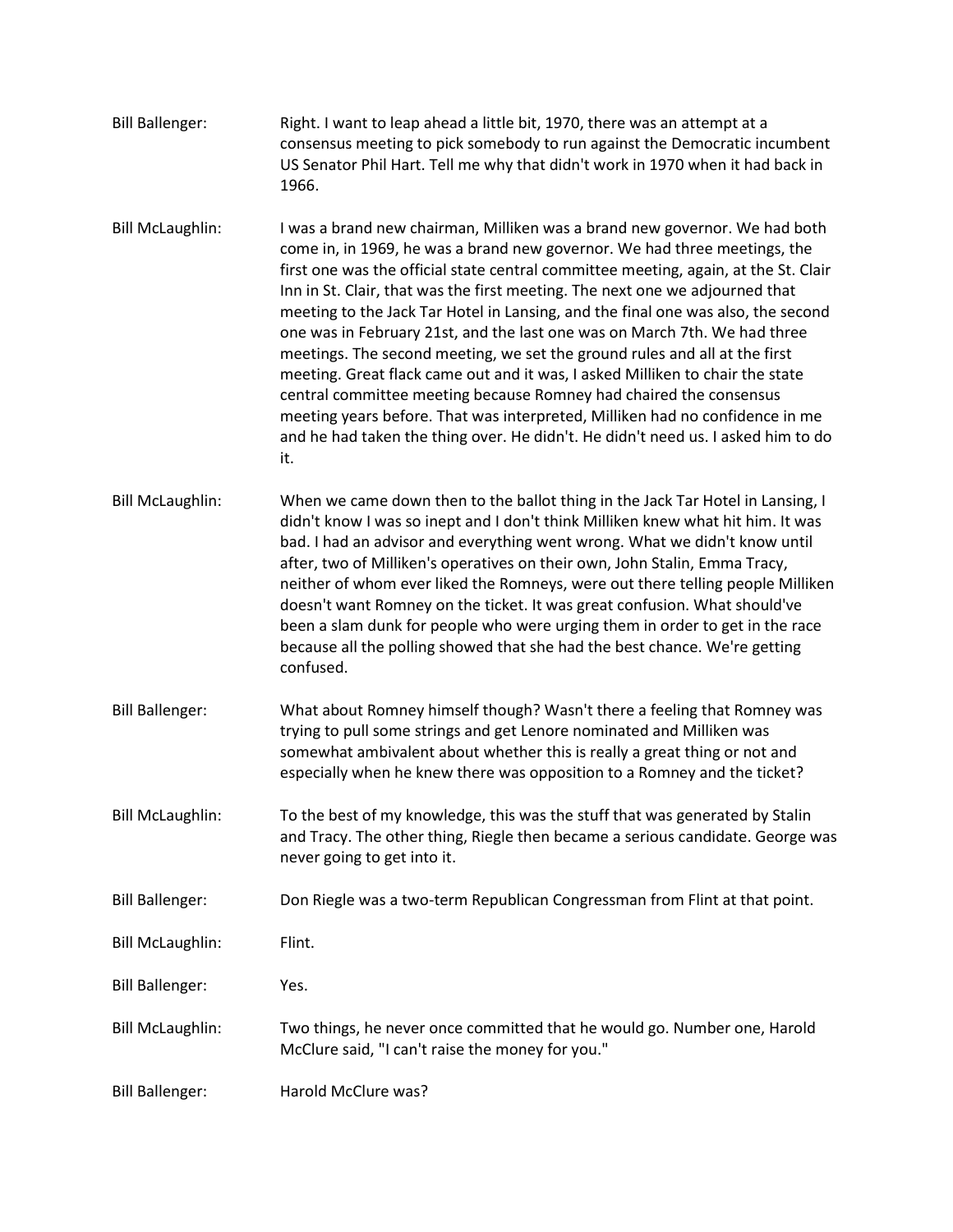Bill Ballenger: Right. I want to leap ahead a little bit, 1970, there was an attempt at a consensus meeting to pick somebody to run against the Democratic incumbent US Senator Phil Hart. Tell me why that didn't work in 1970 when it had back in 1966.

Bill McLaughlin: I was a brand new chairman, Milliken was a brand new governor. We had both come in, in 1969, he was a brand new governor. We had three meetings, the first one was the official state central committee meeting, again, at the St. Clair Inn in St. Clair, that was the first meeting. The next one we adjourned that meeting to the Jack Tar Hotel in Lansing, and the final one was also, the second one was in February 21st, and the last one was on March 7th. We had three meetings. The second meeting, we set the ground rules and all at the first meeting. Great flack came out and it was, I asked Milliken to chair the state central committee meeting because Romney had chaired the consensus meeting years before. That was interpreted, Milliken had no confidence in me and he had taken the thing over. He didn't. He didn't need us. I asked him to do it.

Bill McLaughlin: When we came down then to the ballot thing in the Jack Tar Hotel in Lansing, I didn't know I was so inept and I don't think Milliken knew what hit him. It was bad. I had an advisor and everything went wrong. What we didn't know until after, two of Milliken's operatives on their own, John Stalin, Emma Tracy, neither of whom ever liked the Romneys, were out there telling people Milliken doesn't want Romney on the ticket. It was great confusion. What should've been a slam dunk for people who were urging them in order to get in the race because all the polling showed that she had the best chance. We're getting confused.

Bill Ballenger: What about Romney himself though? Wasn't there a feeling that Romney was trying to pull some strings and get Lenore nominated and Milliken was somewhat ambivalent about whether this is really a great thing or not and especially when he knew there was opposition to a Romney and the ticket?

Bill McLaughlin: To the best of my knowledge, this was the stuff that was generated by Stalin and Tracy. The other thing, Riegle then became a serious candidate. George was never going to get into it.

Bill Ballenger: Don Riegle was a two-term Republican Congressman from Flint at that point.

Bill McLaughlin: Flint.

Bill Ballenger: Yes.

Bill McLaughlin: Two things, he never once committed that he would go. Number one, Harold McClure said, "I can't raise the money for you."

Bill Ballenger: Harold McClure was?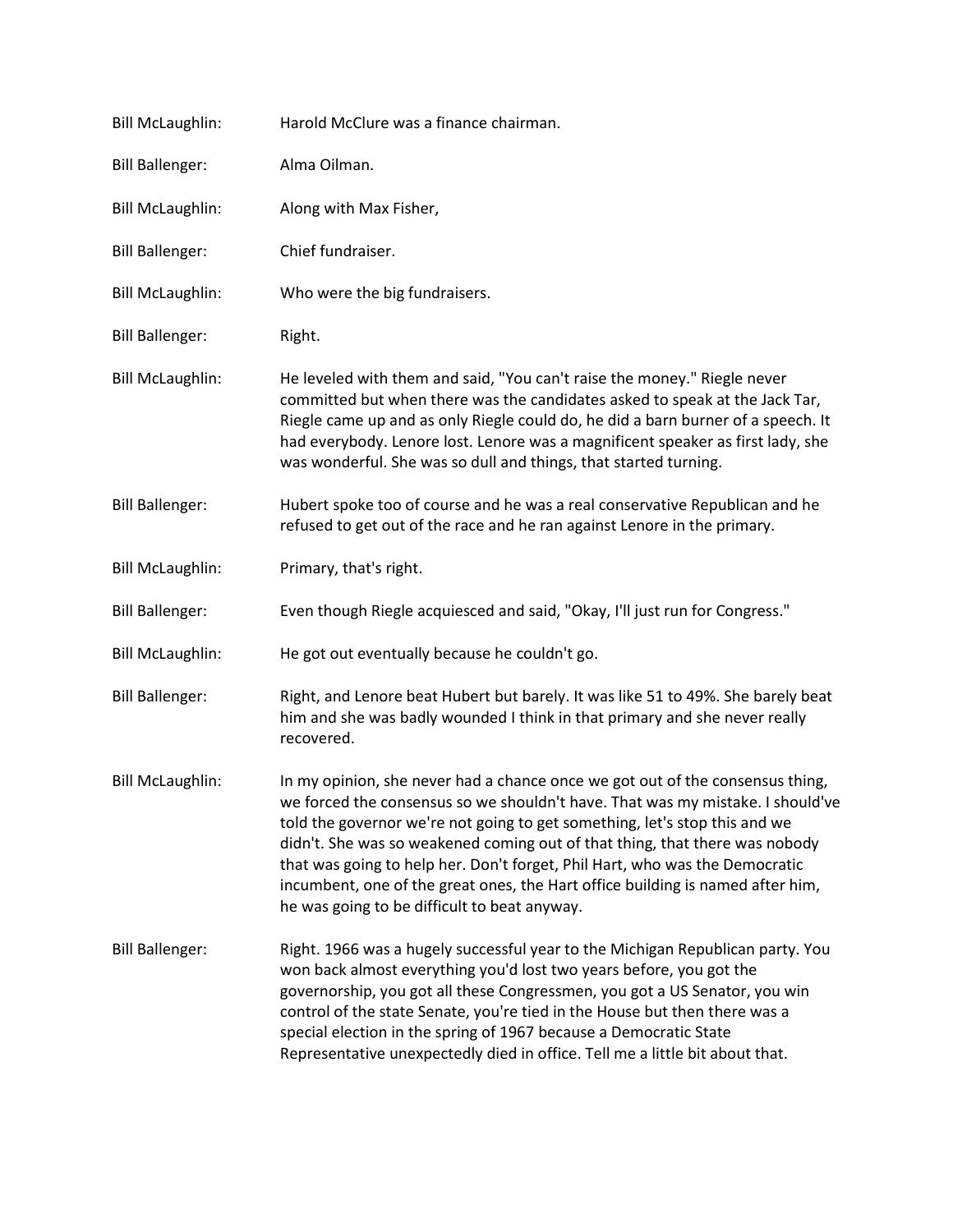Bill McLaughlin: Harold McClure was a finance chairman.

Bill Ballenger: Alma Oilman.

Bill McLaughlin: Along with Max Fisher,

Bill Ballenger: Chief fundraiser.

Bill McLaughlin: Who were the big fundraisers.

Bill Ballenger: Right.

Bill McLaughlin: He leveled with them and said, "You can't raise the money." Riegle never committed but when there was the candidates asked to speak at the Jack Tar, Riegle came up and as only Riegle could do, he did a barn burner of a speech. It had everybody. Lenore lost. Lenore was a magnificent speaker as first lady, she was wonderful. She was so dull and things, that started turning.

Bill Ballenger: Hubert spoke too of course and he was a real conservative Republican and he refused to get out of the race and he ran against Lenore in the primary.

Bill McLaughlin: Primary, that's right.

Bill Ballenger: Even though Riegle acquiesced and said, "Okay, I'll just run for Congress."

Bill McLaughlin: He got out eventually because he couldn't go.

Bill Ballenger: Right, and Lenore beat Hubert but barely. It was like 51 to 49%. She barely beat him and she was badly wounded I think in that primary and she never really recovered.

Bill McLaughlin: In my opinion, she never had a chance once we got out of the consensus thing, we forced the consensus so we shouldn't have. That was my mistake. I should've told the governor we're not going to get something, let's stop this and we didn't. She was so weakened coming out of that thing, that there was nobody that was going to help her. Don't forget, Phil Hart, who was the Democratic incumbent, one of the great ones, the Hart office building is named after him, he was going to be difficult to beat anyway.

Bill Ballenger: Right. 1966 was a hugely successful year to the Michigan Republican party. You won back almost everything you'd lost two years before, you got the governorship, you got all these Congressmen, you got a US Senator, you win control of the state Senate, you're tied in the House but then there was a special election in the spring of 1967 because a Democratic State Representative unexpectedly died in office. Tell me a little bit about that.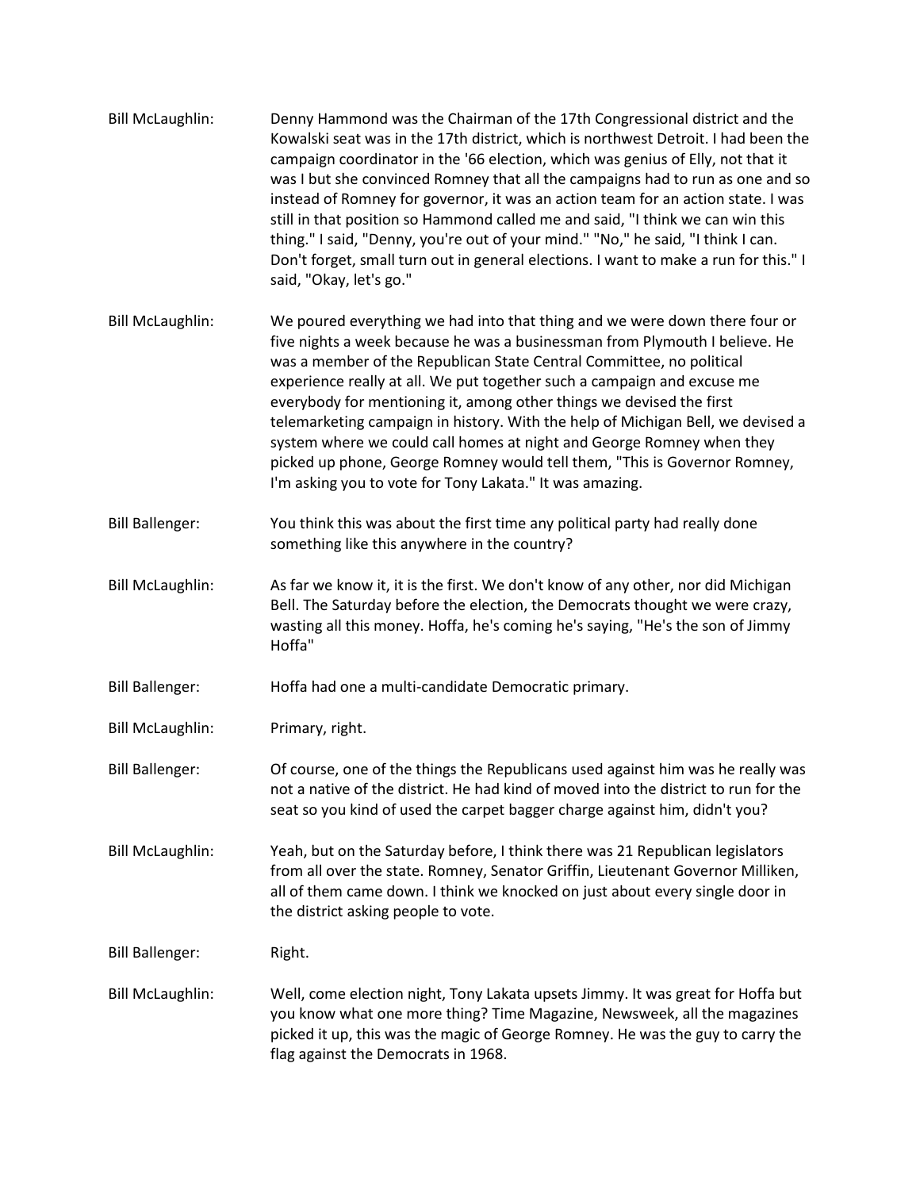Bill McLaughlin: Denny Hammond was the Chairman of the 17th Congressional district and the Kowalski seat was in the 17th district, which is northwest Detroit. I had been the campaign coordinator in the '66 election, which was genius of Elly, not that it was I but she convinced Romney that all the campaigns had to run as one and so instead of Romney for governor, it was an action team for an action state. I was still in that position so Hammond called me and said, "I think we can win this thing." I said, "Denny, you're out of your mind." "No," he said, "I think I can. Don't forget, small turn out in general elections. I want to make a run for this." I said, "Okay, let's go."

Bill McLaughlin: We poured everything we had into that thing and we were down there four or five nights a week because he was a businessman from Plymouth I believe. He was a member of the Republican State Central Committee, no political experience really at all. We put together such a campaign and excuse me everybody for mentioning it, among other things we devised the first telemarketing campaign in history. With the help of Michigan Bell, we devised a system where we could call homes at night and George Romney when they picked up phone, George Romney would tell them, "This is Governor Romney, I'm asking you to vote for Tony Lakata." It was amazing.

Bill Ballenger: You think this was about the first time any political party had really done something like this anywhere in the country?

Bill McLaughlin: As far we know it, it is the first. We don't know of any other, nor did Michigan Bell. The Saturday before the election, the Democrats thought we were crazy, wasting all this money. Hoffa, he's coming he's saying, "He's the son of Jimmy Hoffa"

Bill Ballenger: Hoffa had one a multi-candidate Democratic primary.

Bill McLaughlin: Primary, right.

Bill Ballenger: Of course, one of the things the Republicans used against him was he really was not a native of the district. He had kind of moved into the district to run for the seat so you kind of used the carpet bagger charge against him, didn't you?

Bill McLaughlin: Yeah, but on the Saturday before, I think there was 21 Republican legislators from all over the state. Romney, Senator Griffin, Lieutenant Governor Milliken, all of them came down. I think we knocked on just about every single door in the district asking people to vote.

Bill Ballenger: Right.

Bill McLaughlin: Well, come election night, Tony Lakata upsets Jimmy. It was great for Hoffa but you know what one more thing? Time Magazine, Newsweek, all the magazines picked it up, this was the magic of George Romney. He was the guy to carry the flag against the Democrats in 1968.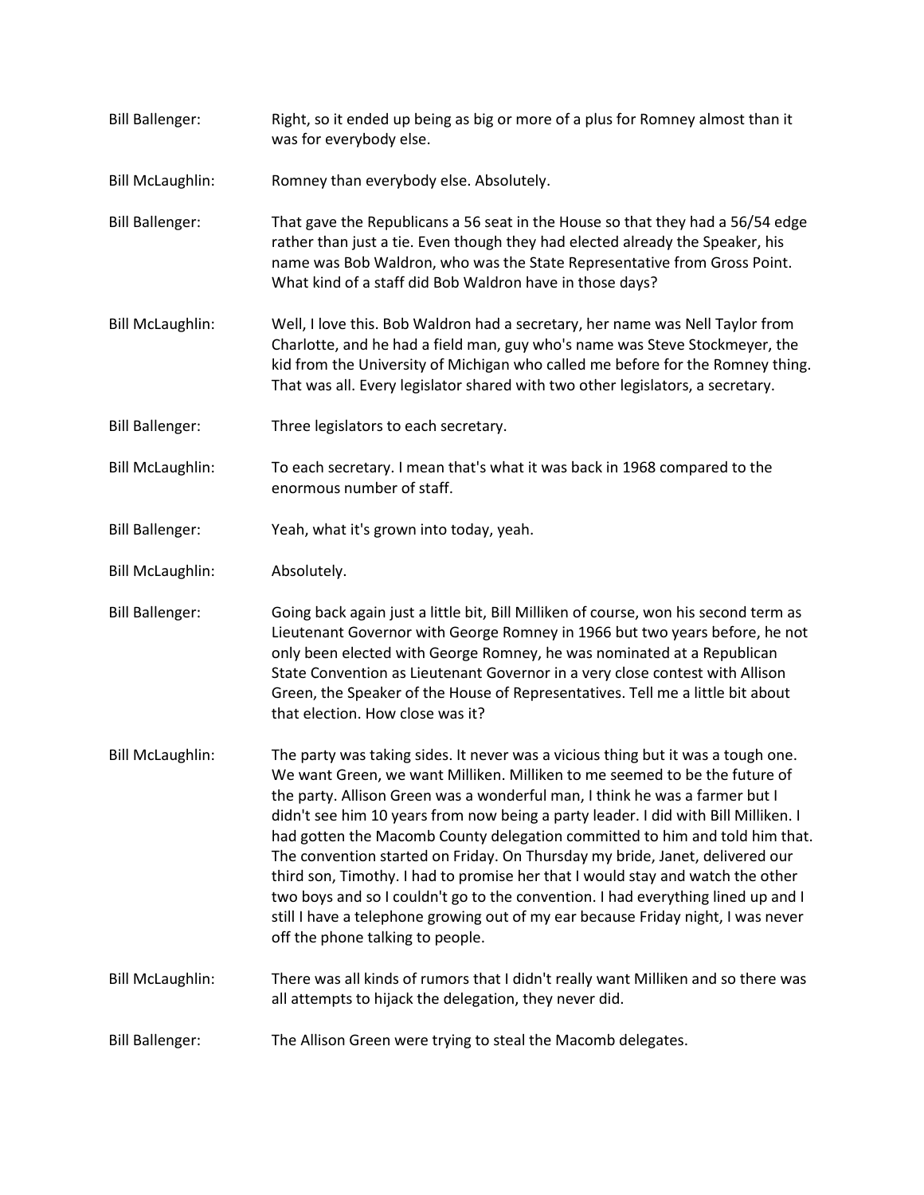Bill Ballenger: Right, so it ended up being as big or more of a plus for Romney almost than it was for everybody else.

Bill McLaughlin: Romney than everybody else. Absolutely.

Bill Ballenger: That gave the Republicans a 56 seat in the House so that they had a 56/54 edge rather than just a tie. Even though they had elected already the Speaker, his name was Bob Waldron, who was the State Representative from Gross Point. What kind of a staff did Bob Waldron have in those days?

Bill McLaughlin: Well, I love this. Bob Waldron had a secretary, her name was Nell Taylor from Charlotte, and he had a field man, guy who's name was Steve Stockmeyer, the kid from the University of Michigan who called me before for the Romney thing. That was all. Every legislator shared with two other legislators, a secretary.

Bill Ballenger: Three legislators to each secretary.

Bill McLaughlin: To each secretary. I mean that's what it was back in 1968 compared to the enormous number of staff.

Bill Ballenger: Yeah, what it's grown into today, yeah.

Bill McLaughlin: Absolutely.

Bill Ballenger: Going back again just a little bit, Bill Milliken of course, won his second term as Lieutenant Governor with George Romney in 1966 but two years before, he not only been elected with George Romney, he was nominated at a Republican State Convention as Lieutenant Governor in a very close contest with Allison Green, the Speaker of the House of Representatives. Tell me a little bit about that election. How close was it?

Bill McLaughlin: The party was taking sides. It never was a vicious thing but it was a tough one. We want Green, we want Milliken. Milliken to me seemed to be the future of the party. Allison Green was a wonderful man, I think he was a farmer but I didn't see him 10 years from now being a party leader. I did with Bill Milliken. I had gotten the Macomb County delegation committed to him and told him that. The convention started on Friday. On Thursday my bride, Janet, delivered our third son, Timothy. I had to promise her that I would stay and watch the other two boys and so I couldn't go to the convention. I had everything lined up and I still I have a telephone growing out of my ear because Friday night, I was never off the phone talking to people.

Bill McLaughlin: There was all kinds of rumors that I didn't really want Milliken and so there was all attempts to hijack the delegation, they never did.

Bill Ballenger: The Allison Green were trying to steal the Macomb delegates.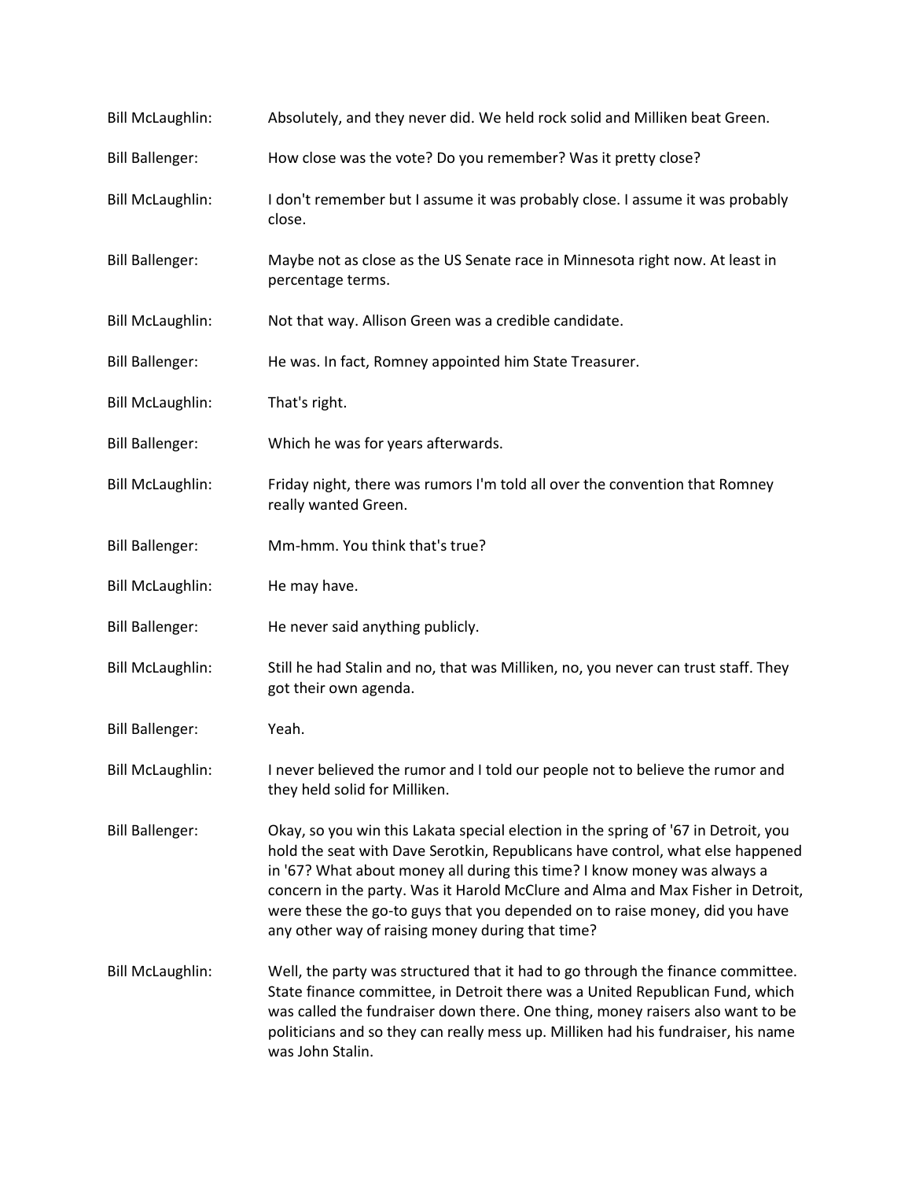Bill McLaughlin: Absolutely, and they never did. We held rock solid and Milliken beat Green.

Bill Ballenger: How close was the vote? Do you remember? Was it pretty close?

Bill McLaughlin: I don't remember but I assume it was probably close. I assume it was probably close.

Bill Ballenger: Maybe not as close as the US Senate race in Minnesota right now. At least in percentage terms.

Bill McLaughlin: Not that way. Allison Green was a credible candidate.

Bill Ballenger: He was. In fact, Romney appointed him State Treasurer.

Bill McLaughlin: That's right.

Bill Ballenger: Which he was for years afterwards.

Bill McLaughlin: Friday night, there was rumors I'm told all over the convention that Romney really wanted Green.

Bill Ballenger: Mm-hmm. You think that's true?

Bill McLaughlin: He may have.

Bill Ballenger: He never said anything publicly.

Bill McLaughlin: Still he had Stalin and no, that was Milliken, no, you never can trust staff. They got their own agenda.

Bill Ballenger: Yeah.

Bill McLaughlin: I never believed the rumor and I told our people not to believe the rumor and they held solid for Milliken.

Bill Ballenger: Okay, so you win this Lakata special election in the spring of '67 in Detroit, you hold the seat with Dave Serotkin, Republicans have control, what else happened in '67? What about money all during this time? I know money was always a concern in the party. Was it Harold McClure and Alma and Max Fisher in Detroit, were these the go-to guys that you depended on to raise money, did you have any other way of raising money during that time?

Bill McLaughlin: Well, the party was structured that it had to go through the finance committee. State finance committee, in Detroit there was a United Republican Fund, which was called the fundraiser down there. One thing, money raisers also want to be politicians and so they can really mess up. Milliken had his fundraiser, his name was John Stalin.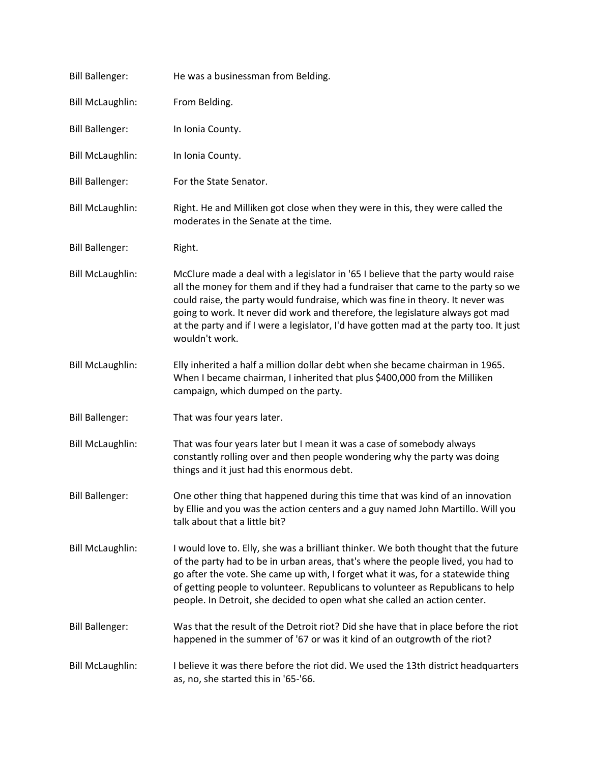Bill Ballenger: He was a businessman from Belding.

Bill McLaughlin: From Belding.

Bill Ballenger: In Ionia County.

Bill McLaughlin: In Ionia County.

Bill Ballenger: For the State Senator.

Bill McLaughlin: Right. He and Milliken got close when they were in this, they were called the moderates in the Senate at the time.

Bill Ballenger: Right.

Bill McLaughlin: McClure made a deal with a legislator in '65 I believe that the party would raise all the money for them and if they had a fundraiser that came to the party so we could raise, the party would fundraise, which was fine in theory. It never was going to work. It never did work and therefore, the legislature always got mad at the party and if I were a legislator, I'd have gotten mad at the party too. It just wouldn't work.

Bill McLaughlin: Elly inherited a half a million dollar debt when she became chairman in 1965. When I became chairman, I inherited that plus $400,000 from the Milliken campaign, which dumped on the party.

Bill Ballenger: That was four years later.

Bill McLaughlin: That was four years later but I mean it was a case of somebody always constantly rolling over and then people wondering why the party was doing things and it just had this enormous debt.

Bill Ballenger: One other thing that happened during this time that was kind of an innovation by Ellie and you was the action centers and a guy named John Martillo. Will you talk about that a little bit?

Bill McLaughlin: I would love to. Elly, she was a brilliant thinker. We both thought that the future of the party had to be in urban areas, that's where the people lived, you had to go after the vote. She came up with, I forget what it was, for a statewide thing of getting people to volunteer. Republicans to volunteer as Republicans to help people. In Detroit, she decided to open what she called an action center.

Bill Ballenger: Was that the result of the Detroit riot? Did she have that in place before the riot happened in the summer of '67 or was it kind of an outgrowth of the riot?

Bill McLaughlin: I believe it was there before the riot did. We used the 13th district headquarters as, no, she started this in '65-'66.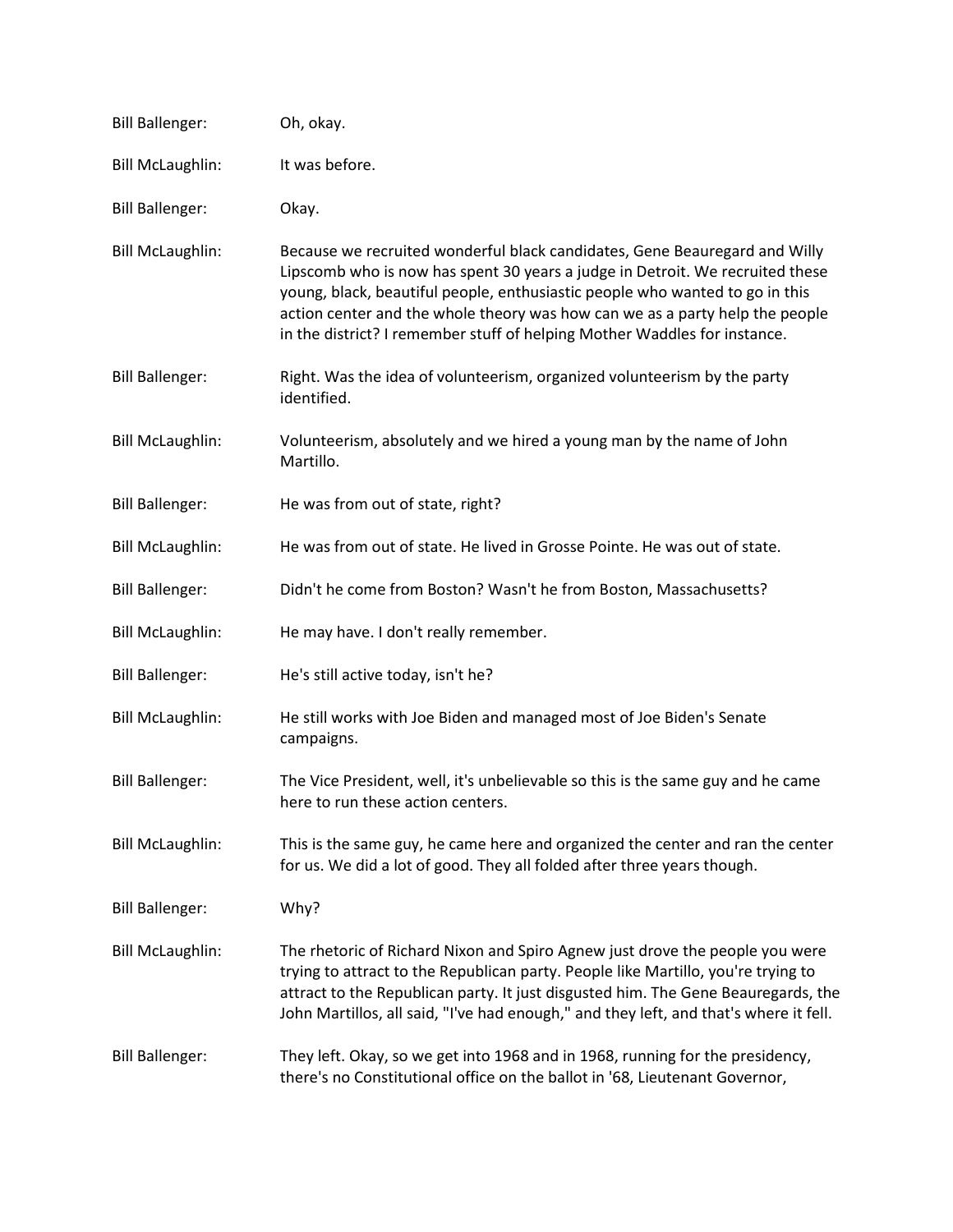Bill Ballenger: Oh, okay.

Bill McLaughlin: It was before.

Bill Ballenger: Okay.

Bill McLaughlin: Because we recruited wonderful black candidates, Gene Beauregard and Willy Lipscomb who is now has spent 30 years a judge in Detroit. We recruited these young, black, beautiful people, enthusiastic people who wanted to go in this action center and the whole theory was how can we as a party help the people in the district? I remember stuff of helping Mother Waddles for instance.

Bill Ballenger: Right. Was the idea of volunteerism, organized volunteerism by the party identified.

Bill McLaughlin: Volunteerism, absolutely and we hired a young man by the name of John Martillo.

Bill Ballenger: He was from out of state, right?

Bill McLaughlin: He was from out of state. He lived in Grosse Pointe. He was out of state.

Bill Ballenger: Didn't he come from Boston? Wasn't he from Boston, Massachusetts?

Bill McLaughlin: He may have. I don't really remember.

Bill Ballenger: He's still active today, isn't he?

Bill McLaughlin: He still works with Joe Biden and managed most of Joe Biden's Senate campaigns.

Bill Ballenger: The Vice President, well, it's unbelievable so this is the same guy and he came here to run these action centers.

Bill McLaughlin: This is the same guy, he came here and organized the center and ran the center for us. We did a lot of good. They all folded after three years though.

Bill Ballenger: Why?

Bill McLaughlin: The rhetoric of Richard Nixon and Spiro Agnew just drove the people you were trying to attract to the Republican party. People like Martillo, you're trying to attract to the Republican party. It just disgusted him. The Gene Beauregards, the John Martillos, all said, "I've had enough," and they left, and that's where it fell.

Bill Ballenger: They left. Okay, so we get into 1968 and in 1968, running for the presidency, there's no Constitutional office on the ballot in '68, Lieutenant Governor,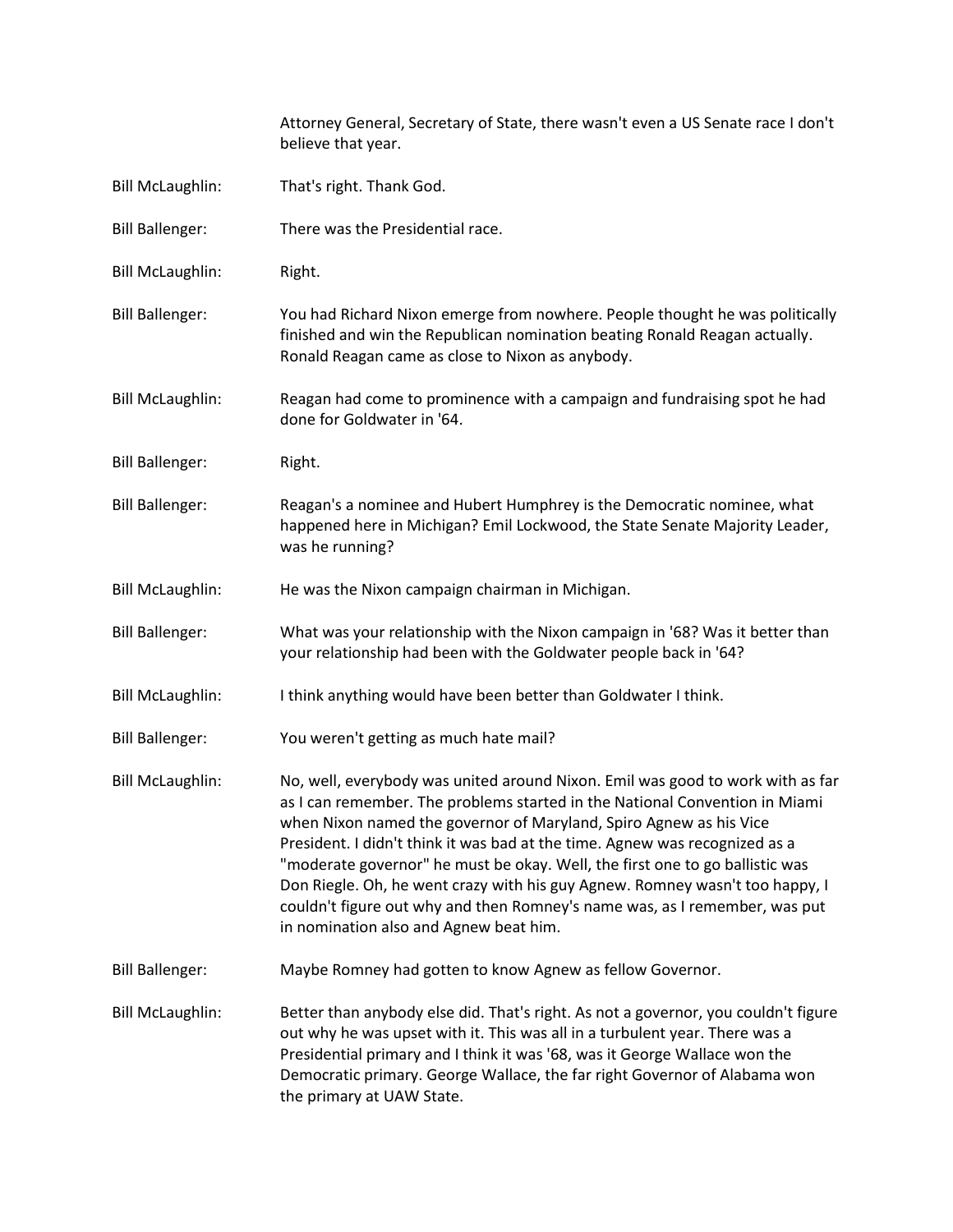Attorney General, Secretary of State, there wasn't even a US Senate race I don't believe that year.

Bill McLaughlin: That's right. Thank God.

Bill Ballenger: There was the Presidential race.

Bill McLaughlin: Right.

Bill Ballenger: You had Richard Nixon emerge from nowhere. People thought he was politically finished and win the Republican nomination beating Ronald Reagan actually. Ronald Reagan came as close to Nixon as anybody.

Bill McLaughlin: Reagan had come to prominence with a campaign and fundraising spot he had done for Goldwater in '64.

Bill Ballenger: Right.

Bill Ballenger: Reagan's a nominee and Hubert Humphrey is the Democratic nominee, what happened here in Michigan? Emil Lockwood, the State Senate Majority Leader, was he running?

Bill McLaughlin: He was the Nixon campaign chairman in Michigan.

Bill Ballenger: What was your relationship with the Nixon campaign in '68? Was it better than your relationship had been with the Goldwater people back in '64?

Bill McLaughlin: I think anything would have been better than Goldwater I think.

Bill Ballenger: You weren't getting as much hate mail?

Bill McLaughlin: No, well, everybody was united around Nixon. Emil was good to work with as far as I can remember. The problems started in the National Convention in Miami when Nixon named the governor of Maryland, Spiro Agnew as his Vice President. I didn't think it was bad at the time. Agnew was recognized as a "moderate governor" he must be okay. Well, the first one to go ballistic was Don Riegle. Oh, he went crazy with his guy Agnew. Romney wasn't too happy, I couldn't figure out why and then Romney's name was, as I remember, was put in nomination also and Agnew beat him.

Bill Ballenger: Maybe Romney had gotten to know Agnew as fellow Governor.

Bill McLaughlin: Better than anybody else did. That's right. As not a governor, you couldn't figure out why he was upset with it. This was all in a turbulent year. There was a Presidential primary and I think it was '68, was it George Wallace won the Democratic primary. George Wallace, the far right Governor of Alabama won the primary at UAW State.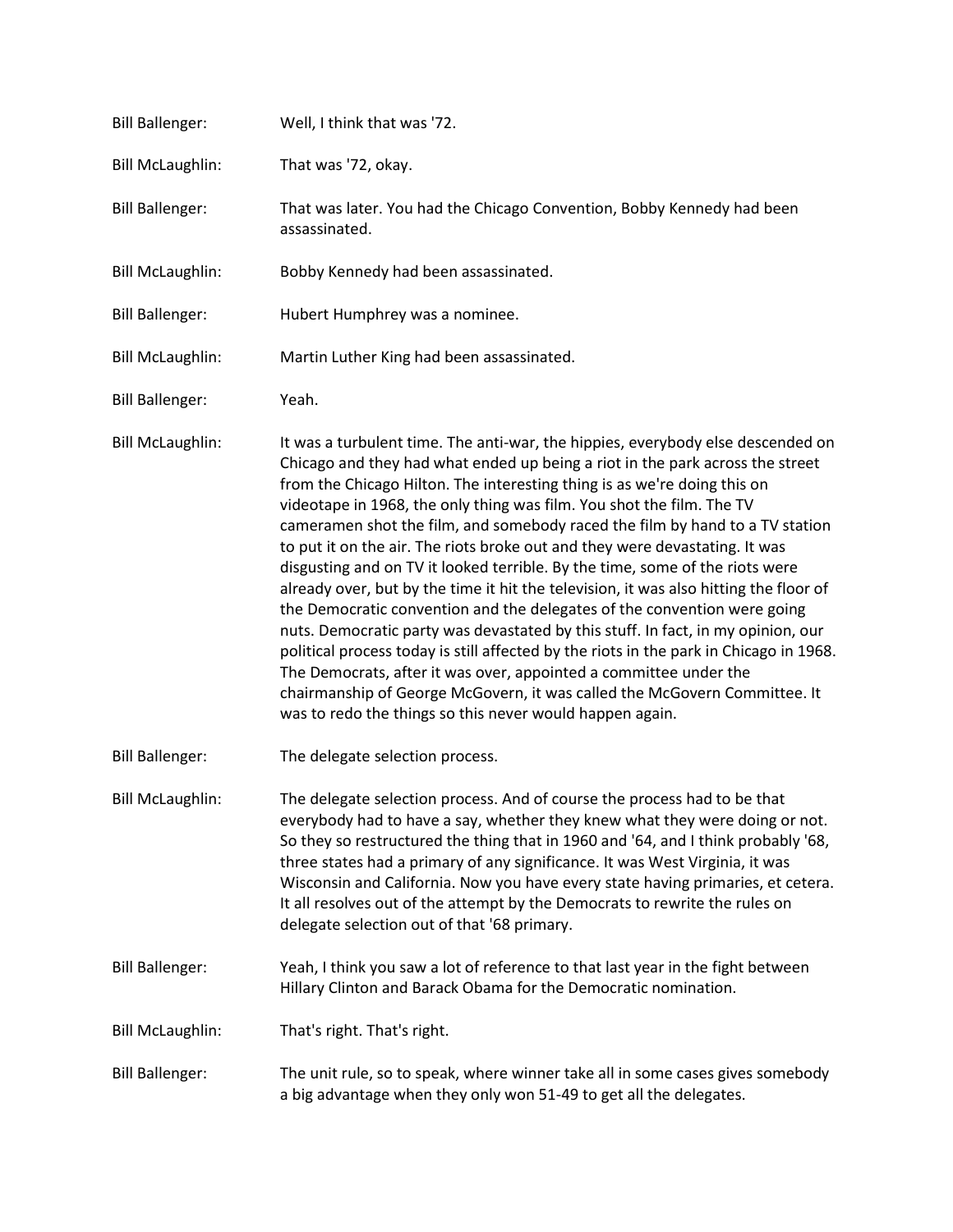**Bill Ballenger:** Well, I think that was '72.

**Bill McLaughlin:** That was '72, okay.

**Bill Ballenger:** That was later. You had the Chicago Convention, Bobby Kennedy had been assassinated.

**Bill McLaughlin:** Bobby Kennedy had been assassinated.

**Bill Ballenger:** Hubert Humphrey was a nominee.

**Bill McLaughlin:** Martin Luther King had been assassinated.

**Bill Ballenger:** Yeah.

**Bill McLaughlin:** It was a turbulent time. The anti-war, the hippies, everybody else descended on Chicago and they had what ended up being a riot in the park across the street from the Chicago Hilton. The interesting thing is as we're doing this on videotape in 1968, the only thing was film. You shot the film. The TV cameramen shot the film, and somebody raced the film by hand to a TV station to put it on the air. The riots broke out and they were devastating. It was disgusting and on TV it looked terrible. By the time, some of the riots were already over, but by the time it hit the television, it was also hitting the floor of the Democratic convention and the delegates of the convention were going nuts. Democratic party was devastated by this stuff. In fact, in my opinion, our political process today is still affected by the riots in the park in Chicago in 1968. The Democrats, after it was over, appointed a committee under the chairmanship of George McGovern, it was called the McGovern Committee. It was to redo the things so this never would happen again.

**Bill Ballenger:** The delegate selection process.

**Bill McLaughlin:** The delegate selection process. And of course the process had to be that everybody had to have a say, whether they knew what they were doing or not. So they so restructured the thing that in 1960 and '64, and I think probably '68, three states had a primary of any significance. It was West Virginia, it was Wisconsin and California. Now you have every state having primaries, et cetera. It all resolves out of the attempt by the Democrats to rewrite the rules on delegate selection out of that '68 primary.

**Bill Ballenger:** Yeah, I think you saw a lot of reference to that last year in the fight between Hillary Clinton and Barack Obama for the Democratic nomination.

**Bill McLaughlin:** That's right. That's right.

**Bill Ballenger:** The unit rule, so to speak, where winner take all in some cases gives somebody a big advantage when they only won 51-49 to get all the delegates.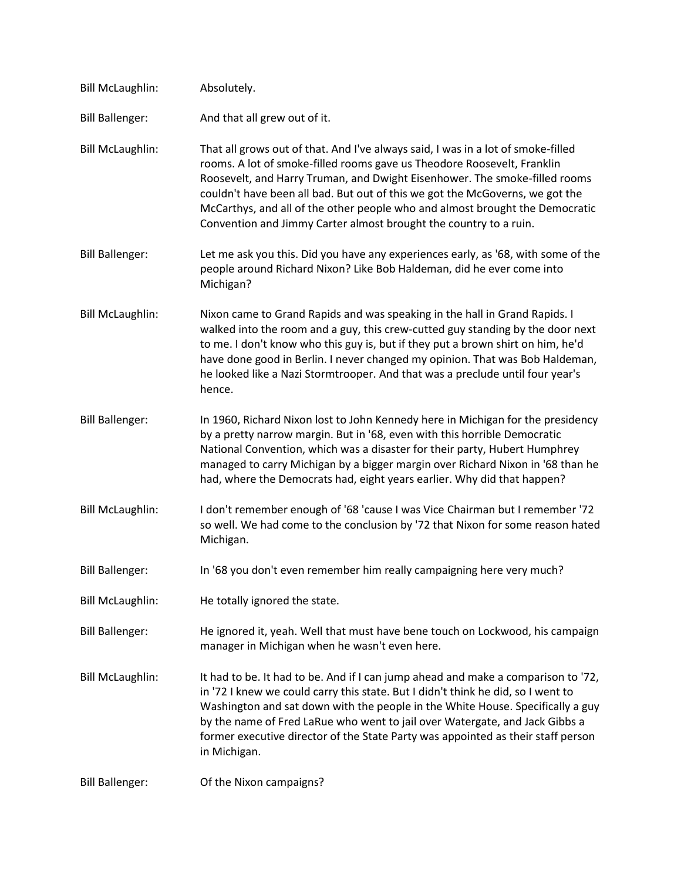Bill McLaughlin: Absolutely.

Bill Ballenger: And that all grew out of it.

Bill McLaughlin: That all grows out of that. And I've always said, I was in a lot of smoke-filled rooms. A lot of smoke-filled rooms gave us Theodore Roosevelt, Franklin Roosevelt, and Harry Truman, and Dwight Eisenhower. The smoke-filled rooms couldn't have been all bad. But out of this we got the McGoverns, we got the McCarthys, and all of the other people who and almost brought the Democratic Convention and Jimmy Carter almost brought the country to a ruin.

Bill Ballenger: Let me ask you this. Did you have any experiences early, as '68, with some of the people around Richard Nixon? Like Bob Haldeman, did he ever come into Michigan?

Bill McLaughlin: Nixon came to Grand Rapids and was speaking in the hall in Grand Rapids. I walked into the room and a guy, this crew-cutted guy standing by the door next to me. I don't know who this guy is, but if they put a brown shirt on him, he'd have done good in Berlin. I never changed my opinion. That was Bob Haldeman, he looked like a Nazi Stormtrooper. And that was a preclude until four year's hence.

Bill Ballenger: In 1960, Richard Nixon lost to John Kennedy here in Michigan for the presidency by a pretty narrow margin. But in '68, even with this horrible Democratic National Convention, which was a disaster for their party, Hubert Humphrey managed to carry Michigan by a bigger margin over Richard Nixon in '68 than he had, where the Democrats had, eight years earlier. Why did that happen?

Bill McLaughlin: I don't remember enough of '68 'cause I was Vice Chairman but I remember '72 so well. We had come to the conclusion by '72 that Nixon for some reason hated Michigan.

Bill Ballenger: In '68 you don't even remember him really campaigning here very much?

Bill McLaughlin: He totally ignored the state.

Bill Ballenger: He ignored it, yeah. Well that must have bene touch on Lockwood, his campaign manager in Michigan when he wasn't even here.

Bill McLaughlin: It had to be. It had to be. And if I can jump ahead and make a comparison to '72, in '72 I knew we could carry this state. But I didn't think he did, so I went to Washington and sat down with the people in the White House. Specifically a guy by the name of Fred LaRue who went to jail over Watergate, and Jack Gibbs a former executive director of the State Party was appointed as their staff person in Michigan.

Bill Ballenger: Of the Nixon campaigns?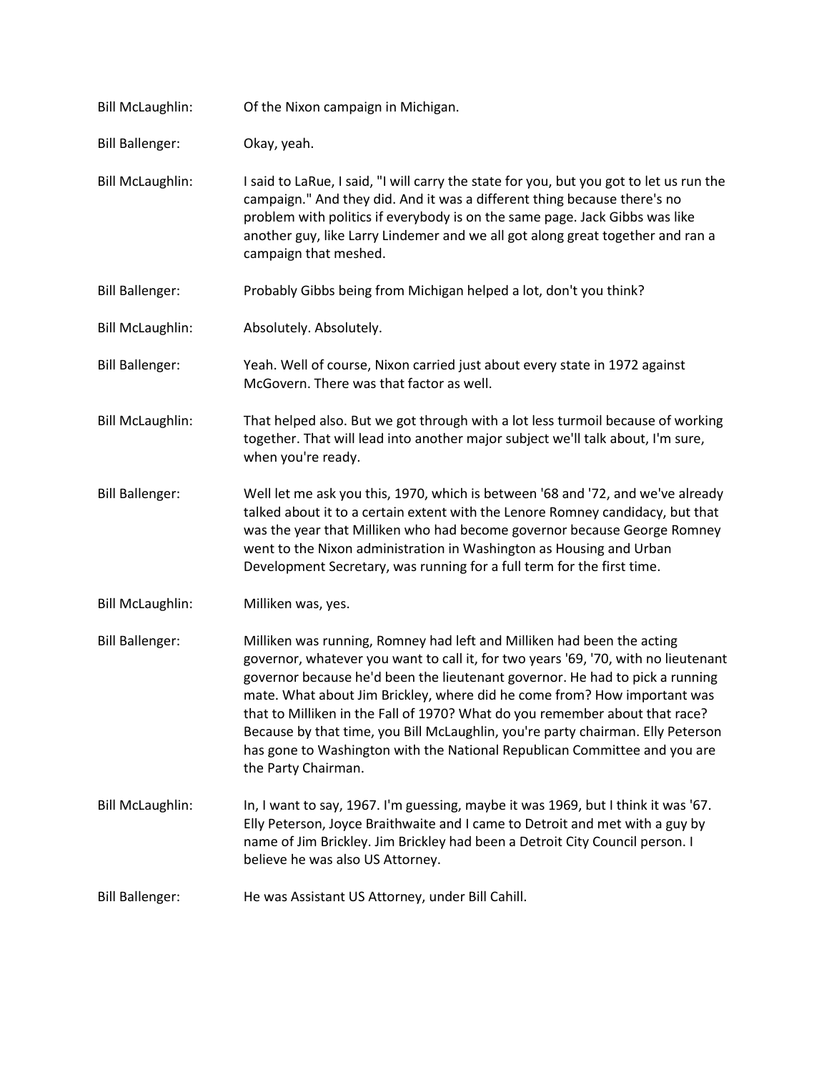Bill McLaughlin: Of the Nixon campaign in Michigan.

Bill Ballenger: Okay, yeah.

Bill McLaughlin: I said to LaRue, I said, "I will carry the state for you, but you got to let us run the campaign." And they did. And it was a different thing because there's no problem with politics if everybody is on the same page. Jack Gibbs was like another guy, like Larry Lindemer and we all got along great together and ran a campaign that meshed.

Bill Ballenger: Probably Gibbs being from Michigan helped a lot, don't you think?

Bill McLaughlin: Absolutely. Absolutely.

Bill Ballenger: Yeah. Well of course, Nixon carried just about every state in 1972 against McGovern. There was that factor as well.

Bill McLaughlin: That helped also. But we got through with a lot less turmoil because of working together. That will lead into another major subject we'll talk about, I'm sure, when you're ready.

Bill Ballenger: Well let me ask you this, 1970, which is between '68 and '72, and we've already talked about it to a certain extent with the Lenore Romney candidacy, but that was the year that Milliken who had become governor because George Romney went to the Nixon administration in Washington as Housing and Urban Development Secretary, was running for a full term for the first time.

Bill McLaughlin: Milliken was, yes.

Bill Ballenger: Milliken was running, Romney had left and Milliken had been the acting governor, whatever you want to call it, for two years '69, '70, with no lieutenant governor because he'd been the lieutenant governor. He had to pick a running mate. What about Jim Brickley, where did he come from? How important was that to Milliken in the Fall of 1970? What do you remember about that race? Because by that time, you Bill McLaughlin, you're party chairman. Elly Peterson has gone to Washington with the National Republican Committee and you are the Party Chairman.

Bill McLaughlin: In, I want to say, 1967. I'm guessing, maybe it was 1969, but I think it was '67. Elly Peterson, Joyce Braithwaite and I came to Detroit and met with a guy by name of Jim Brickley. Jim Brickley had been a Detroit City Council person. I believe he was also US Attorney.

Bill Ballenger: He was Assistant US Attorney, under Bill Cahill.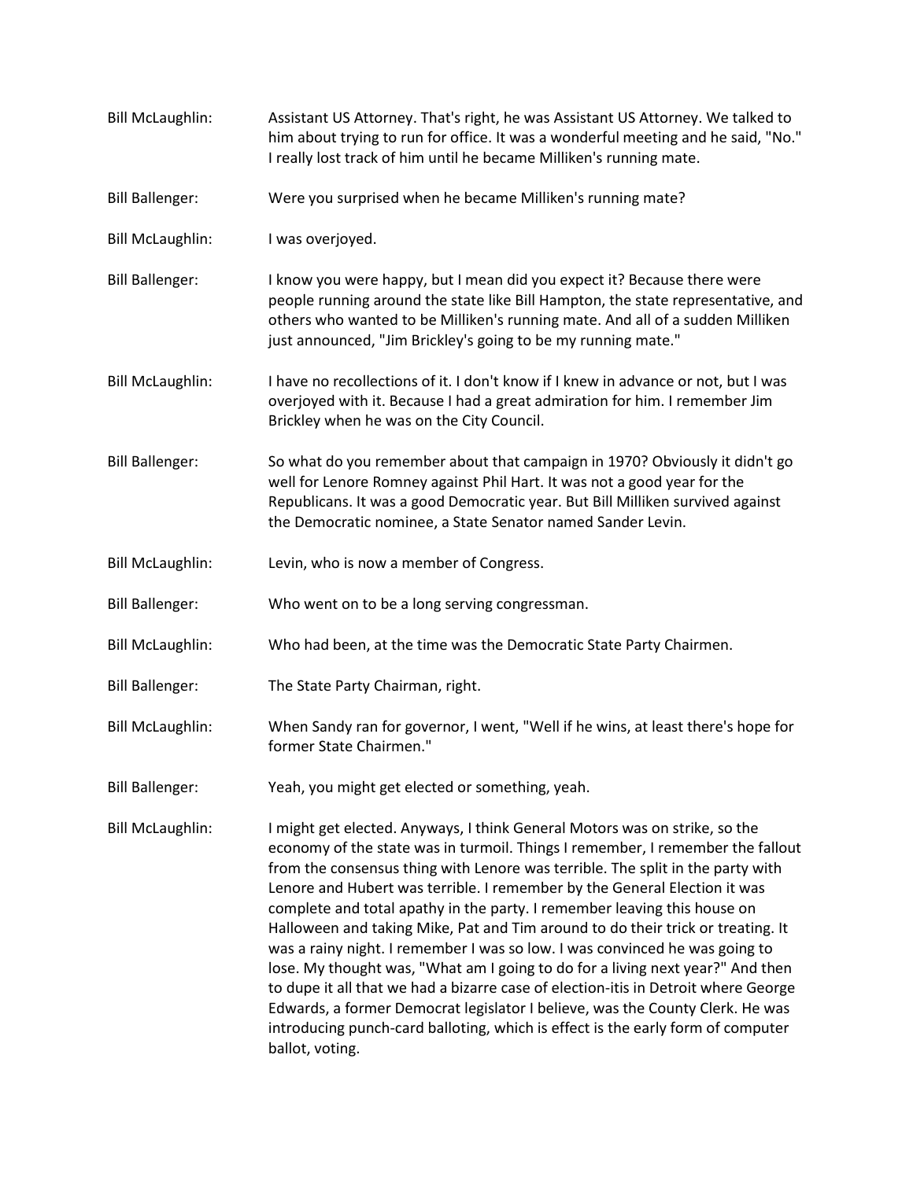Bill McLaughlin: Assistant US Attorney. That's right, he was Assistant US Attorney. We talked to him about trying to run for office. It was a wonderful meeting and he said, "No." I really lost track of him until he became Milliken's running mate.

Bill Ballenger: Were you surprised when he became Milliken's running mate?

Bill McLaughlin: I was overjoyed.

Bill Ballenger: I know you were happy, but I mean did you expect it? Because there were people running around the state like Bill Hampton, the state representative, and others who wanted to be Milliken's running mate. And all of a sudden Milliken just announced, "Jim Brickley's going to be my running mate."

Bill McLaughlin: I have no recollections of it. I don't know if I knew in advance or not, but I was overjoyed with it. Because I had a great admiration for him. I remember Jim Brickley when he was on the City Council.

Bill Ballenger: So what do you remember about that campaign in 1970? Obviously it didn't go well for Lenore Romney against Phil Hart. It was not a good year for the Republicans. It was a good Democratic year. But Bill Milliken survived against the Democratic nominee, a State Senator named Sander Levin.

Bill McLaughlin: Levin, who is now a member of Congress.

Bill Ballenger: Who went on to be a long serving congressman.

Bill McLaughlin: Who had been, at the time was the Democratic State Party Chairmen.

Bill Ballenger: The State Party Chairman, right.

Bill McLaughlin: When Sandy ran for governor, I went, "Well if he wins, at least there's hope for former State Chairmen."

Bill Ballenger: Yeah, you might get elected or something, yeah.

Bill McLaughlin: I might get elected. Anyways, I think General Motors was on strike, so the economy of the state was in turmoil. Things I remember, I remember the fallout from the consensus thing with Lenore was terrible. The split in the party with Lenore and Hubert was terrible. I remember by the General Election it was complete and total apathy in the party. I remember leaving this house on Halloween and taking Mike, Pat and Tim around to do their trick or treating. It was a rainy night. I remember I was so low. I was convinced he was going to lose. My thought was, "What am I going to do for a living next year?" And then to dupe it all that we had a bizarre case of election-itis in Detroit where George Edwards, a former Democrat legislator I believe, was the County Clerk. He was introducing punch-card balloting, which is effect is the early form of computer ballot, voting.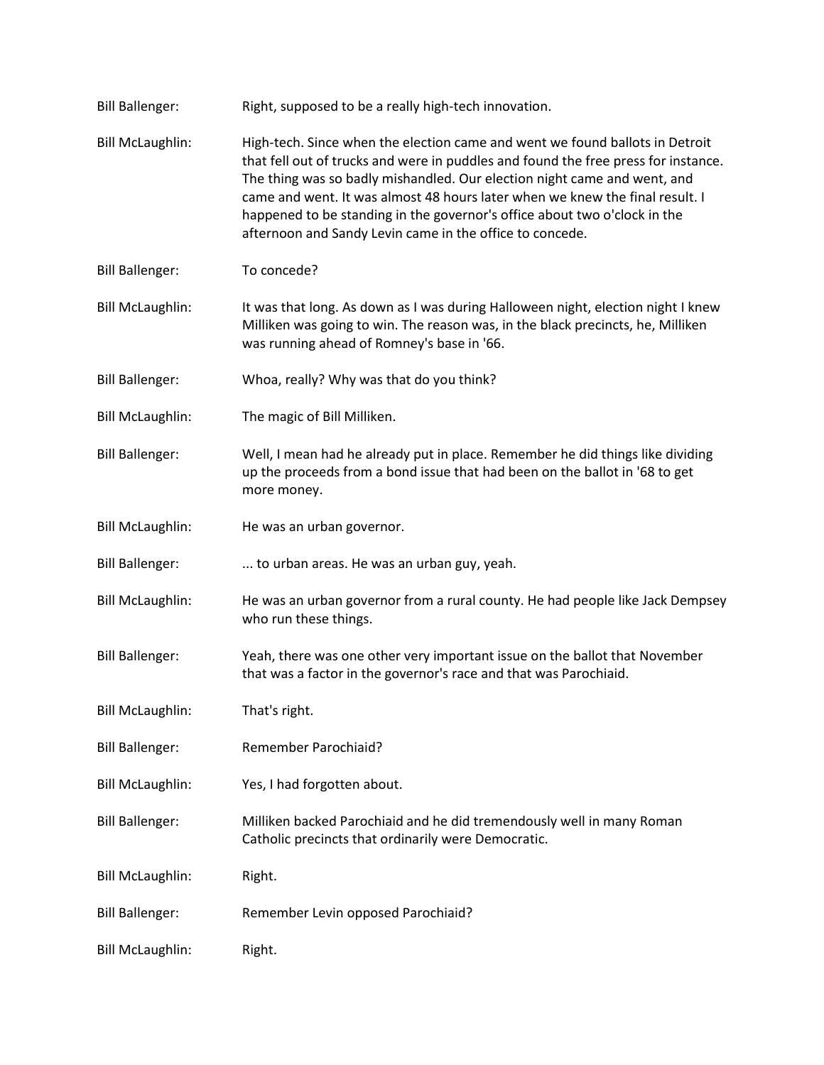Bill Ballenger: Right, supposed to be a really high-tech innovation.

Bill McLaughlin: High-tech. Since when the election came and went we found ballots in Detroit that fell out of trucks and were in puddles and found the free press for instance. The thing was so badly mishandled. Our election night came and went, and came and went. It was almost 48 hours later when we knew the final result. I happened to be standing in the governor's office about two o'clock in the afternoon and Sandy Levin came in the office to concede.

Bill Ballenger: To concede?

Bill McLaughlin: It was that long. As down as I was during Halloween night, election night I knew Milliken was going to win. The reason was, in the black precincts, he, Milliken was running ahead of Romney's base in '66.

Bill Ballenger: Whoa, really? Why was that do you think?

Bill McLaughlin: The magic of Bill Milliken.

Bill Ballenger: Well, I mean had he already put in place. Remember he did things like dividing up the proceeds from a bond issue that had been on the ballot in '68 to get more money.

Bill McLaughlin: He was an urban governor.

Bill Ballenger: ... to urban areas. He was an urban guy, yeah.

Bill McLaughlin: He was an urban governor from a rural county. He had people like Jack Dempsey who run these things.

Bill Ballenger: Yeah, there was one other very important issue on the ballot that November that was a factor in the governor's race and that was Parochiaid.

Bill McLaughlin: That's right.

Bill Ballenger: Remember Parochiaid?

Bill McLaughlin: Yes, I had forgotten about.

Bill Ballenger: Milliken backed Parochiaid and he did tremendously well in many Roman Catholic precincts that ordinarily were Democratic.

Bill McLaughlin: Right.

Bill Ballenger: Remember Levin opposed Parochiaid?

Bill McLaughlin: Right.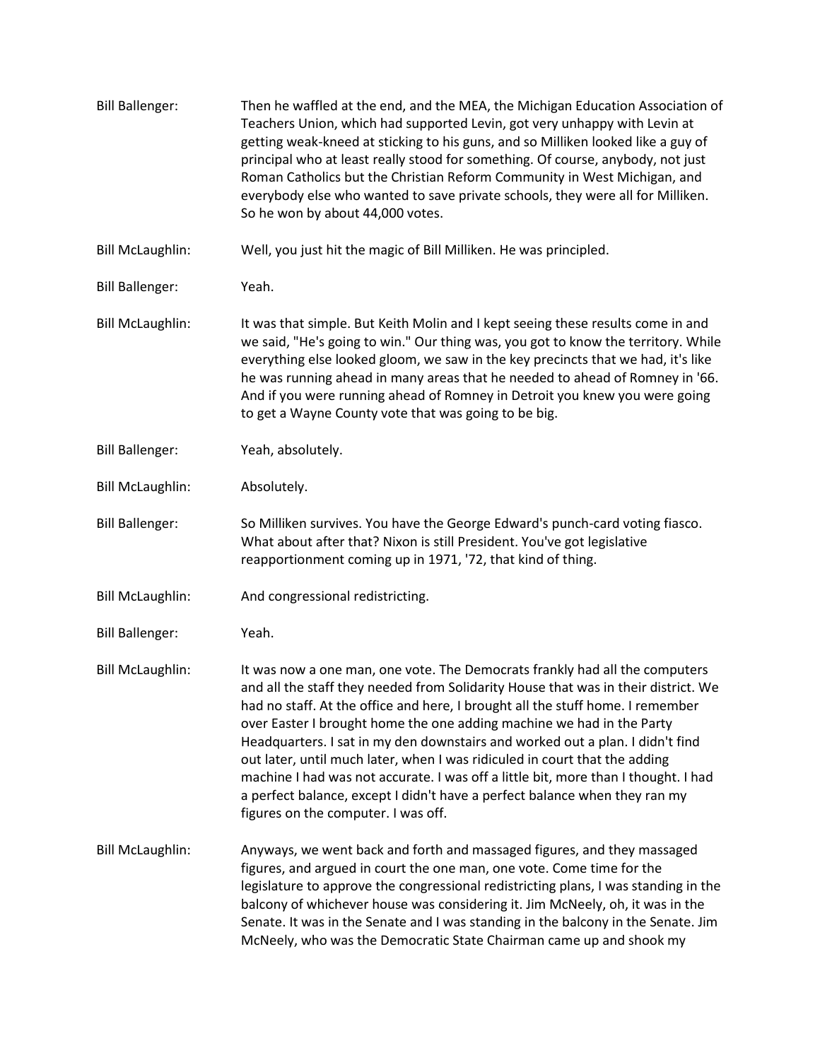Bill Ballenger: Then he waffled at the end, and the MEA, the Michigan Education Association of Teachers Union, which had supported Levin, got very unhappy with Levin at getting weak-kneed at sticking to his guns, and so Milliken looked like a guy of principal who at least really stood for something. Of course, anybody, not just Roman Catholics but the Christian Reform Community in West Michigan, and everybody else who wanted to save private schools, they were all for Milliken. So he won by about 44,000 votes.

Bill McLaughlin: Well, you just hit the magic of Bill Milliken. He was principled.

Bill Ballenger: Yeah.

Bill McLaughlin: It was that simple. But Keith Molin and I kept seeing these results come in and we said, "He's going to win." Our thing was, you got to know the territory. While everything else looked gloom, we saw in the key precincts that we had, it's like he was running ahead in many areas that he needed to ahead of Romney in '66. And if you were running ahead of Romney in Detroit you knew you were going to get a Wayne County vote that was going to be big.

Bill Ballenger: Yeah, absolutely.

Bill McLaughlin: Absolutely.

Bill Ballenger: So Milliken survives. You have the George Edward's punch-card voting fiasco. What about after that? Nixon is still President. You've got legislative reapportionment coming up in 1971, '72, that kind of thing.

Bill McLaughlin: And congressional redistricting.

Bill Ballenger: Yeah.

Bill McLaughlin: It was now a one man, one vote. The Democrats frankly had all the computers and all the staff they needed from Solidarity House that was in their district. We had no staff. At the office and here, I brought all the stuff home. I remember over Easter I brought home the one adding machine we had in the Party Headquarters. I sat in my den downstairs and worked out a plan. I didn't find out later, until much later, when I was ridiculed in court that the adding machine I had was not accurate. I was off a little bit, more than I thought. I had a perfect balance, except I didn't have a perfect balance when they ran my figures on the computer. I was off.

Bill McLaughlin: Anyways, we went back and forth and massaged figures, and they massaged figures, and argued in court the one man, one vote. Come time for the legislature to approve the congressional redistricting plans, I was standing in the balcony of whichever house was considering it. Jim McNeely, oh, it was in the Senate. It was in the Senate and I was standing in the balcony in the Senate. Jim McNeely, who was the Democratic State Chairman came up and shook my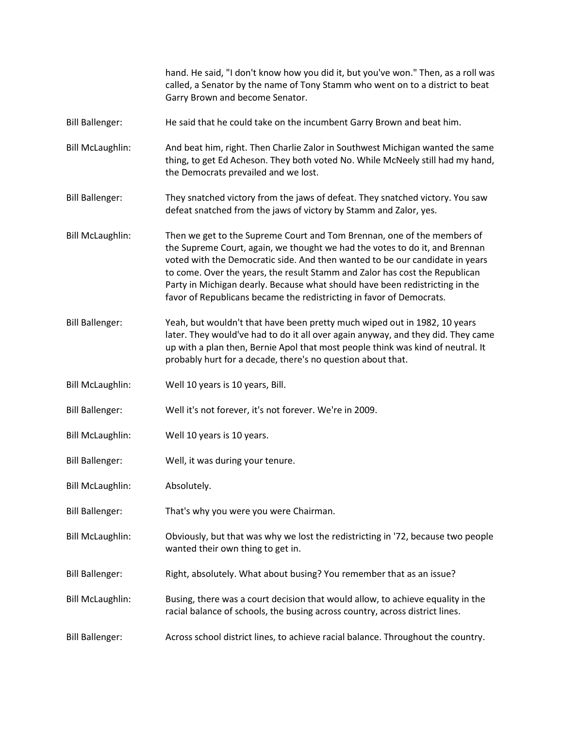hand. He said, "I don't know how you did it, but you've won." Then, as a roll was called, a Senator by the name of Tony Stamm who went on to a district to beat Garry Brown and become Senator.

Bill Ballenger: He said that he could take on the incumbent Garry Brown and beat him.

Bill McLaughlin: And beat him, right. Then Charlie Zalor in Southwest Michigan wanted the same thing, to get Ed Acheson. They both voted No. While McNeely still had my hand, the Democrats prevailed and we lost.

Bill Ballenger: They snatched victory from the jaws of defeat. They snatched victory. You saw defeat snatched from the jaws of victory by Stamm and Zalor, yes.

Bill McLaughlin: Then we get to the Supreme Court and Tom Brennan, one of the members of the Supreme Court, again, we thought we had the votes to do it, and Brennan voted with the Democratic side. And then wanted to be our candidate in years to come. Over the years, the result Stamm and Zalor has cost the Republican Party in Michigan dearly. Because what should have been redistricting in the favor of Republicans became the redistricting in favor of Democrats.

Bill Ballenger: Yeah, but wouldn't that have been pretty much wiped out in 1982, 10 years later. They would've had to do it all over again anyway, and they did. They came up with a plan then, Bernie Apol that most people think was kind of neutral. It probably hurt for a decade, there's no question about that.

Bill McLaughlin: Well 10 years is 10 years, Bill.

Bill Ballenger: Well it's not forever, it's not forever. We're in 2009.

Bill McLaughlin: Well 10 years is 10 years.

Bill Ballenger: Well, it was during your tenure.

Bill McLaughlin: Absolutely.

Bill Ballenger: That's why you were you were Chairman.

Bill McLaughlin: Obviously, but that was why we lost the redistricting in '72, because two people wanted their own thing to get in.

Bill Ballenger: Right, absolutely. What about busing? You remember that as an issue?

Bill McLaughlin: Busing, there was a court decision that would allow, to achieve equality in the racial balance of schools, the busing across country, across district lines.

Bill Ballenger: Across school district lines, to achieve racial balance. Throughout the country.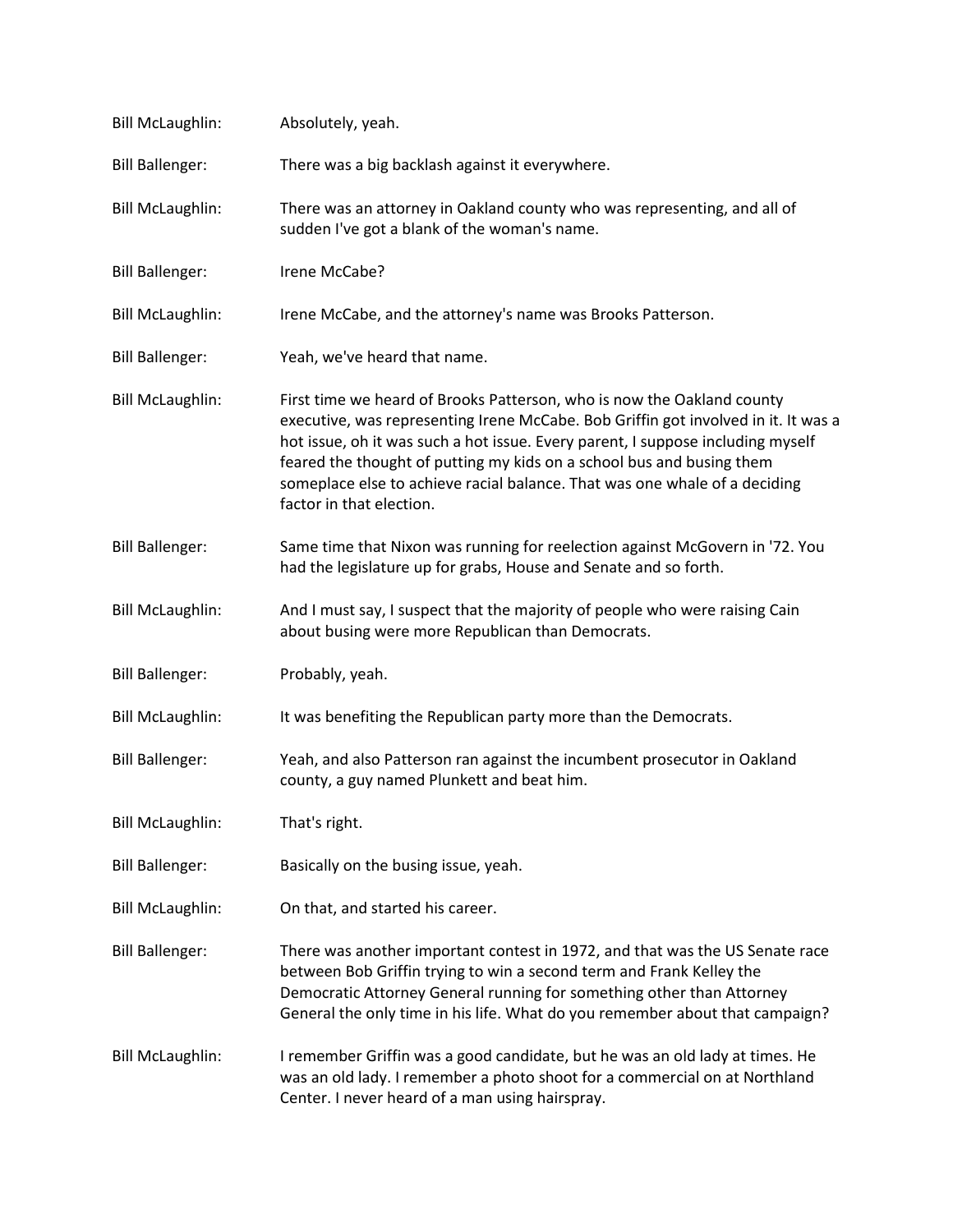Bill McLaughlin: Absolutely, yeah.

Bill Ballenger: There was a big backlash against it everywhere.

Bill McLaughlin: There was an attorney in Oakland county who was representing, and all of sudden I've got a blank of the woman's name.

Bill Ballenger: Irene McCabe?

Bill McLaughlin: Irene McCabe, and the attorney's name was Brooks Patterson.

Bill Ballenger: Yeah, we've heard that name.

Bill McLaughlin: First time we heard of Brooks Patterson, who is now the Oakland county executive, was representing Irene McCabe. Bob Griffin got involved in it. It was a hot issue, oh it was such a hot issue. Every parent, I suppose including myself feared the thought of putting my kids on a school bus and busing them someplace else to achieve racial balance. That was one whale of a deciding factor in that election.

Bill Ballenger: Same time that Nixon was running for reelection against McGovern in '72. You had the legislature up for grabs, House and Senate and so forth.

Bill McLaughlin: And I must say, I suspect that the majority of people who were raising Cain about busing were more Republican than Democrats.

Bill Ballenger: Probably, yeah.

Bill McLaughlin: It was benefiting the Republican party more than the Democrats.

Bill Ballenger: Yeah, and also Patterson ran against the incumbent prosecutor in Oakland county, a guy named Plunkett and beat him.

Bill McLaughlin: That's right.

Bill Ballenger: Basically on the busing issue, yeah.

Bill McLaughlin: On that, and started his career.

Bill Ballenger: There was another important contest in 1972, and that was the US Senate race between Bob Griffin trying to win a second term and Frank Kelley the Democratic Attorney General running for something other than Attorney General the only time in his life. What do you remember about that campaign?

Bill McLaughlin: I remember Griffin was a good candidate, but he was an old lady at times. He was an old lady. I remember a photo shoot for a commercial on at Northland Center. I never heard of a man using hairspray.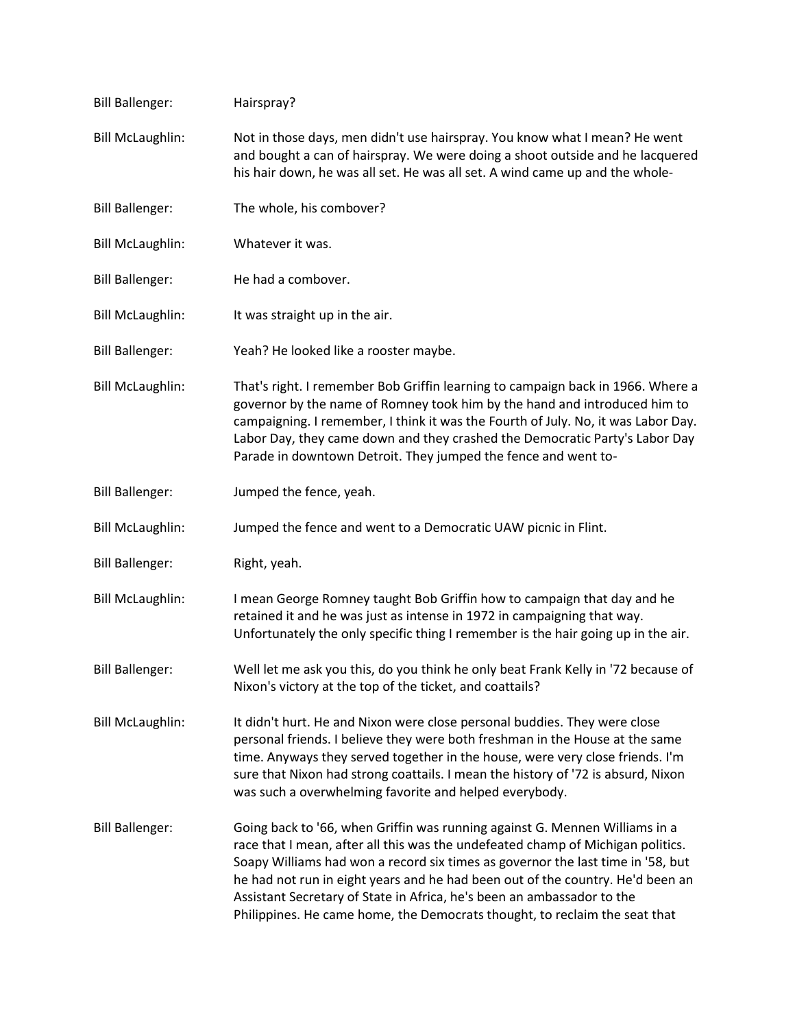Bill Ballenger: Hairspray?

Bill McLaughlin: Not in those days, men didn't use hairspray. You know what I mean? He went and bought a can of hairspray. We were doing a shoot outside and he lacquered his hair down, he was all set. He was all set. A wind came up and the whole-

Bill Ballenger: The whole, his combover?

Bill McLaughlin: Whatever it was.

Bill Ballenger: He had a combover.

Bill McLaughlin: It was straight up in the air.

Bill Ballenger: Yeah? He looked like a rooster maybe.

Bill McLaughlin: That's right. I remember Bob Griffin learning to campaign back in 1966. Where a governor by the name of Romney took him by the hand and introduced him to campaigning. I remember, I think it was the Fourth of July. No, it was Labor Day. Labor Day, they came down and they crashed the Democratic Party's Labor Day Parade in downtown Detroit. They jumped the fence and went to-

Bill Ballenger: Jumped the fence, yeah.

Bill McLaughlin: Jumped the fence and went to a Democratic UAW picnic in Flint.

Bill Ballenger: Right, yeah.

Bill McLaughlin: I mean George Romney taught Bob Griffin how to campaign that day and he retained it and he was just as intense in 1972 in campaigning that way. Unfortunately the only specific thing I remember is the hair going up in the air.

Bill Ballenger: Well let me ask you this, do you think he only beat Frank Kelly in '72 because of Nixon's victory at the top of the ticket, and coattails?

Bill McLaughlin: It didn't hurt. He and Nixon were close personal buddies. They were close personal friends. I believe they were both freshman in the House at the same time. Anyways they served together in the house, were very close friends. I'm sure that Nixon had strong coattails. I mean the history of '72 is absurd, Nixon was such a overwhelming favorite and helped everybody.

Bill Ballenger: Going back to '66, when Griffin was running against G. Mennen Williams in a race that I mean, after all this was the undefeated champ of Michigan politics. Soapy Williams had won a record six times as governor the last time in '58, but he had not run in eight years and he had been out of the country. He'd been an Assistant Secretary of State in Africa, he's been an ambassador to the Philippines. He came home, the Democrats thought, to reclaim the seat that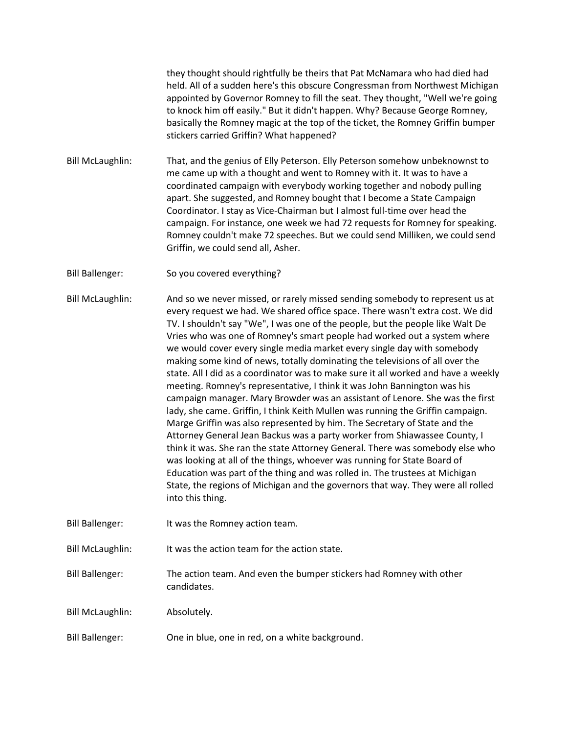they thought should rightfully be theirs that Pat McNamara who had died had held. All of a sudden here's this obscure Congressman from Northwest Michigan appointed by Governor Romney to fill the seat. They thought, "Well we're going to knock him off easily." But it didn't happen. Why? Because George Romney, basically the Romney magic at the top of the ticket, the Romney Griffin bumper stickers carried Griffin? What happened?

Bill McLaughlin: That, and the genius of Elly Peterson. Elly Peterson somehow unbeknownst to me came up with a thought and went to Romney with it. It was to have a coordinated campaign with everybody working together and nobody pulling apart. She suggested, and Romney bought that I become a State Campaign Coordinator. I stay as Vice-Chairman but I almost full-time over head the campaign. For instance, one week we had 72 requests for Romney for speaking. Romney couldn't make 72 speeches. But we could send Milliken, we could send Griffin, we could send all, Asher.

Bill Ballenger: So you covered everything?

Bill McLaughlin: And so we never missed, or rarely missed sending somebody to represent us at every request we had. We shared office space. There wasn't extra cost. We did TV. I shouldn't say "We", I was one of the people, but the people like Walt De Vries who was one of Romney's smart people had worked out a system where we would cover every single media market every single day with somebody making some kind of news, totally dominating the televisions of all over the state. All I did as a coordinator was to make sure it all worked and have a weekly meeting. Romney's representative, I think it was John Bannington was his campaign manager. Mary Browder was an assistant of Lenore. She was the first lady, she came. Griffin, I think Keith Mullen was running the Griffin campaign. Marge Griffin was also represented by him. The Secretary of State and the Attorney General Jean Backus was a party worker from Shiawassee County, I think it was. She ran the state Attorney General. There was somebody else who was looking at all of the things, whoever was running for State Board of Education was part of the thing and was rolled in. The trustees at Michigan State, the regions of Michigan and the governors that way. They were all rolled into this thing.

Bill Ballenger: It was the Romney action team.

Bill McLaughlin: It was the action team for the action state.

Bill Ballenger: The action team. And even the bumper stickers had Romney with other candidates.

Bill McLaughlin: Absolutely.

Bill Ballenger: One in blue, one in red, on a white background.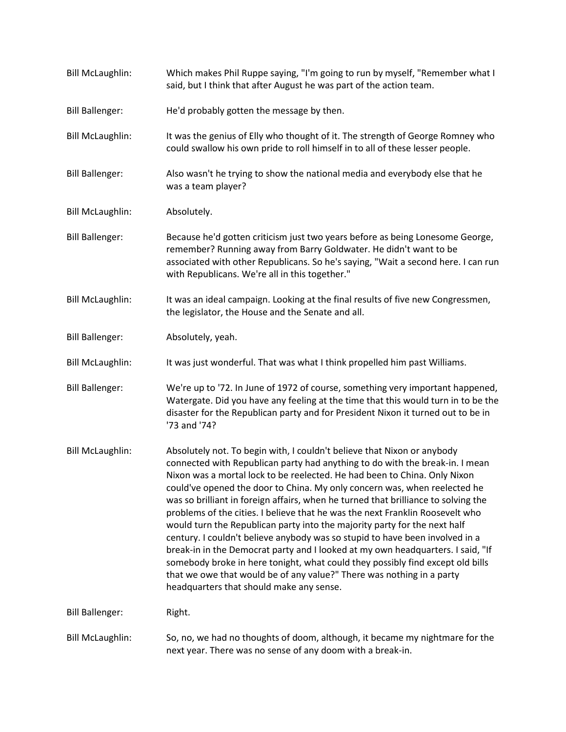Bill McLaughlin: Which makes Phil Ruppe saying, "I'm going to run by myself, "Remember what I said, but I think that after August he was part of the action team.

Bill Ballenger: He'd probably gotten the message by then.

Bill McLaughlin: It was the genius of Elly who thought of it. The strength of George Romney who could swallow his own pride to roll himself in to all of these lesser people.

Bill Ballenger: Also wasn't he trying to show the national media and everybody else that he was a team player?

Bill McLaughlin: Absolutely.

Bill Ballenger: Because he'd gotten criticism just two years before as being Lonesome George, remember? Running away from Barry Goldwater. He didn't want to be associated with other Republicans. So he's saying, "Wait a second here. I can run with Republicans. We're all in this together."

Bill McLaughlin: It was an ideal campaign. Looking at the final results of five new Congressmen, the legislator, the House and the Senate and all.

Bill Ballenger: Absolutely, yeah.

Bill McLaughlin: It was just wonderful. That was what I think propelled him past Williams.

Bill Ballenger: We're up to '72. In June of 1972 of course, something very important happened, Watergate. Did you have any feeling at the time that this would turn in to be the disaster for the Republican party and for President Nixon it turned out to be in '73 and '74?

Bill McLaughlin: Absolutely not. To begin with, I couldn't believe that Nixon or anybody connected with Republican party had anything to do with the break-in. I mean Nixon was a mortal lock to be reelected. He had been to China. Only Nixon could've opened the door to China. My only concern was, when reelected he was so brilliant in foreign affairs, when he turned that brilliance to solving the problems of the cities. I believe that he was the next Franklin Roosevelt who would turn the Republican party into the majority party for the next half century. I couldn't believe anybody was so stupid to have been involved in a break-in in the Democrat party and I looked at my own headquarters. I said, "If somebody broke in here tonight, what could they possibly find except old bills that we owe that would be of any value?" There was nothing in a party headquarters that should make any sense.

Bill Ballenger: Right.

Bill McLaughlin: So, no, we had no thoughts of doom, although, it became my nightmare for the next year. There was no sense of any doom with a break-in.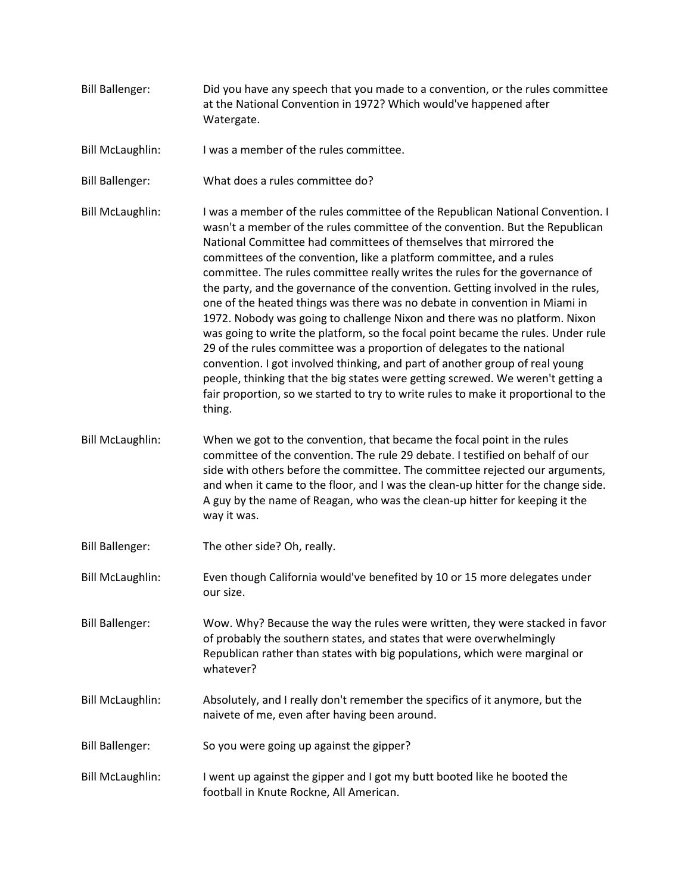Bill Ballenger: Did you have any speech that you made to a convention, or the rules committee at the National Convention in 1972? Which would've happened after Watergate.

Bill McLaughlin: I was a member of the rules committee.

Bill Ballenger: What does a rules committee do?

Bill McLaughlin: I was a member of the rules committee of the Republican National Convention. I wasn't a member of the rules committee of the convention. But the Republican National Committee had committees of themselves that mirrored the committees of the convention, like a platform committee, and a rules committee. The rules committee really writes the rules for the governance of the party, and the governance of the convention. Getting involved in the rules, one of the heated things was there was no debate in convention in Miami in 1972. Nobody was going to challenge Nixon and there was no platform. Nixon was going to write the platform, so the focal point became the rules. Under rule 29 of the rules committee was a proportion of delegates to the national convention. I got involved thinking, and part of another group of real young people, thinking that the big states were getting screwed. We weren't getting a fair proportion, so we started to try to write rules to make it proportional to the thing.

Bill McLaughlin: When we got to the convention, that became the focal point in the rules committee of the convention. The rule 29 debate. I testified on behalf of our side with others before the committee. The committee rejected our arguments, and when it came to the floor, and I was the clean-up hitter for the change side. A guy by the name of Reagan, who was the clean-up hitter for keeping it the way it was.

Bill Ballenger: The other side? Oh, really.

Bill McLaughlin: Even though California would've benefited by 10 or 15 more delegates under our size.

Bill Ballenger: Wow. Why? Because the way the rules were written, they were stacked in favor of probably the southern states, and states that were overwhelmingly Republican rather than states with big populations, which were marginal or whatever?

Bill McLaughlin: Absolutely, and I really don't remember the specifics of it anymore, but the naivete of me, even after having been around.

Bill Ballenger: So you were going up against the gipper?

Bill McLaughlin: I went up against the gipper and I got my butt booted like he booted the football in Knute Rockne, All American.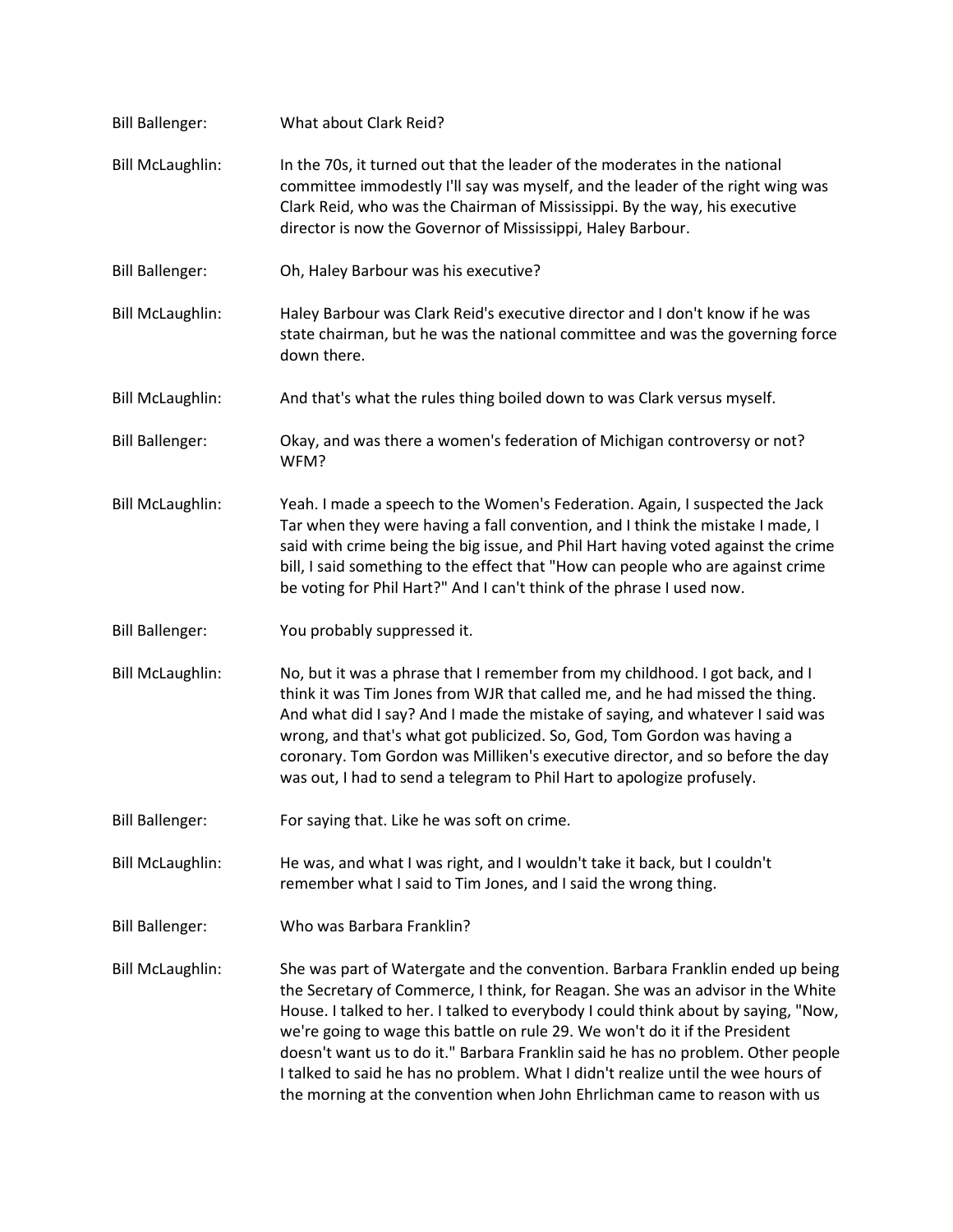Bill Ballenger: What about Clark Reid?

Bill McLaughlin: In the 70s, it turned out that the leader of the moderates in the national committee immodestly I'll say was myself, and the leader of the right wing was Clark Reid, who was the Chairman of Mississippi. By the way, his executive director is now the Governor of Mississippi, Haley Barbour.

Bill Ballenger: Oh, Haley Barbour was his executive?

Bill McLaughlin: Haley Barbour was Clark Reid's executive director and I don't know if he was state chairman, but he was the national committee and was the governing force down there.

Bill McLaughlin: And that's what the rules thing boiled down to was Clark versus myself.

Bill Ballenger: Okay, and was there a women's federation of Michigan controversy or not? WFM?

Bill McLaughlin: Yeah. I made a speech to the Women's Federation. Again, I suspected the Jack Tar when they were having a fall convention, and I think the mistake I made, I said with crime being the big issue, and Phil Hart having voted against the crime bill, I said something to the effect that "How can people who are against crime be voting for Phil Hart?" And I can't think of the phrase I used now.

Bill Ballenger: You probably suppressed it.

Bill McLaughlin: No, but it was a phrase that I remember from my childhood. I got back, and I think it was Tim Jones from WJR that called me, and he had missed the thing. And what did I say? And I made the mistake of saying, and whatever I said was wrong, and that's what got publicized. So, God, Tom Gordon was having a coronary. Tom Gordon was Milliken's executive director, and so before the day was out, I had to send a telegram to Phil Hart to apologize profusely.

Bill Ballenger: For saying that. Like he was soft on crime.

Bill McLaughlin: He was, and what I was right, and I wouldn't take it back, but I couldn't remember what I said to Tim Jones, and I said the wrong thing.

Bill Ballenger: Who was Barbara Franklin?

Bill McLaughlin: She was part of Watergate and the convention. Barbara Franklin ended up being the Secretary of Commerce, I think, for Reagan. She was an advisor in the White House. I talked to her. I talked to everybody I could think about by saying, "Now, we're going to wage this battle on rule 29. We won't do it if the President doesn't want us to do it." Barbara Franklin said he has no problem. Other people I talked to said he has no problem. What I didn't realize until the wee hours of the morning at the convention when John Ehrlichman came to reason with us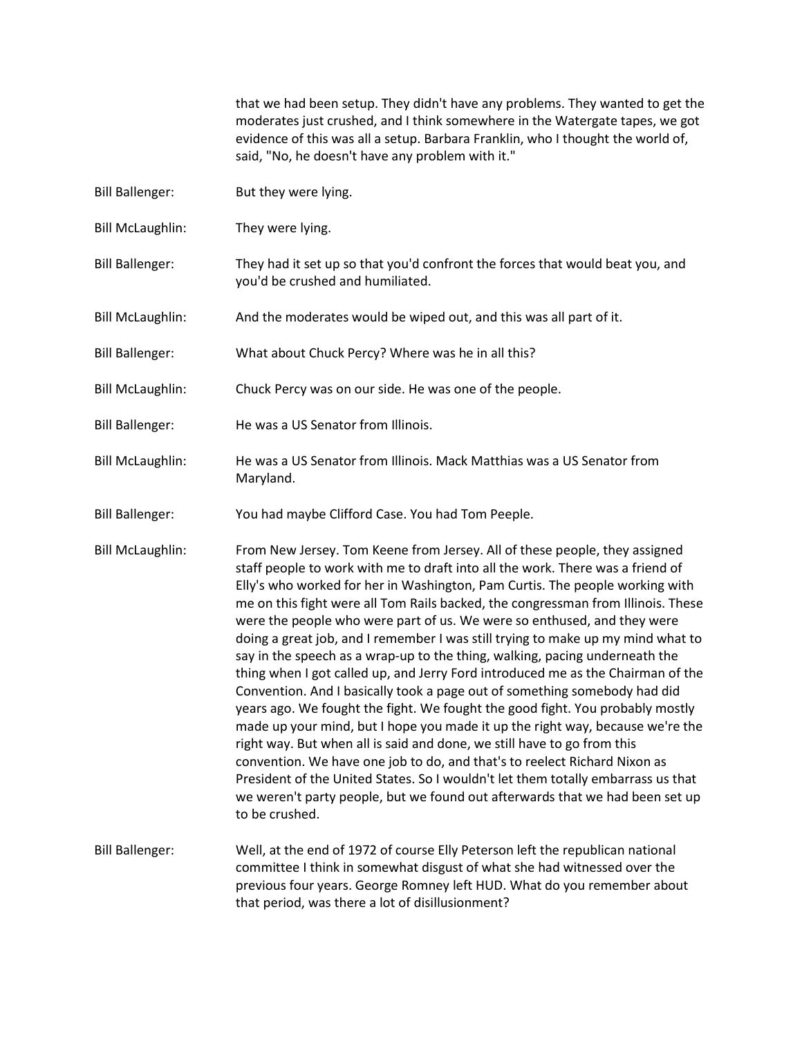that we had been setup. They didn't have any problems. They wanted to get the moderates just crushed, and I think somewhere in the Watergate tapes, we got evidence of this was all a setup. Barbara Franklin, who I thought the world of, said, "No, he doesn't have any problem with it."

Bill Ballenger: But they were lying.

Bill McLaughlin: They were lying.

Bill Ballenger: They had it set up so that you'd confront the forces that would beat you, and you'd be crushed and humiliated.

Bill McLaughlin: And the moderates would be wiped out, and this was all part of it.

Bill Ballenger: What about Chuck Percy? Where was he in all this?

Bill McLaughlin: Chuck Percy was on our side. He was one of the people.

Bill Ballenger: He was a US Senator from Illinois.

Bill McLaughlin: He was a US Senator from Illinois. Mack Matthias was a US Senator from Maryland.

Bill Ballenger: You had maybe Clifford Case. You had Tom Peeple.

Bill McLaughlin: From New Jersey. Tom Keene from Jersey. All of these people, they assigned staff people to work with me to draft into all the work. There was a friend of Elly's who worked for her in Washington, Pam Curtis. The people working with me on this fight were all Tom Rails backed, the congressman from Illinois. These were the people who were part of us. We were so enthused, and they were doing a great job, and I remember I was still trying to make up my mind what to say in the speech as a wrap-up to the thing, walking, pacing underneath the thing when I got called up, and Jerry Ford introduced me as the Chairman of the Convention. And I basically took a page out of something somebody had did years ago. We fought the fight. We fought the good fight. You probably mostly made up your mind, but I hope you made it up the right way, because we're the right way. But when all is said and done, we still have to go from this convention. We have one job to do, and that's to reelect Richard Nixon as President of the United States. So I wouldn't let them totally embarrass us that we weren't party people, but we found out afterwards that we had been set up to be crushed.

Bill Ballenger: Well, at the end of 1972 of course Elly Peterson left the republican national committee I think in somewhat disgust of what she had witnessed over the previous four years. George Romney left HUD. What do you remember about that period, was there a lot of disillusionment?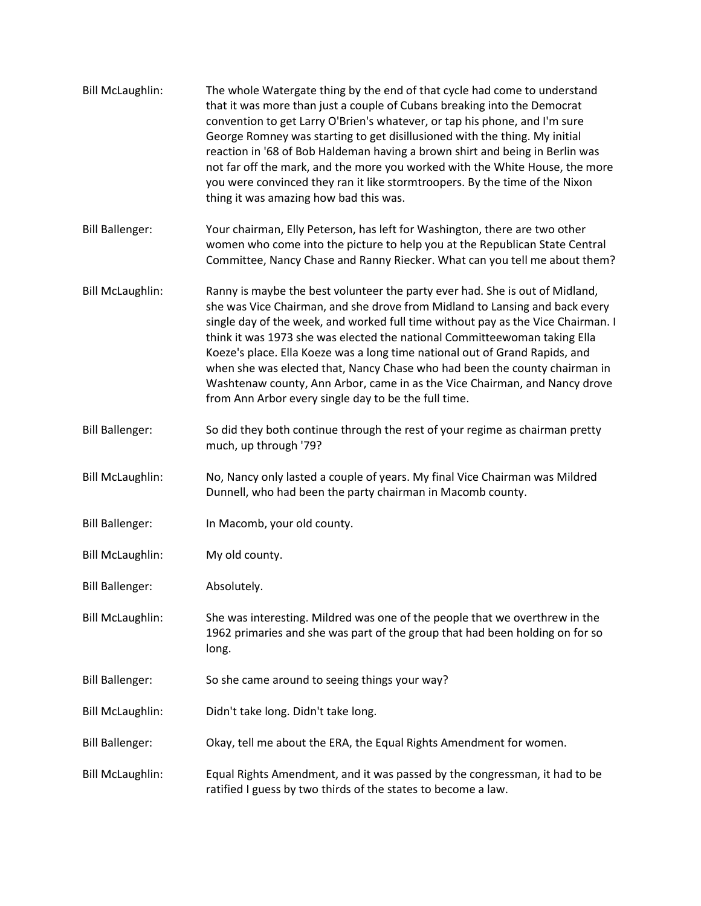Bill McLaughlin: The whole Watergate thing by the end of that cycle had come to understand that it was more than just a couple of Cubans breaking into the Democrat convention to get Larry O'Brien's whatever, or tap his phone, and I'm sure George Romney was starting to get disillusioned with the thing. My initial reaction in '68 of Bob Haldeman having a brown shirt and being in Berlin was not far off the mark, and the more you worked with the White House, the more you were convinced they ran it like stormtroopers. By the time of the Nixon thing it was amazing how bad this was.

Bill Ballenger: Your chairman, Elly Peterson, has left for Washington, there are two other women who come into the picture to help you at the Republican State Central Committee, Nancy Chase and Ranny Riecker. What can you tell me about them?

Bill McLaughlin: Ranny is maybe the best volunteer the party ever had. She is out of Midland, she was Vice Chairman, and she drove from Midland to Lansing and back every single day of the week, and worked full time without pay as the Vice Chairman. I think it was 1973 she was elected the national Committeewoman taking Ella Koeze's place. Ella Koeze was a long time national out of Grand Rapids, and when she was elected that, Nancy Chase who had been the county chairman in Washtenaw county, Ann Arbor, came in as the Vice Chairman, and Nancy drove from Ann Arbor every single day to be the full time.

Bill Ballenger: So did they both continue through the rest of your regime as chairman pretty much, up through '79?

Bill McLaughlin: No, Nancy only lasted a couple of years. My final Vice Chairman was Mildred Dunnell, who had been the party chairman in Macomb county.

Bill Ballenger: In Macomb, your old county.

Bill McLaughlin: My old county.

Bill Ballenger: Absolutely.

Bill McLaughlin: She was interesting. Mildred was one of the people that we overthrew in the 1962 primaries and she was part of the group that had been holding on for so long.

Bill Ballenger: So she came around to seeing things your way?

Bill McLaughlin: Didn't take long. Didn't take long.

Bill Ballenger: Okay, tell me about the ERA, the Equal Rights Amendment for women.

Bill McLaughlin: Equal Rights Amendment, and it was passed by the congressman, it had to be ratified I guess by two thirds of the states to become a law.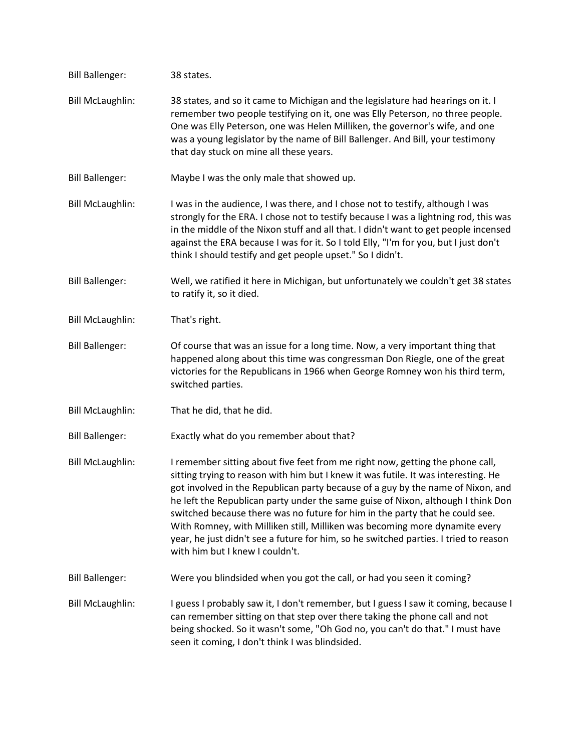Bill Ballenger: 38 states.

Bill McLaughlin: 38 states, and so it came to Michigan and the legislature had hearings on it. I remember two people testifying on it, one was Elly Peterson, no three people. One was Elly Peterson, one was Helen Milliken, the governor's wife, and one was a young legislator by the name of Bill Ballenger. And Bill, your testimony that day stuck on mine all these years.

Bill Ballenger: Maybe I was the only male that showed up.

Bill McLaughlin: I was in the audience, I was there, and I chose not to testify, although I was strongly for the ERA. I chose not to testify because I was a lightning rod, this was in the middle of the Nixon stuff and all that. I didn't want to get people incensed against the ERA because I was for it. So I told Elly, "I'm for you, but I just don't think I should testify and get people upset." So I didn't.

Bill Ballenger: Well, we ratified it here in Michigan, but unfortunately we couldn't get 38 states to ratify it, so it died.

Bill McLaughlin: That's right.

Bill Ballenger: Of course that was an issue for a long time. Now, a very important thing that happened along about this time was congressman Don Riegle, one of the great victories for the Republicans in 1966 when George Romney won his third term, switched parties.

Bill McLaughlin: That he did, that he did.

Bill Ballenger: Exactly what do you remember about that?

Bill McLaughlin: I remember sitting about five feet from me right now, getting the phone call, sitting trying to reason with him but I knew it was futile. It was interesting. He got involved in the Republican party because of a guy by the name of Nixon, and he left the Republican party under the same guise of Nixon, although I think Don switched because there was no future for him in the party that he could see. With Romney, with Milliken still, Milliken was becoming more dynamite every year, he just didn't see a future for him, so he switched parties. I tried to reason with him but I knew I couldn't.

Bill Ballenger: Were you blindsided when you got the call, or had you seen it coming?

Bill McLaughlin: I guess I probably saw it, I don't remember, but I guess I saw it coming, because I can remember sitting on that step over there taking the phone call and not being shocked. So it wasn't some, "Oh God no, you can't do that." I must have seen it coming, I don't think I was blindsided.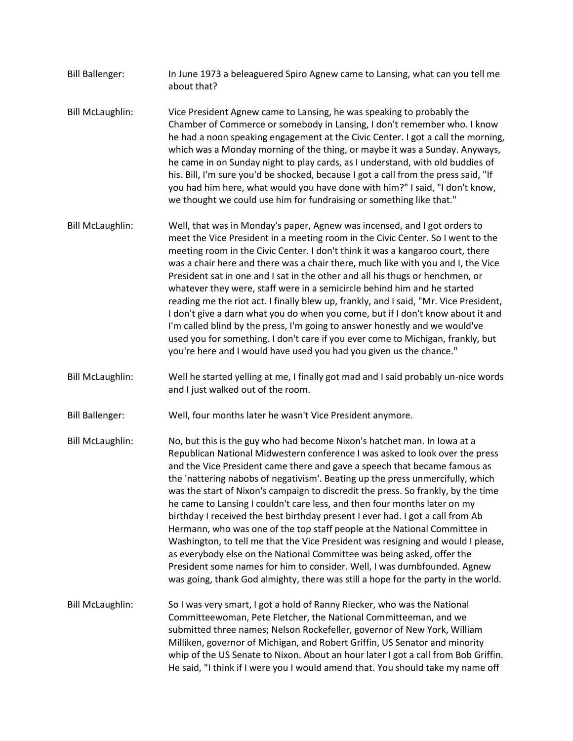Bill Ballenger: In June 1973 a beleaguered Spiro Agnew came to Lansing, what can you tell me about that?

Bill McLaughlin: Vice President Agnew came to Lansing, he was speaking to probably the Chamber of Commerce or somebody in Lansing, I don't remember who. I know he had a noon speaking engagement at the Civic Center. I got a call the morning, which was a Monday morning of the thing, or maybe it was a Sunday. Anyways, he came in on Sunday night to play cards, as I understand, with old buddies of his. Bill, I'm sure you'd be shocked, because I got a call from the press said, "If you had him here, what would you have done with him?" I said, "I don't know, we thought we could use him for fundraising or something like that."

Bill McLaughlin: Well, that was in Monday's paper, Agnew was incensed, and I got orders to meet the Vice President in a meeting room in the Civic Center. So I went to the meeting room in the Civic Center. I don't think it was a kangaroo court, there was a chair here and there was a chair there, much like with you and I, the Vice President sat in one and I sat in the other and all his thugs or henchmen, or whatever they were, staff were in a semicircle behind him and he started reading me the riot act. I finally blew up, frankly, and I said, "Mr. Vice President, I don't give a darn what you do when you come, but if I don't know about it and I'm called blind by the press, I'm going to answer honestly and we would've used you for something. I don't care if you ever come to Michigan, frankly, but you're here and I would have used you had you given us the chance."

Bill McLaughlin: Well he started yelling at me, I finally got mad and I said probably un-nice words and I just walked out of the room.

Bill Ballenger: Well, four months later he wasn't Vice President anymore.

Bill McLaughlin: No, but this is the guy who had become Nixon's hatchet man. In Iowa at a Republican National Midwestern conference I was asked to look over the press and the Vice President came there and gave a speech that became famous as the 'nattering nabobs of negativism'. Beating up the press unmercifully, which was the start of Nixon's campaign to discredit the press. So frankly, by the time he came to Lansing I couldn't care less, and then four months later on my birthday I received the best birthday present I ever had. I got a call from Ab Hermann, who was one of the top staff people at the National Committee in Washington, to tell me that the Vice President was resigning and would I please, as everybody else on the National Committee was being asked, offer the President some names for him to consider. Well, I was dumbfounded. Agnew was going, thank God almighty, there was still a hope for the party in the world.

Bill McLaughlin: So I was very smart, I got a hold of Ranny Riecker, who was the National Committeewoman, Pete Fletcher, the National Committeeman, and we submitted three names; Nelson Rockefeller, governor of New York, William Milliken, governor of Michigan, and Robert Griffin, US Senator and minority whip of the US Senate to Nixon. About an hour later I got a call from Bob Griffin. He said, "I think if I were you I would amend that. You should take my name off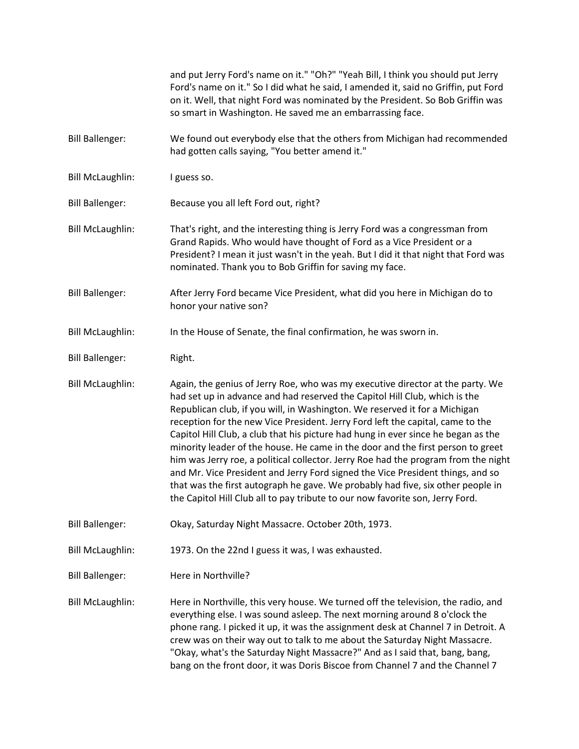and put Jerry Ford's name on it." "Oh?" "Yeah Bill, I think you should put Jerry Ford's name on it." So I did what he said, I amended it, said no Griffin, put Ford on it. Well, that night Ford was nominated by the President. So Bob Griffin was so smart in Washington. He saved me an embarrassing face.

Bill Ballenger: We found out everybody else that the others from Michigan had recommended had gotten calls saying, "You better amend it."

Bill McLaughlin: I guess so.

Bill Ballenger: Because you all left Ford out, right?

Bill McLaughlin: That's right, and the interesting thing is Jerry Ford was a congressman from Grand Rapids. Who would have thought of Ford as a Vice President or a President? I mean it just wasn't in the yeah. But I did it that night that Ford was nominated. Thank you to Bob Griffin for saving my face.

Bill Ballenger: After Jerry Ford became Vice President, what did you here in Michigan do to honor your native son?

Bill McLaughlin: In the House of Senate, the final confirmation, he was sworn in.

Bill Ballenger: Right.

Bill McLaughlin: Again, the genius of Jerry Roe, who was my executive director at the party. We had set up in advance and had reserved the Capitol Hill Club, which is the Republican club, if you will, in Washington. We reserved it for a Michigan reception for the new Vice President. Jerry Ford left the capital, came to the Capitol Hill Club, a club that his picture had hung in ever since he began as the minority leader of the house. He came in the door and the first person to greet him was Jerry roe, a political collector. Jerry Roe had the program from the night and Mr. Vice President and Jerry Ford signed the Vice President things, and so that was the first autograph he gave. We probably had five, six other people in the Capitol Hill Club all to pay tribute to our now favorite son, Jerry Ford.

Bill Ballenger: Okay, Saturday Night Massacre. October 20th, 1973.

Bill McLaughlin: 1973. On the 22nd I guess it was, I was exhausted.

Bill Ballenger: Here in Northville?

Bill McLaughlin: Here in Northville, this very house. We turned off the television, the radio, and everything else. I was sound asleep. The next morning around 8 o'clock the phone rang. I picked it up, it was the assignment desk at Channel 7 in Detroit. A crew was on their way out to talk to me about the Saturday Night Massacre. "Okay, what's the Saturday Night Massacre?" And as I said that, bang, bang, bang on the front door, it was Doris Biscoe from Channel 7 and the Channel 7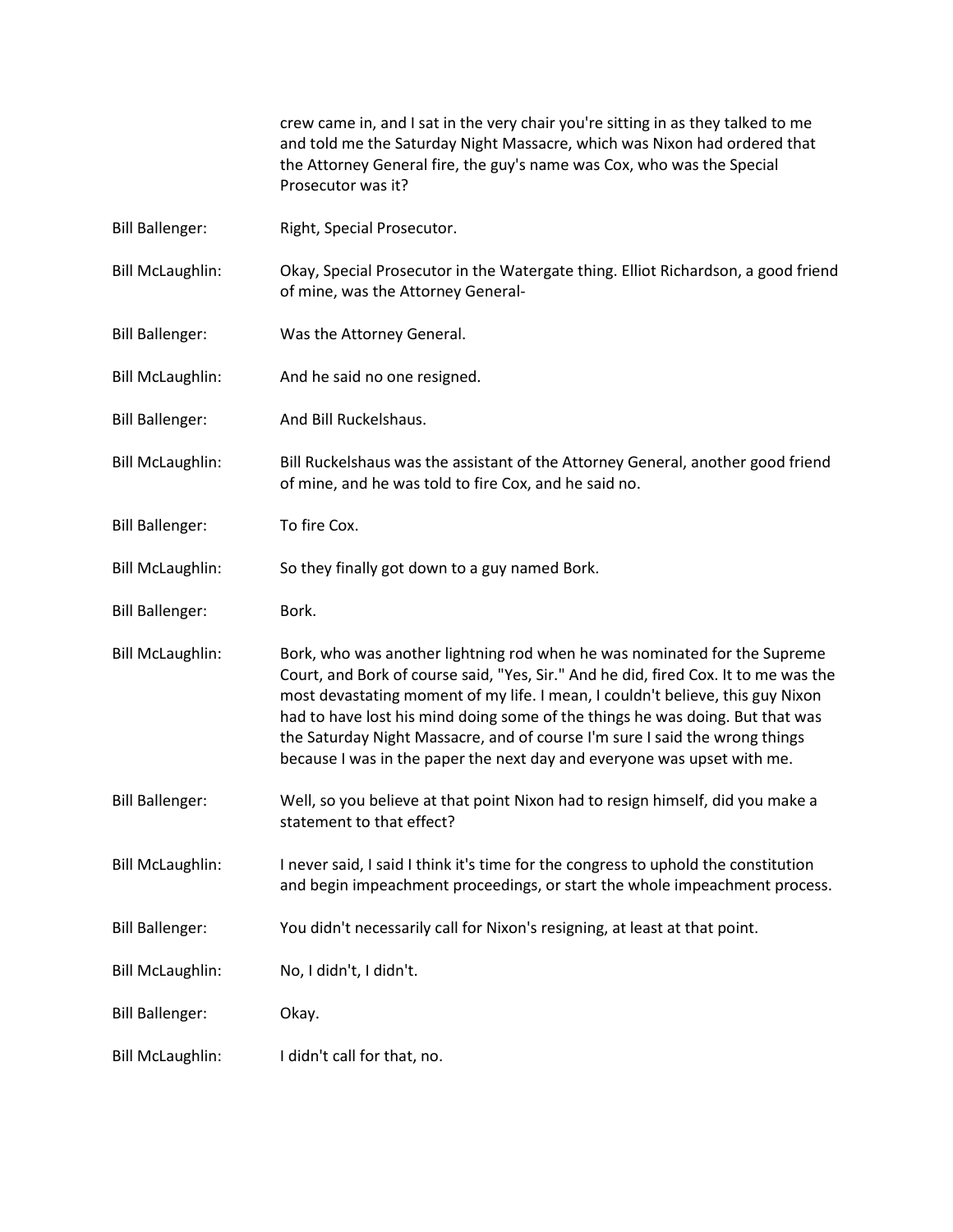crew came in, and I sat in the very chair you're sitting in as they talked to me and told me the Saturday Night Massacre, which was Nixon had ordered that the Attorney General fire, the guy's name was Cox, who was the Special Prosecutor was it?

Bill Ballenger: Right, Special Prosecutor.

Bill McLaughlin: Okay, Special Prosecutor in the Watergate thing. Elliot Richardson, a good friend of mine, was the Attorney General-

Bill Ballenger: Was the Attorney General.

Bill McLaughlin: And he said no one resigned.

Bill Ballenger: And Bill Ruckelshaus.

Bill McLaughlin: Bill Ruckelshaus was the assistant of the Attorney General, another good friend of mine, and he was told to fire Cox, and he said no.

Bill Ballenger: To fire Cox.

Bill McLaughlin: So they finally got down to a guy named Bork.

Bill Ballenger: Bork.

Bill McLaughlin: Bork, who was another lightning rod when he was nominated for the Supreme Court, and Bork of course said, "Yes, Sir." And he did, fired Cox. It to me was the most devastating moment of my life. I mean, I couldn't believe, this guy Nixon had to have lost his mind doing some of the things he was doing. But that was the Saturday Night Massacre, and of course I'm sure I said the wrong things because I was in the paper the next day and everyone was upset with me.

Bill Ballenger: Well, so you believe at that point Nixon had to resign himself, did you make a statement to that effect?

Bill McLaughlin: I never said, I said I think it's time for the congress to uphold the constitution and begin impeachment proceedings, or start the whole impeachment process.

Bill Ballenger: You didn't necessarily call for Nixon's resigning, at least at that point.

Bill McLaughlin: No, I didn't, I didn't.

Bill Ballenger: Okay.

Bill McLaughlin: I didn't call for that, no.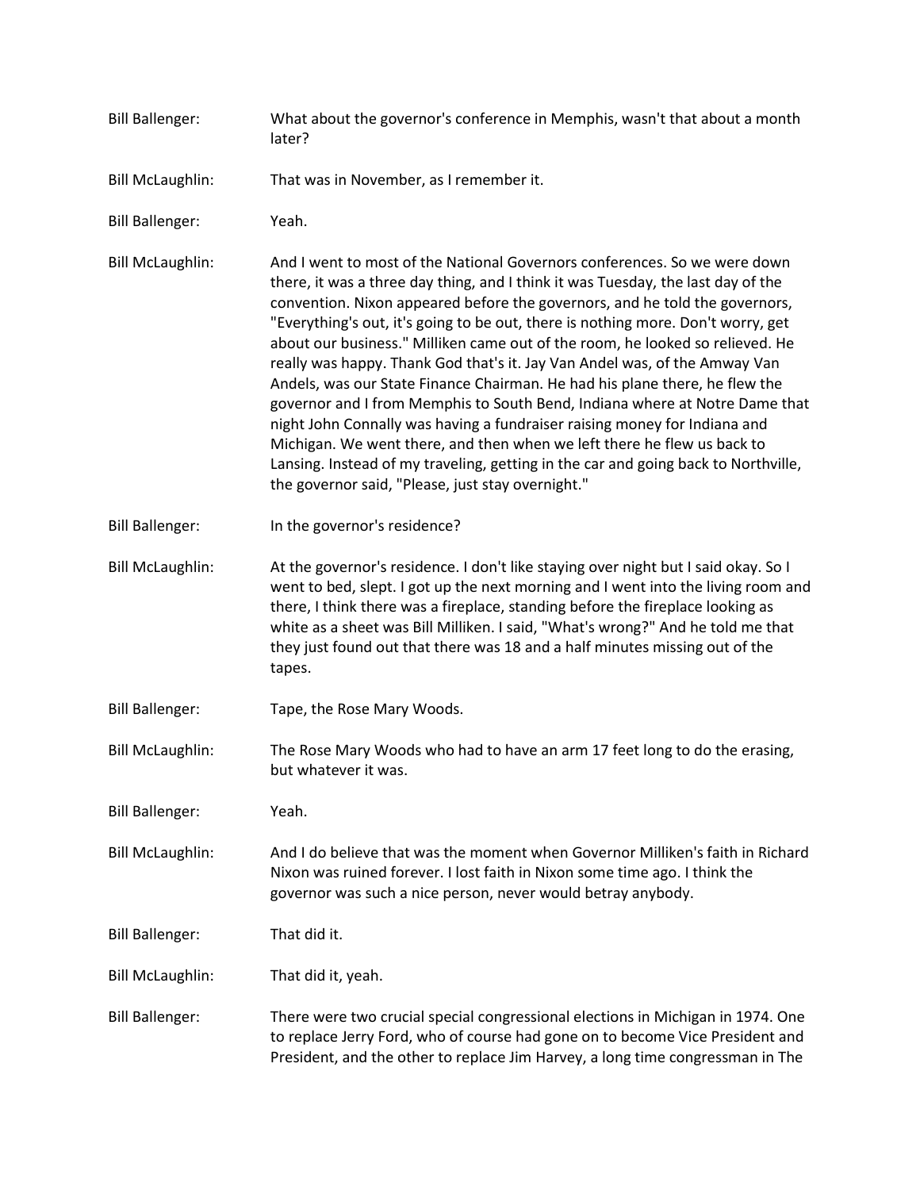Bill Ballenger: What about the governor's conference in Memphis, wasn't that about a month later?

Bill McLaughlin: That was in November, as I remember it.

Bill Ballenger: Yeah.

Bill McLaughlin: And I went to most of the National Governors conferences. So we were down there, it was a three day thing, and I think it was Tuesday, the last day of the convention. Nixon appeared before the governors, and he told the governors, "Everything's out, it's going to be out, there is nothing more. Don't worry, get about our business." Milliken came out of the room, he looked so relieved. He really was happy. Thank God that's it. Jay Van Andel was, of the Amway Van Andels, was our State Finance Chairman. He had his plane there, he flew the governor and I from Memphis to South Bend, Indiana where at Notre Dame that night John Connally was having a fundraiser raising money for Indiana and Michigan. We went there, and then when we left there he flew us back to Lansing. Instead of my traveling, getting in the car and going back to Northville, the governor said, "Please, just stay overnight."

Bill Ballenger: In the governor's residence?

Bill McLaughlin: At the governor's residence. I don't like staying over night but I said okay. So I went to bed, slept. I got up the next morning and I went into the living room and there, I think there was a fireplace, standing before the fireplace looking as white as a sheet was Bill Milliken. I said, "What's wrong?" And he told me that they just found out that there was 18 and a half minutes missing out of the tapes.

Bill Ballenger: Tape, the Rose Mary Woods.

Bill McLaughlin: The Rose Mary Woods who had to have an arm 17 feet long to do the erasing, but whatever it was.

Bill Ballenger: Yeah.

Bill McLaughlin: And I do believe that was the moment when Governor Milliken's faith in Richard Nixon was ruined forever. I lost faith in Nixon some time ago. I think the governor was such a nice person, never would betray anybody.

Bill Ballenger: That did it.

Bill McLaughlin: That did it, yeah.

Bill Ballenger: There were two crucial special congressional elections in Michigan in 1974. One to replace Jerry Ford, who of course had gone on to become Vice President and President, and the other to replace Jim Harvey, a long time congressman in The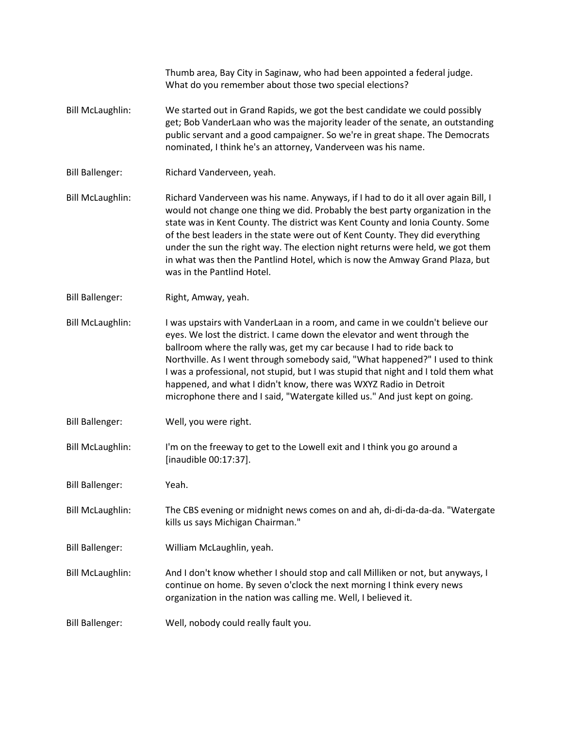Thumb area, Bay City in Saginaw, who had been appointed a federal judge. What do you remember about those two special elections?

Bill McLaughlin: We started out in Grand Rapids, we got the best candidate we could possibly get; Bob VanderLaan who was the majority leader of the senate, an outstanding public servant and a good campaigner. So we're in great shape. The Democrats nominated, I think he's an attorney, Vanderveen was his name.

Bill Ballenger: Richard Vanderveen, yeah.

Bill McLaughlin: Richard Vanderveen was his name. Anyways, if I had to do it all over again Bill, I would not change one thing we did. Probably the best party organization in the state was in Kent County. The district was Kent County and Ionia County. Some of the best leaders in the state were out of Kent County. They did everything under the sun the right way. The election night returns were held, we got them in what was then the Pantlind Hotel, which is now the Amway Grand Plaza, but was in the Pantlind Hotel.

Bill Ballenger: Right, Amway, yeah.

Bill McLaughlin: I was upstairs with VanderLaan in a room, and came in we couldn't believe our eyes. We lost the district. I came down the elevator and went through the ballroom where the rally was, get my car because I had to ride back to Northville. As I went through somebody said, "What happened?" I used to think I was a professional, not stupid, but I was stupid that night and I told them what happened, and what I didn't know, there was WXYZ Radio in Detroit microphone there and I said, "Watergate killed us." And just kept on going.

Bill Ballenger: Well, you were right.

Bill McLaughlin: I'm on the freeway to get to the Lowell exit and I think you go around a [inaudible 00:17:37].

Bill Ballenger: Yeah.

Bill McLaughlin: The CBS evening or midnight news comes on and ah, di-di-da-da-da. "Watergate kills us says Michigan Chairman."

Bill Ballenger: William McLaughlin, yeah.

Bill McLaughlin: And I don't know whether I should stop and call Milliken or not, but anyways, I continue on home. By seven o'clock the next morning I think every news organization in the nation was calling me. Well, I believed it.

Bill Ballenger: Well, nobody could really fault you.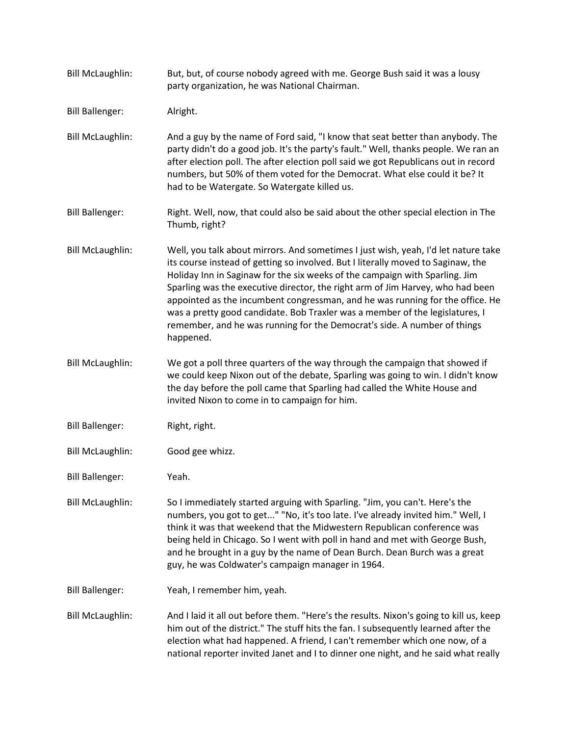Bill McLaughlin: But, but, of course nobody agreed with me. George Bush said it was a lousy party organization, he was National Chairman.

Bill Ballenger: Alright.

Bill McLaughlin: And a guy by the name of Ford said, "I know that seat better than anybody. The party didn't do a good job. It's the party's fault." Well, thanks people. We ran an after election poll. The after election poll said we got Republicans out in record numbers, but 50% of them voted for the Democrat. What else could it be? It had to be Watergate. So Watergate killed us.

Bill Ballenger: Right. Well, now, that could also be said about the other special election in The Thumb, right?

Bill McLaughlin: Well, you talk about mirrors. And sometimes I just wish, yeah, I'd let nature take its course instead of getting so involved. But I literally moved to Saginaw, the Holiday Inn in Saginaw for the six weeks of the campaign with Sparling. Jim Sparling was the executive director, the right arm of Jim Harvey, who had been appointed as the incumbent congressman, and he was running for the office. He was a pretty good candidate. Bob Traxler was a member of the legislatures, I remember, and he was running for the Democrat's side. A number of things happened.

Bill McLaughlin: We got a poll three quarters of the way through the campaign that showed if we could keep Nixon out of the debate, Sparling was going to win. I didn't know the day before the poll came that Sparling had called the White House and invited Nixon to come in to campaign for him.

Bill Ballenger: Right, right.

Bill McLaughlin: Good gee whizz.

Bill Ballenger: Yeah.

Bill McLaughlin: So I immediately started arguing with Sparling. "Jim, you can't. Here's the numbers, you got to get..." "No, it's too late. I've already invited him." Well, I think it was that weekend that the Midwestern Republican conference was being held in Chicago. So I went with poll in hand and met with George Bush, and he brought in a guy by the name of Dean Burch. Dean Burch was a great guy, he was Coldwater's campaign manager in 1964.

Bill Ballenger: Yeah, I remember him, yeah.

Bill McLaughlin: And I laid it all out before them. "Here's the results. Nixon's going to kill us, keep him out of the district." The stuff hits the fan. I subsequently learned after the election what had happened. A friend, I can't remember which one now, of a national reporter invited Janet and I to dinner one night, and he said what really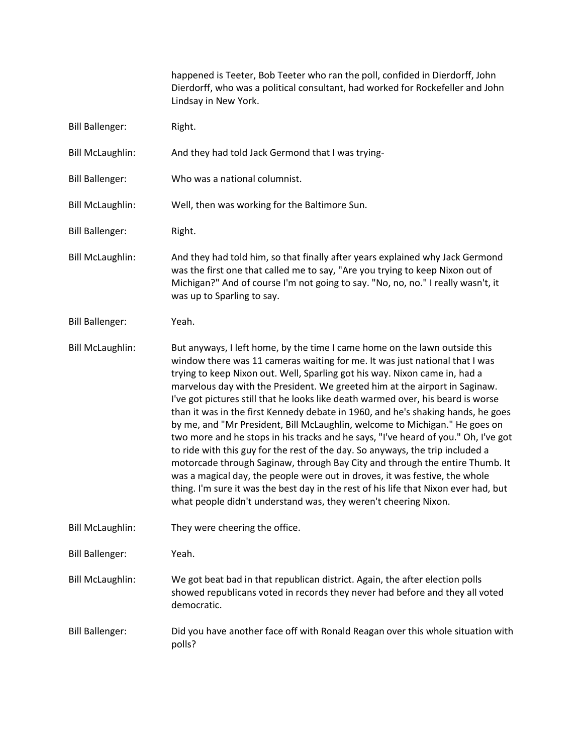happened is Teeter, Bob Teeter who ran the poll, confided in Dierdorff, John Dierdorff, who was a political consultant, had worked for Rockefeller and John Lindsay in New York.

Bill Ballenger: Right.

Bill McLaughlin: And they had told Jack Germond that I was trying-

Bill Ballenger: Who was a national columnist.

Bill McLaughlin: Well, then was working for the Baltimore Sun.

Bill Ballenger: Right.

Bill McLaughlin: And they had told him, so that finally after years explained why Jack Germond was the first one that called me to say, "Are you trying to keep Nixon out of Michigan?" And of course I'm not going to say. "No, no, no." I really wasn't, it was up to Sparling to say.

Bill Ballenger: Yeah.

Bill McLaughlin: But anyways, I left home, by the time I came home on the lawn outside this window there was 11 cameras waiting for me. It was just national that I was trying to keep Nixon out. Well, Sparling got his way. Nixon came in, had a marvelous day with the President. We greeted him at the airport in Saginaw. I've got pictures still that he looks like death warmed over, his beard is worse than it was in the first Kennedy debate in 1960, and he's shaking hands, he goes by me, and "Mr President, Bill McLaughlin, welcome to Michigan." He goes on two more and he stops in his tracks and he says, "I've heard of you." Oh, I've got to ride with this guy for the rest of the day. So anyways, the trip included a motorcade through Saginaw, through Bay City and through the entire Thumb. It was a magical day, the people were out in droves, it was festive, the whole thing. I'm sure it was the best day in the rest of his life that Nixon ever had, but what people didn't understand was, they weren't cheering Nixon.

Bill McLaughlin: They were cheering the office.

Bill Ballenger: Yeah.

Bill McLaughlin: We got beat bad in that republican district. Again, the after election polls showed republicans voted in records they never had before and they all voted democratic.

Bill Ballenger: Did you have another face off with Ronald Reagan over this whole situation with polls?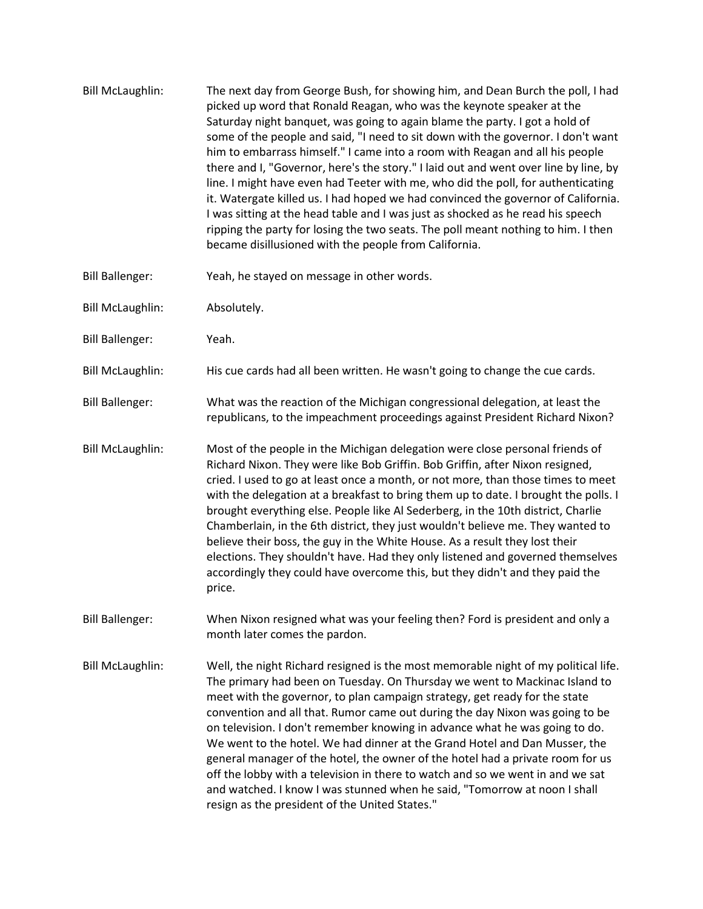Bill McLaughlin: The next day from George Bush, for showing him, and Dean Burch the poll, I had picked up word that Ronald Reagan, who was the keynote speaker at the Saturday night banquet, was going to again blame the party. I got a hold of some of the people and said, "I need to sit down with the governor. I don't want him to embarrass himself." I came into a room with Reagan and all his people there and I, "Governor, here's the story." I laid out and went over line by line, by line. I might have even had Teeter with me, who did the poll, for authenticating it. Watergate killed us. I had hoped we had convinced the governor of California. I was sitting at the head table and I was just as shocked as he read his speech ripping the party for losing the two seats. The poll meant nothing to him. I then became disillusioned with the people from California.

Bill Ballenger: Yeah, he stayed on message in other words.

Bill McLaughlin: Absolutely.

Bill Ballenger: Yeah.

Bill McLaughlin: His cue cards had all been written. He wasn't going to change the cue cards.

Bill Ballenger: What was the reaction of the Michigan congressional delegation, at least the republicans, to the impeachment proceedings against President Richard Nixon?

Bill McLaughlin: Most of the people in the Michigan delegation were close personal friends of Richard Nixon. They were like Bob Griffin. Bob Griffin, after Nixon resigned, cried. I used to go at least once a month, or not more, than those times to meet with the delegation at a breakfast to bring them up to date. I brought the polls. I brought everything else. People like Al Sederberg, in the 10th district, Charlie Chamberlain, in the 6th district, they just wouldn't believe me. They wanted to believe their boss, the guy in the White House. As a result they lost their elections. They shouldn't have. Had they only listened and governed themselves accordingly they could have overcome this, but they didn't and they paid the price.

Bill Ballenger: When Nixon resigned what was your feeling then? Ford is president and only a month later comes the pardon.

Bill McLaughlin: Well, the night Richard resigned is the most memorable night of my political life. The primary had been on Tuesday. On Thursday we went to Mackinac Island to meet with the governor, to plan campaign strategy, get ready for the state convention and all that. Rumor came out during the day Nixon was going to be on television. I don't remember knowing in advance what he was going to do. We went to the hotel. We had dinner at the Grand Hotel and Dan Musser, the general manager of the hotel, the owner of the hotel had a private room for us off the lobby with a television in there to watch and so we went in and we sat and watched. I know I was stunned when he said, "Tomorrow at noon I shall resign as the president of the United States."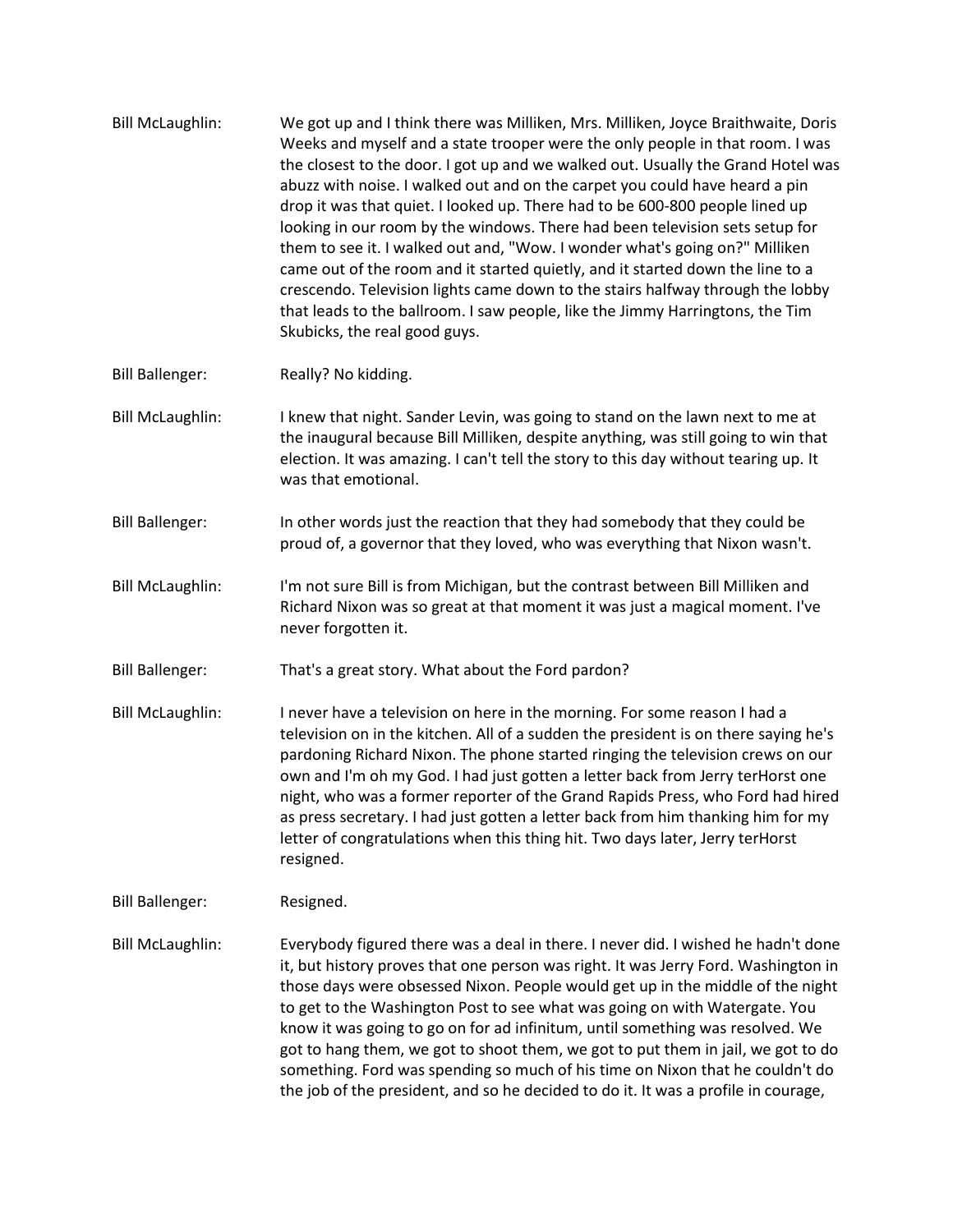Bill McLaughlin: We got up and I think there was Milliken, Mrs. Milliken, Joyce Braithwaite, Doris Weeks and myself and a state trooper were the only people in that room. I was the closest to the door. I got up and we walked out. Usually the Grand Hotel was abuzz with noise. I walked out and on the carpet you could have heard a pin drop it was that quiet. I looked up. There had to be 600-800 people lined up looking in our room by the windows. There had been television sets setup for them to see it. I walked out and, "Wow. I wonder what's going on?" Milliken came out of the room and it started quietly, and it started down the line to a crescendo. Television lights came down to the stairs halfway through the lobby that leads to the ballroom. I saw people, like the Jimmy Harringtons, the Tim Skubicks, the real good guys.

Bill Ballenger: Really? No kidding.

Bill McLaughlin: I knew that night. Sander Levin, was going to stand on the lawn next to me at the inaugural because Bill Milliken, despite anything, was still going to win that election. It was amazing. I can't tell the story to this day without tearing up. It was that emotional.

Bill Ballenger: In other words just the reaction that they had somebody that they could be proud of, a governor that they loved, who was everything that Nixon wasn't.

Bill McLaughlin: I'm not sure Bill is from Michigan, but the contrast between Bill Milliken and Richard Nixon was so great at that moment it was just a magical moment. I've never forgotten it.

Bill Ballenger: That's a great story. What about the Ford pardon?

Bill McLaughlin: I never have a television on here in the morning. For some reason I had a television on in the kitchen. All of a sudden the president is on there saying he's pardoning Richard Nixon. The phone started ringing the television crews on our own and I'm oh my God. I had just gotten a letter back from Jerry terHorst one night, who was a former reporter of the Grand Rapids Press, who Ford had hired as press secretary. I had just gotten a letter back from him thanking him for my letter of congratulations when this thing hit. Two days later, Jerry terHorst resigned.

Bill Ballenger: Resigned.

Bill McLaughlin: Everybody figured there was a deal in there. I never did. I wished he hadn't done it, but history proves that one person was right. It was Jerry Ford. Washington in those days were obsessed Nixon. People would get up in the middle of the night to get to the Washington Post to see what was going on with Watergate. You know it was going to go on for ad infinitum, until something was resolved. We got to hang them, we got to shoot them, we got to put them in jail, we got to do something. Ford was spending so much of his time on Nixon that he couldn't do the job of the president, and so he decided to do it. It was a profile in courage,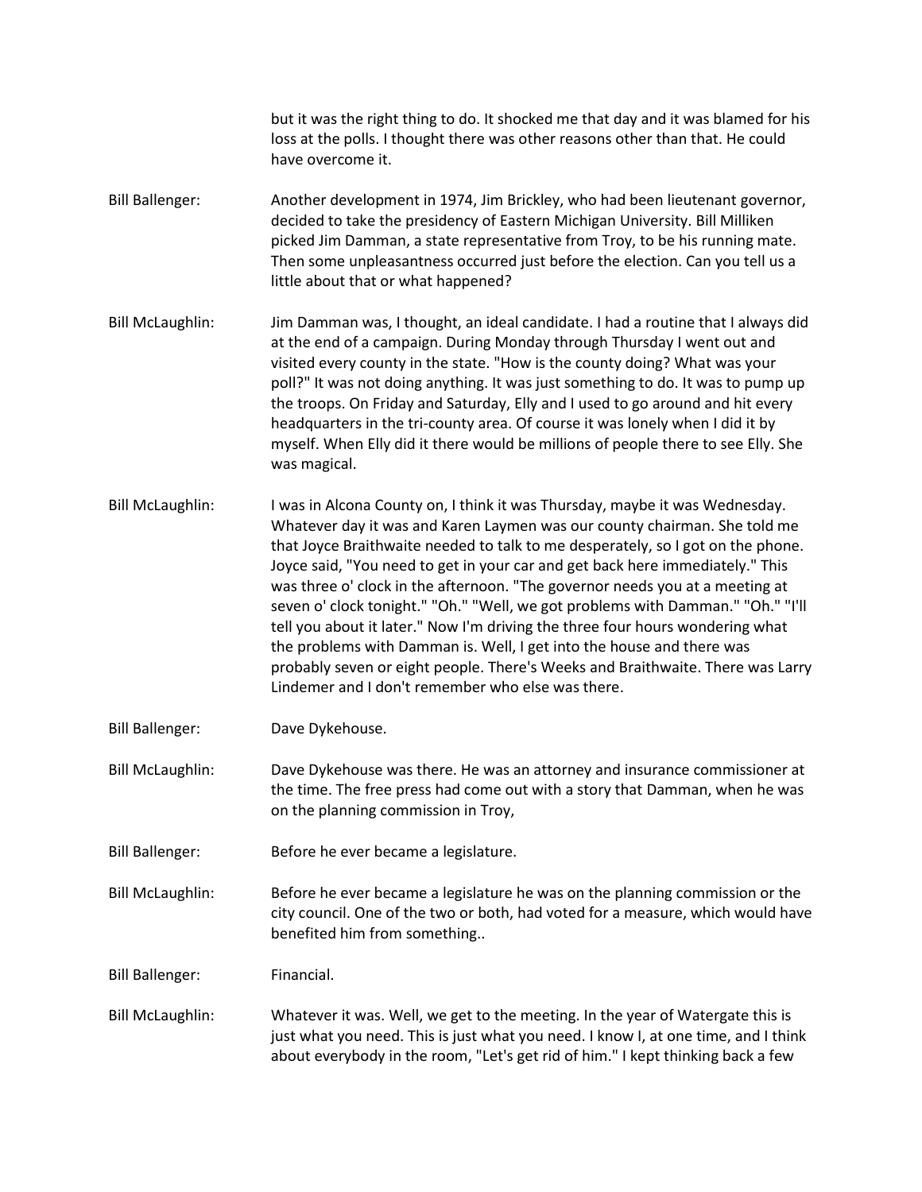but it was the right thing to do. It shocked me that day and it was blamed for his loss at the polls. I thought there was other reasons other than that. He could have overcome it.

**Bill Ballenger:** Another development in 1974, Jim Brickley, who had been lieutenant governor, decided to take the presidency of Eastern Michigan University. Bill Milliken picked Jim Damman, a state representative from Troy, to be his running mate. Then some unpleasantness occurred just before the election. Can you tell us a little about that or what happened?

**Bill McLaughlin:** Jim Damman was, I thought, an ideal candidate. I had a routine that I always did at the end of a campaign. During Monday through Thursday I went out and visited every county in the state. "How is the county doing? What was your poll?" It was not doing anything. It was just something to do. It was to pump up the troops. On Friday and Saturday, Elly and I used to go around and hit every headquarters in the tri-county area. Of course it was lonely when I did it by myself. When Elly did it there would be millions of people there to see Elly. She was magical.

**Bill McLaughlin:** I was in Alcona County on, I think it was Thursday, maybe it was Wednesday. Whatever day it was and Karen Laymen was our county chairman. She told me that Joyce Braithwaite needed to talk to me desperately, so I got on the phone. Joyce said, "You need to get in your car and get back here immediately." This was three o' clock in the afternoon. "The governor needs you at a meeting at seven o' clock tonight." "Oh." "Well, we got problems with Damman." "Oh." "I'll tell you about it later." Now I'm driving the three four hours wondering what the problems with Damman is. Well, I get into the house and there was probably seven or eight people. There's Weeks and Braithwaite. There was Larry Lindemer and I don't remember who else was there.

**Bill Ballenger:** Dave Dykehouse.

**Bill McLaughlin:** Dave Dykehouse was there. He was an attorney and insurance commissioner at the time. The free press had come out with a story that Damman, when he was on the planning commission in Troy,

**Bill Ballenger:** Before he ever became a legislature.

**Bill McLaughlin:** Before he ever became a legislature he was on the planning commission or the city council. One of the two or both, had voted for a measure, which would have benefited him from something..

**Bill Ballenger:** Financial.

**Bill McLaughlin:** Whatever it was. Well, we get to the meeting. In the year of Watergate this is just what you need. This is just what you need. I know I, at one time, and I think about everybody in the room, "Let's get rid of him." I kept thinking back a few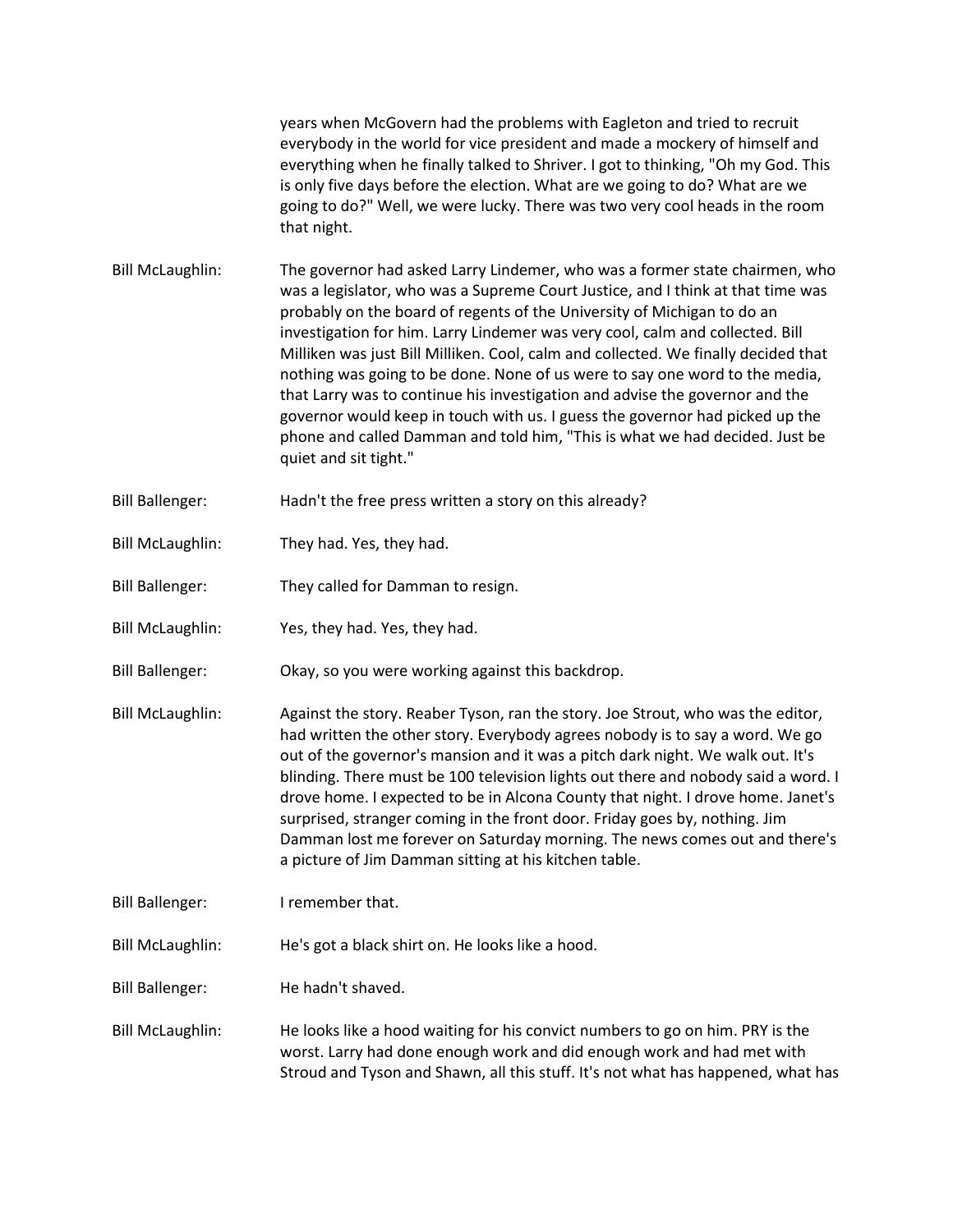years when McGovern had the problems with Eagleton and tried to recruit everybody in the world for vice president and made a mockery of himself and everything when he finally talked to Shriver. I got to thinking, "Oh my God. This is only five days before the election. What are we going to do? What are we going to do?" Well, we were lucky. There was two very cool heads in the room that night.

Bill McLaughlin: The governor had asked Larry Lindemer, who was a former state chairmen, who was a legislator, who was a Supreme Court Justice, and I think at that time was probably on the board of regents of the University of Michigan to do an investigation for him. Larry Lindemer was very cool, calm and collected. Bill Milliken was just Bill Milliken. Cool, calm and collected. We finally decided that nothing was going to be done. None of us were to say one word to the media, that Larry was to continue his investigation and advise the governor and the governor would keep in touch with us. I guess the governor had picked up the phone and called Damman and told him, "This is what we had decided. Just be quiet and sit tight."

Bill Ballenger: Hadn't the free press written a story on this already?

Bill McLaughlin: They had. Yes, they had.

Bill Ballenger: They called for Damman to resign.

Bill McLaughlin: Yes, they had. Yes, they had.

Bill Ballenger: Okay, so you were working against this backdrop.

Bill McLaughlin: Against the story. Reaber Tyson, ran the story. Joe Strout, who was the editor, had written the other story. Everybody agrees nobody is to say a word. We go out of the governor's mansion and it was a pitch dark night. We walk out. It's blinding. There must be 100 television lights out there and nobody said a word. I drove home. I expected to be in Alcona County that night. I drove home. Janet's surprised, stranger coming in the front door. Friday goes by, nothing. Jim Damman lost me forever on Saturday morning. The news comes out and there's a picture of Jim Damman sitting at his kitchen table.

Bill Ballenger: I remember that.

Bill McLaughlin: He's got a black shirt on. He looks like a hood.

Bill Ballenger: He hadn't shaved.

Bill McLaughlin: He looks like a hood waiting for his convict numbers to go on him. PRY is the worst. Larry had done enough work and did enough work and had met with Stroud and Tyson and Shawn, all this stuff. It's not what has happened, what has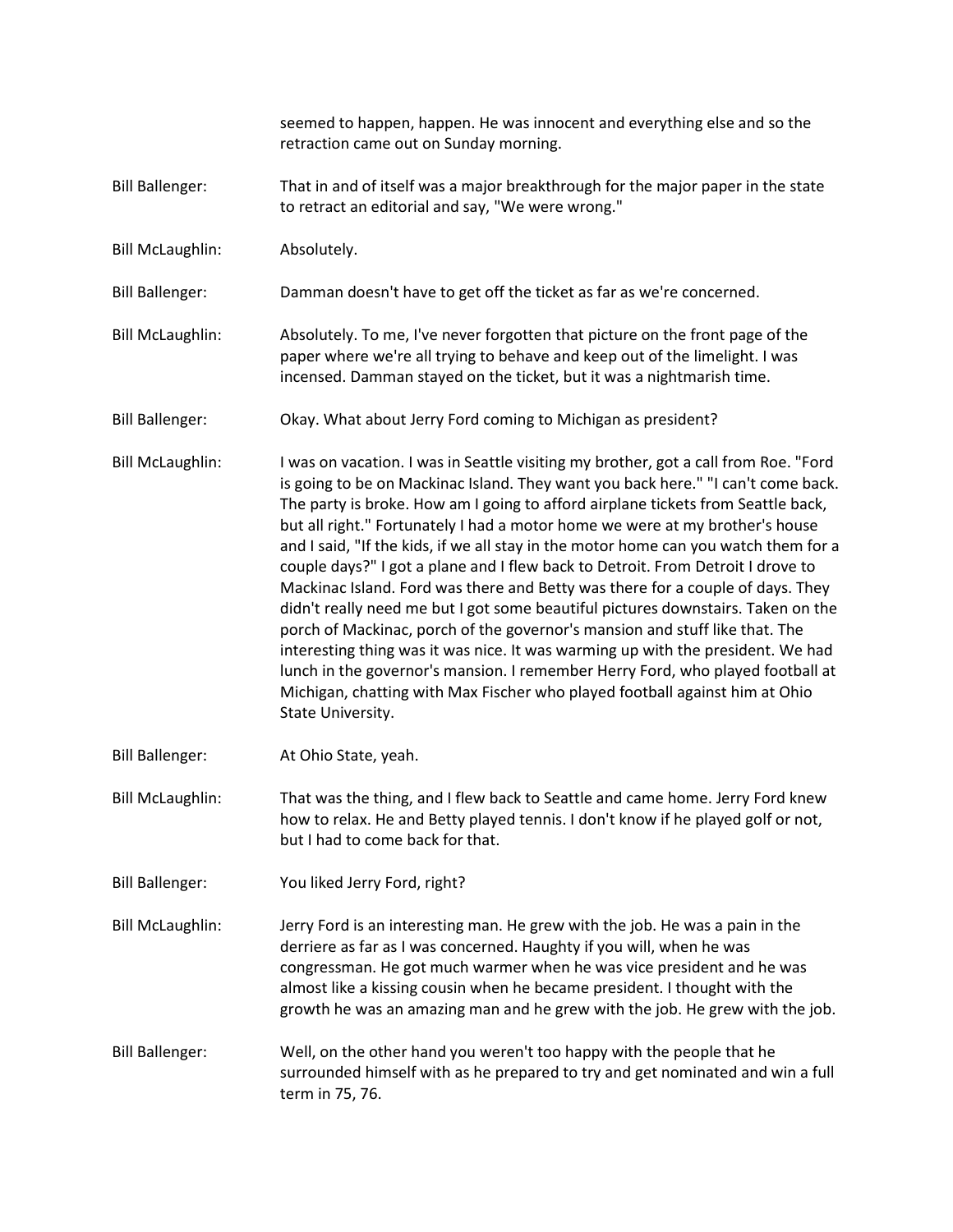seemed to happen, happen. He was innocent and everything else and so the retraction came out on Sunday morning.

Bill Ballenger: That in and of itself was a major breakthrough for the major paper in the state to retract an editorial and say, "We were wrong."

Bill McLaughlin: Absolutely.

Bill Ballenger: Damman doesn't have to get off the ticket as far as we're concerned.

Bill McLaughlin: Absolutely. To me, I've never forgotten that picture on the front page of the paper where we're all trying to behave and keep out of the limelight. I was incensed. Damman stayed on the ticket, but it was a nightmarish time.

Bill Ballenger: Okay. What about Jerry Ford coming to Michigan as president?

Bill McLaughlin: I was on vacation. I was in Seattle visiting my brother, got a call from Roe. "Ford is going to be on Mackinac Island. They want you back here." "I can't come back. The party is broke. How am I going to afford airplane tickets from Seattle back, but all right." Fortunately I had a motor home we were at my brother's house and I said, "If the kids, if we all stay in the motor home can you watch them for a couple days?" I got a plane and I flew back to Detroit. From Detroit I drove to Mackinac Island. Ford was there and Betty was there for a couple of days. They didn't really need me but I got some beautiful pictures downstairs. Taken on the porch of Mackinac, porch of the governor's mansion and stuff like that. The interesting thing was it was nice. It was warming up with the president. We had lunch in the governor's mansion. I remember Herry Ford, who played football at Michigan, chatting with Max Fischer who played football against him at Ohio State University.

Bill Ballenger: At Ohio State, yeah.

Bill McLaughlin: That was the thing, and I flew back to Seattle and came home. Jerry Ford knew how to relax. He and Betty played tennis. I don't know if he played golf or not, but I had to come back for that.

Bill Ballenger: You liked Jerry Ford, right?

Bill McLaughlin: Jerry Ford is an interesting man. He grew with the job. He was a pain in the derriere as far as I was concerned. Haughty if you will, when he was congressman. He got much warmer when he was vice president and he was almost like a kissing cousin when he became president. I thought with the growth he was an amazing man and he grew with the job. He grew with the job.

Bill Ballenger: Well, on the other hand you weren't too happy with the people that he surrounded himself with as he prepared to try and get nominated and win a full term in 75, 76.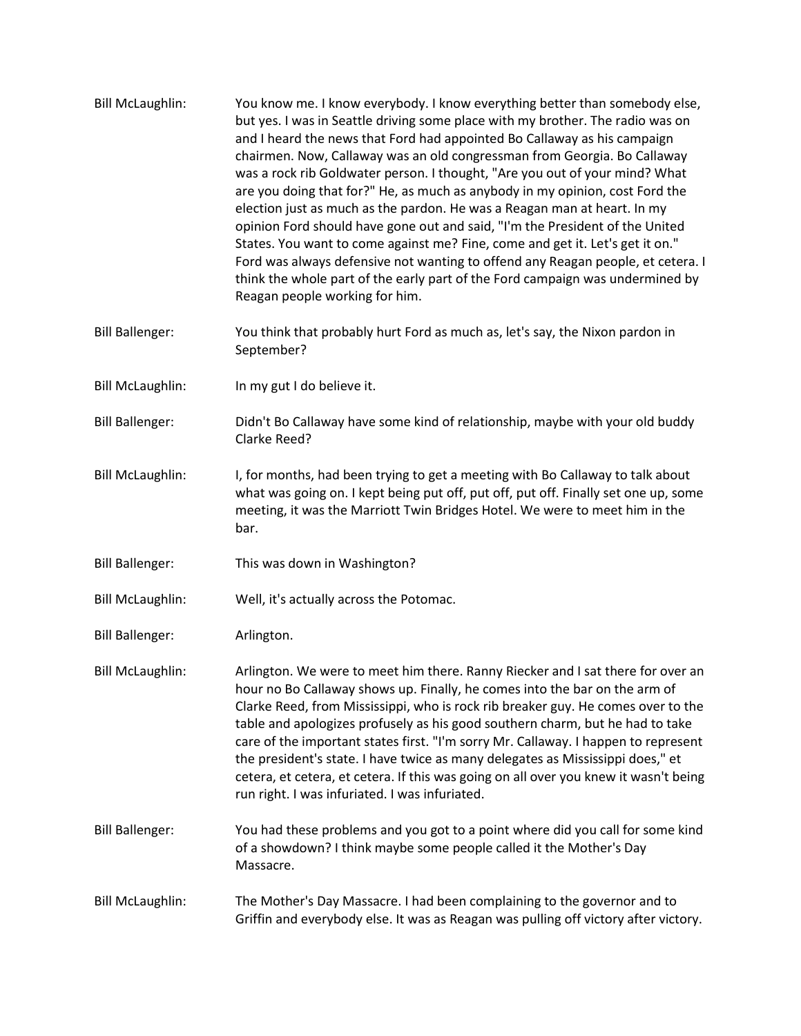Bill McLaughlin: You know me. I know everybody. I know everything better than somebody else, but yes. I was in Seattle driving some place with my brother. The radio was on and I heard the news that Ford had appointed Bo Callaway as his campaign chairmen. Now, Callaway was an old congressman from Georgia. Bo Callaway was a rock rib Goldwater person. I thought, "Are you out of your mind? What are you doing that for?" He, as much as anybody in my opinion, cost Ford the election just as much as the pardon. He was a Reagan man at heart. In my opinion Ford should have gone out and said, "I'm the President of the United States. You want to come against me? Fine, come and get it. Let's get it on." Ford was always defensive not wanting to offend any Reagan people, et cetera. I think the whole part of the early part of the Ford campaign was undermined by Reagan people working for him.

Bill Ballenger: You think that probably hurt Ford as much as, let's say, the Nixon pardon in September?

Bill McLaughlin: In my gut I do believe it.

Bill Ballenger: Didn't Bo Callaway have some kind of relationship, maybe with your old buddy Clarke Reed?

Bill McLaughlin: I, for months, had been trying to get a meeting with Bo Callaway to talk about what was going on. I kept being put off, put off, put off. Finally set one up, some meeting, it was the Marriott Twin Bridges Hotel. We were to meet him in the bar.

Bill Ballenger: This was down in Washington?

Bill McLaughlin: Well, it's actually across the Potomac.

Bill Ballenger: Arlington.

Bill McLaughlin: Arlington. We were to meet him there. Ranny Riecker and I sat there for over an hour no Bo Callaway shows up. Finally, he comes into the bar on the arm of Clarke Reed, from Mississippi, who is rock rib breaker guy. He comes over to the table and apologizes profusely as his good southern charm, but he had to take care of the important states first. "I'm sorry Mr. Callaway. I happen to represent the president's state. I have twice as many delegates as Mississippi does," et cetera, et cetera, et cetera. If this was going on all over you knew it wasn't being run right. I was infuriated. I was infuriated.

Bill Ballenger: You had these problems and you got to a point where did you call for some kind of a showdown? I think maybe some people called it the Mother's Day Massacre.

Bill McLaughlin: The Mother's Day Massacre. I had been complaining to the governor and to Griffin and everybody else. It was as Reagan was pulling off victory after victory.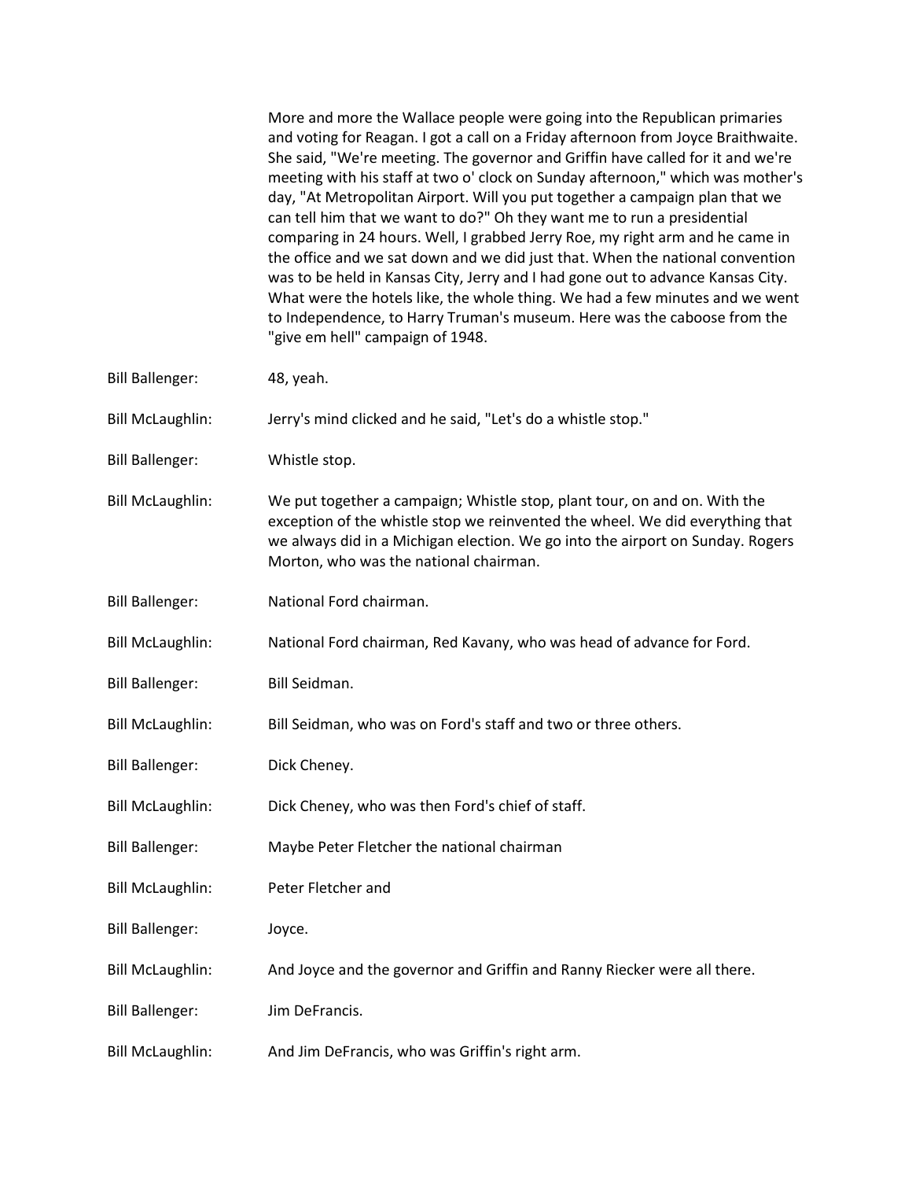More and more the Wallace people were going into the Republican primaries and voting for Reagan. I got a call on a Friday afternoon from Joyce Braithwaite. She said, "We're meeting. The governor and Griffin have called for it and we're meeting with his staff at two o' clock on Sunday afternoon," which was mother's day, "At Metropolitan Airport. Will you put together a campaign plan that we can tell him that we want to do?" Oh they want me to run a presidential comparing in 24 hours. Well, I grabbed Jerry Roe, my right arm and he came in the office and we sat down and we did just that. When the national convention was to be held in Kansas City, Jerry and I had gone out to advance Kansas City. What were the hotels like, the whole thing. We had a few minutes and we went to Independence, to Harry Truman's museum. Here was the caboose from the "give em hell" campaign of 1948.

**Bill Ballenger:** 48, yeah.

**Bill McLaughlin:** Jerry's mind clicked and he said, "Let's do a whistle stop."

**Bill Ballenger:** Whistle stop.

**Bill McLaughlin:** We put together a campaign; Whistle stop, plant tour, on and on. With the exception of the whistle stop we reinvented the wheel. We did everything that we always did in a Michigan election. We go into the airport on Sunday. Rogers Morton, who was the national chairman.

**Bill Ballenger:** National Ford chairman.

**Bill McLaughlin:** National Ford chairman, Red Kavany, who was head of advance for Ford.

**Bill Ballenger:** Bill Seidman.

**Bill McLaughlin:** Bill Seidman, who was on Ford's staff and two or three others.

**Bill Ballenger:** Dick Cheney.

**Bill McLaughlin:** Dick Cheney, who was then Ford's chief of staff.

**Bill Ballenger:** Maybe Peter Fletcher the national chairman

**Bill McLaughlin:** Peter Fletcher and

**Bill Ballenger:** Joyce.

**Bill McLaughlin:** And Joyce and the governor and Griffin and Ranny Riecker were all there.

**Bill Ballenger:** Jim DeFrancis.

**Bill McLaughlin:** And Jim DeFrancis, who was Griffin's right arm.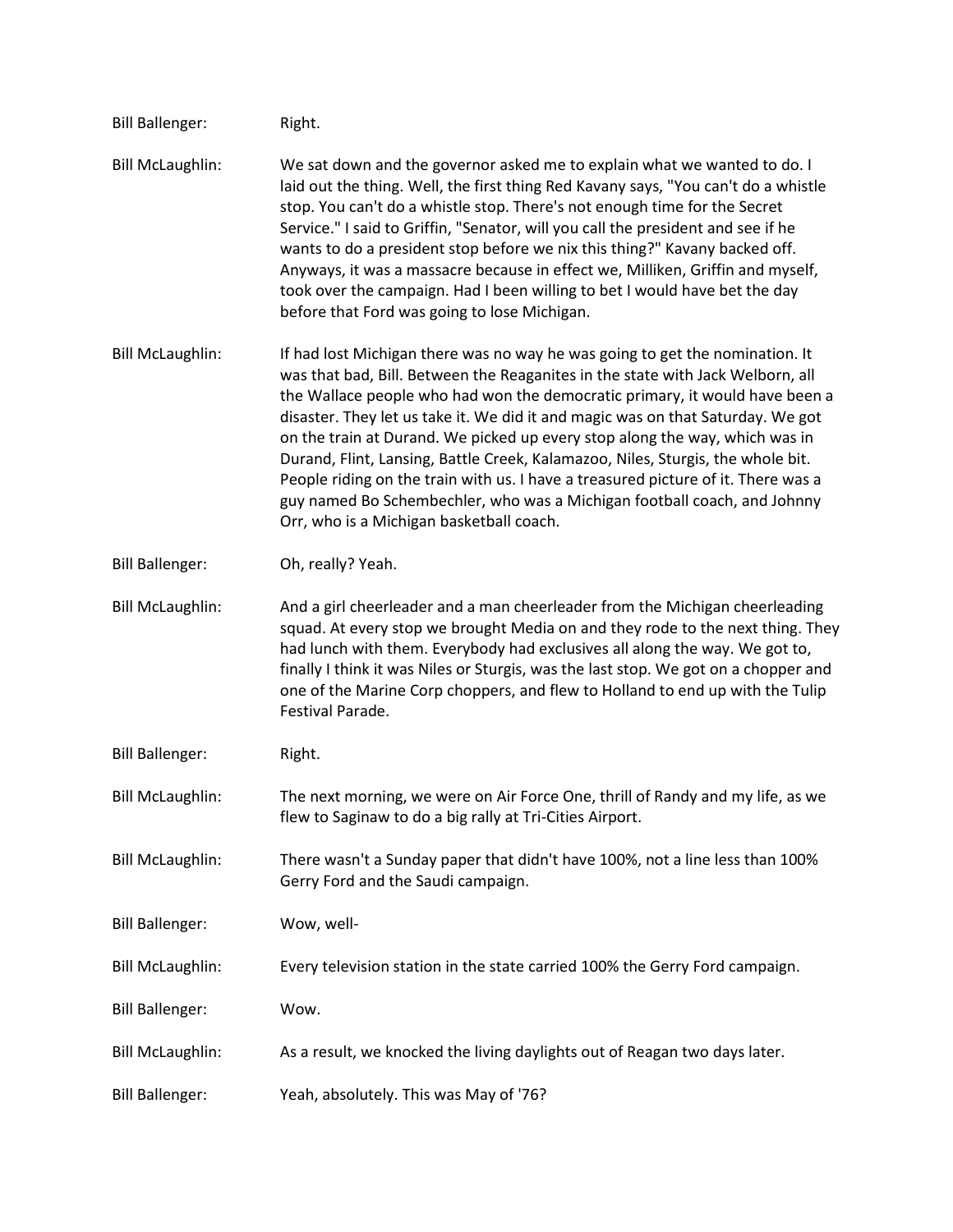Bill Ballenger: Right.

Bill McLaughlin: We sat down and the governor asked me to explain what we wanted to do. I laid out the thing. Well, the first thing Red Kavany says, "You can't do a whistle stop. You can't do a whistle stop. There's not enough time for the Secret Service." I said to Griffin, "Senator, will you call the president and see if he wants to do a president stop before we nix this thing?" Kavany backed off. Anyways, it was a massacre because in effect we, Milliken, Griffin and myself, took over the campaign. Had I been willing to bet I would have bet the day before that Ford was going to lose Michigan.

Bill McLaughlin: If had lost Michigan there was no way he was going to get the nomination. It was that bad, Bill. Between the Reaganites in the state with Jack Welborn, all the Wallace people who had won the democratic primary, it would have been a disaster. They let us take it. We did it and magic was on that Saturday. We got on the train at Durand. We picked up every stop along the way, which was in Durand, Flint, Lansing, Battle Creek, Kalamazoo, Niles, Sturgis, the whole bit. People riding on the train with us. I have a treasured picture of it. There was a guy named Bo Schembechler, who was a Michigan football coach, and Johnny Orr, who is a Michigan basketball coach.

Bill Ballenger: Oh, really? Yeah.

Bill McLaughlin: And a girl cheerleader and a man cheerleader from the Michigan cheerleading squad. At every stop we brought Media on and they rode to the next thing. They had lunch with them. Everybody had exclusives all along the way. We got to, finally I think it was Niles or Sturgis, was the last stop. We got on a chopper and one of the Marine Corp choppers, and flew to Holland to end up with the Tulip Festival Parade.

Bill Ballenger: Right.

Bill McLaughlin: The next morning, we were on Air Force One, thrill of Randy and my life, as we flew to Saginaw to do a big rally at Tri-Cities Airport.

Bill McLaughlin: There wasn't a Sunday paper that didn't have 100%, not a line less than 100% Gerry Ford and the Saudi campaign.

Bill Ballenger: Wow, well-

Bill McLaughlin: Every television station in the state carried 100% the Gerry Ford campaign.

Bill Ballenger: Wow.

Bill McLaughlin: As a result, we knocked the living daylights out of Reagan two days later.

Bill Ballenger: Yeah, absolutely. This was May of '76?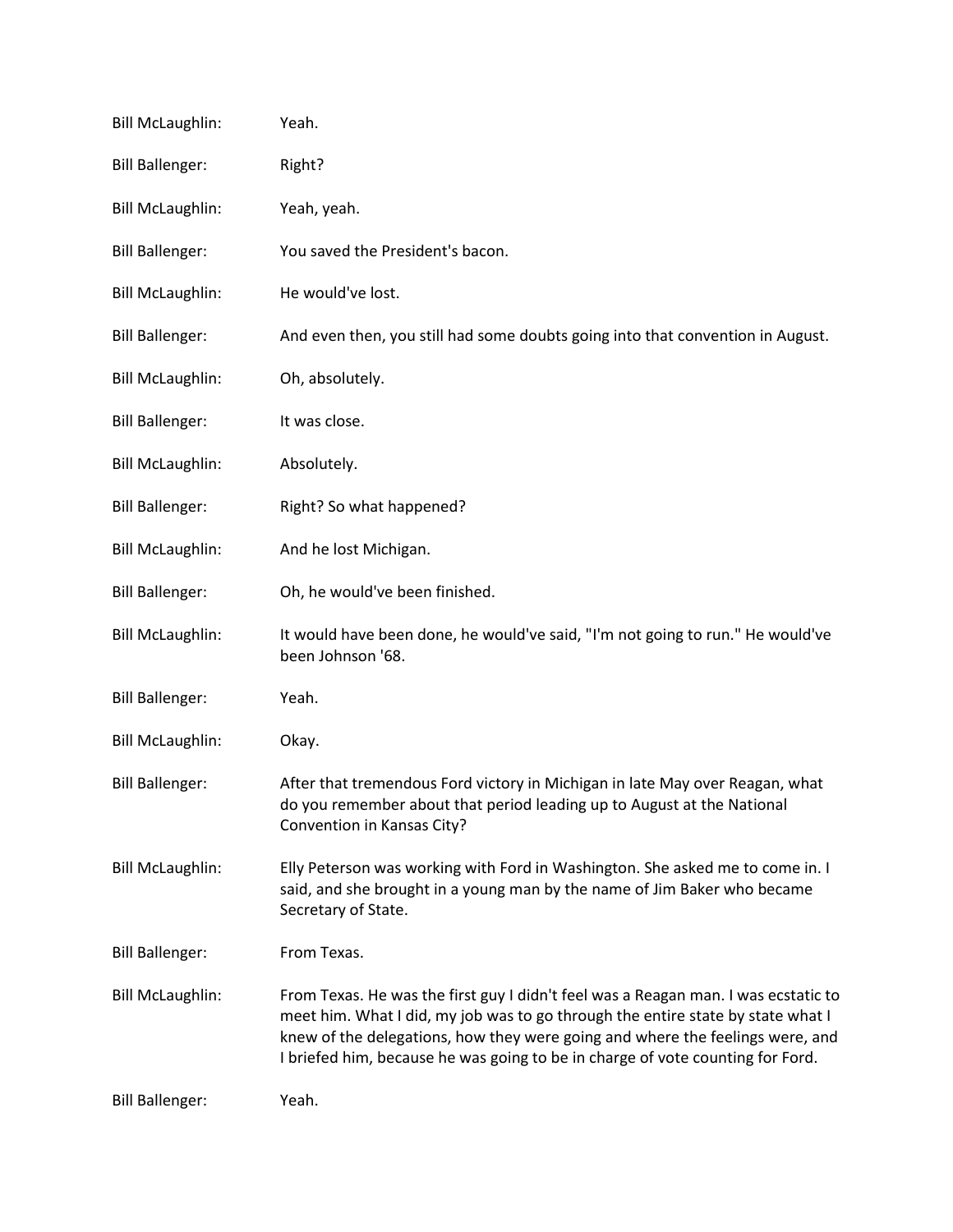Bill McLaughlin: Yeah.

Bill Ballenger: Right?

Bill McLaughlin: Yeah, yeah.

Bill Ballenger: You saved the President's bacon.

Bill McLaughlin: He would've lost.

Bill Ballenger: And even then, you still had some doubts going into that convention in August.

Bill McLaughlin: Oh, absolutely.

Bill Ballenger: It was close.

Bill McLaughlin: Absolutely.

Bill Ballenger: Right? So what happened?

Bill McLaughlin: And he lost Michigan.

Bill Ballenger: Oh, he would've been finished.

Bill McLaughlin: It would have been done, he would've said, "I'm not going to run." He would've been Johnson '68.

Bill Ballenger: Yeah.

Bill McLaughlin: Okay.

Bill Ballenger: After that tremendous Ford victory in Michigan in late May over Reagan, what do you remember about that period leading up to August at the National Convention in Kansas City?

Bill McLaughlin: Elly Peterson was working with Ford in Washington. She asked me to come in. I said, and she brought in a young man by the name of Jim Baker who became Secretary of State.

Bill Ballenger: From Texas.

Bill McLaughlin: From Texas. He was the first guy I didn't feel was a Reagan man. I was ecstatic to meet him. What I did, my job was to go through the entire state by state what I knew of the delegations, how they were going and where the feelings were, and I briefed him, because he was going to be in charge of vote counting for Ford.

Bill Ballenger: Yeah.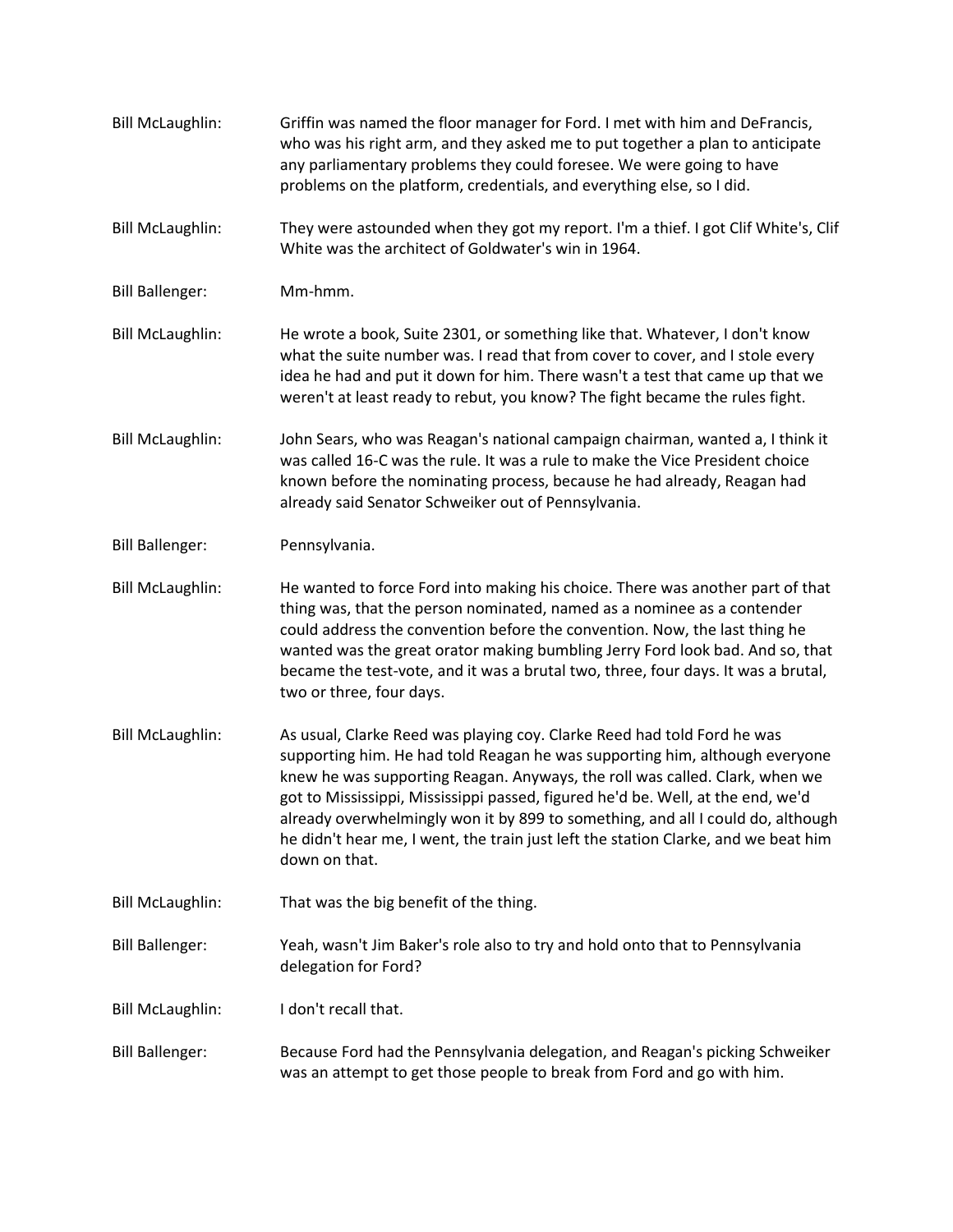Bill McLaughlin: Griffin was named the floor manager for Ford. I met with him and DeFrancis, who was his right arm, and they asked me to put together a plan to anticipate any parliamentary problems they could foresee. We were going to have problems on the platform, credentials, and everything else, so I did.

Bill McLaughlin: They were astounded when they got my report. I'm a thief. I got Clif White's, Clif White was the architect of Goldwater's win in 1964.

Bill Ballenger: Mm-hmm.

Bill McLaughlin: He wrote a book, Suite 2301, or something like that. Whatever, I don't know what the suite number was. I read that from cover to cover, and I stole every idea he had and put it down for him. There wasn't a test that came up that we weren't at least ready to rebut, you know? The fight became the rules fight.

Bill McLaughlin: John Sears, who was Reagan's national campaign chairman, wanted a, I think it was called 16-C was the rule. It was a rule to make the Vice President choice known before the nominating process, because he had already, Reagan had already said Senator Schweiker out of Pennsylvania.

Bill Ballenger: Pennsylvania.

Bill McLaughlin: He wanted to force Ford into making his choice. There was another part of that thing was, that the person nominated, named as a nominee as a contender could address the convention before the convention. Now, the last thing he wanted was the great orator making bumbling Jerry Ford look bad. And so, that became the test-vote, and it was a brutal two, three, four days. It was a brutal, two or three, four days.

Bill McLaughlin: As usual, Clarke Reed was playing coy. Clarke Reed had told Ford he was supporting him. He had told Reagan he was supporting him, although everyone knew he was supporting Reagan. Anyways, the roll was called. Clark, when we got to Mississippi, Mississippi passed, figured he'd be. Well, at the end, we'd already overwhelmingly won it by 899 to something, and all I could do, although he didn't hear me, I went, the train just left the station Clarke, and we beat him down on that.

Bill McLaughlin: That was the big benefit of the thing.

Bill Ballenger: Yeah, wasn't Jim Baker's role also to try and hold onto that to Pennsylvania delegation for Ford?

Bill McLaughlin: I don't recall that.

Bill Ballenger: Because Ford had the Pennsylvania delegation, and Reagan's picking Schweiker was an attempt to get those people to break from Ford and go with him.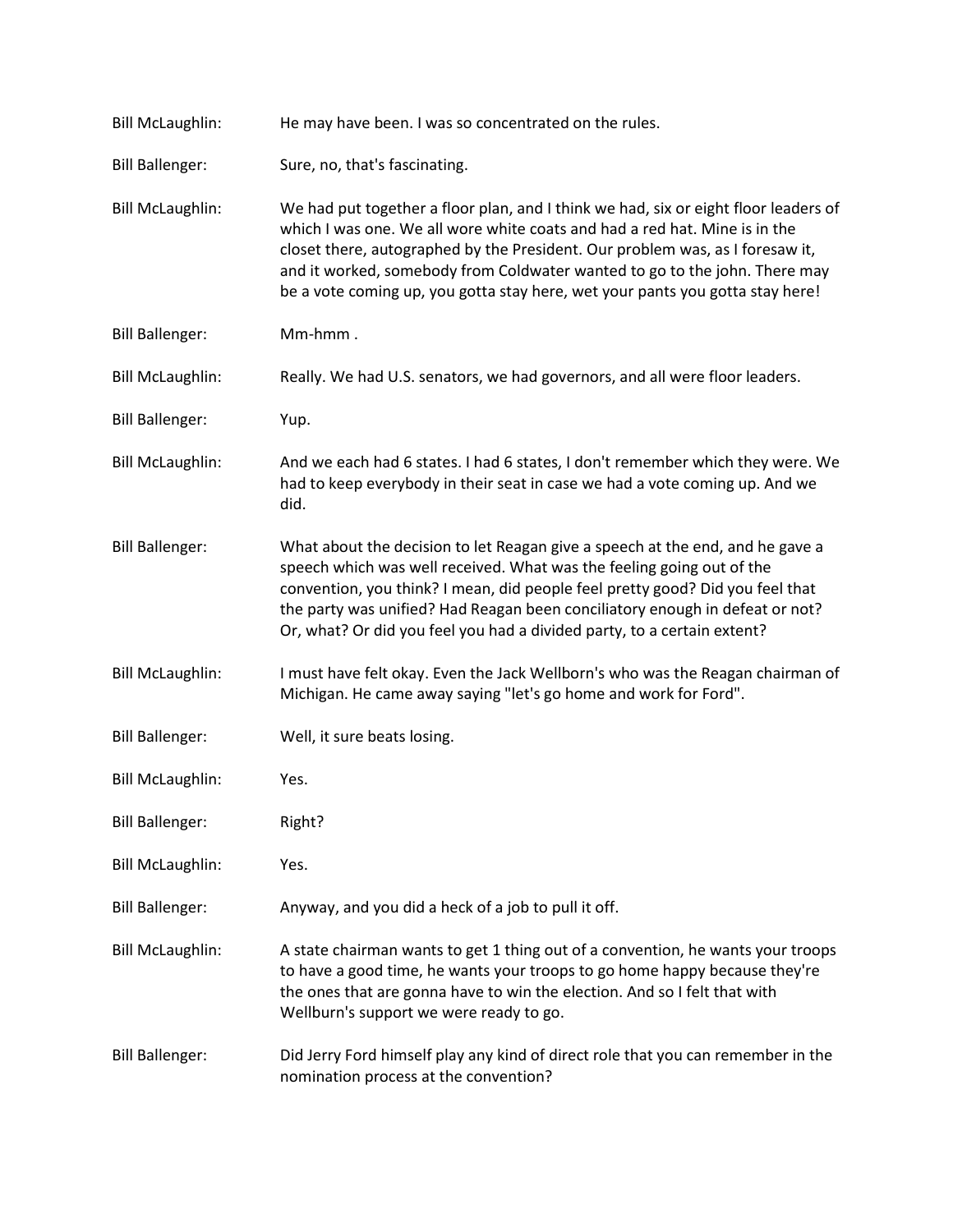Bill McLaughlin: He may have been. I was so concentrated on the rules.

Bill Ballenger: Sure, no, that's fascinating.

Bill McLaughlin: We had put together a floor plan, and I think we had, six or eight floor leaders of which I was one. We all wore white coats and had a red hat. Mine is in the closet there, autographed by the President. Our problem was, as I foresaw it, and it worked, somebody from Coldwater wanted to go to the john. There may be a vote coming up, you gotta stay here, wet your pants you gotta stay here!

Bill Ballenger: Mm-hmm .

Bill McLaughlin: Really. We had U.S. senators, we had governors, and all were floor leaders.

Bill Ballenger: Yup.

Bill McLaughlin: And we each had 6 states. I had 6 states, I don't remember which they were. We had to keep everybody in their seat in case we had a vote coming up. And we did.

Bill Ballenger: What about the decision to let Reagan give a speech at the end, and he gave a speech which was well received. What was the feeling going out of the convention, you think? I mean, did people feel pretty good? Did you feel that the party was unified? Had Reagan been conciliatory enough in defeat or not? Or, what? Or did you feel you had a divided party, to a certain extent?

Bill McLaughlin: I must have felt okay. Even the Jack Wellborn's who was the Reagan chairman of Michigan. He came away saying "let's go home and work for Ford".

Bill Ballenger: Well, it sure beats losing.

Bill McLaughlin: Yes.

Bill Ballenger: Right?

Bill McLaughlin: Yes.

Bill Ballenger: Anyway, and you did a heck of a job to pull it off.

Bill McLaughlin: A state chairman wants to get 1 thing out of a convention, he wants your troops to have a good time, he wants your troops to go home happy because they're the ones that are gonna have to win the election. And so I felt that with Wellburn's support we were ready to go.

Bill Ballenger: Did Jerry Ford himself play any kind of direct role that you can remember in the nomination process at the convention?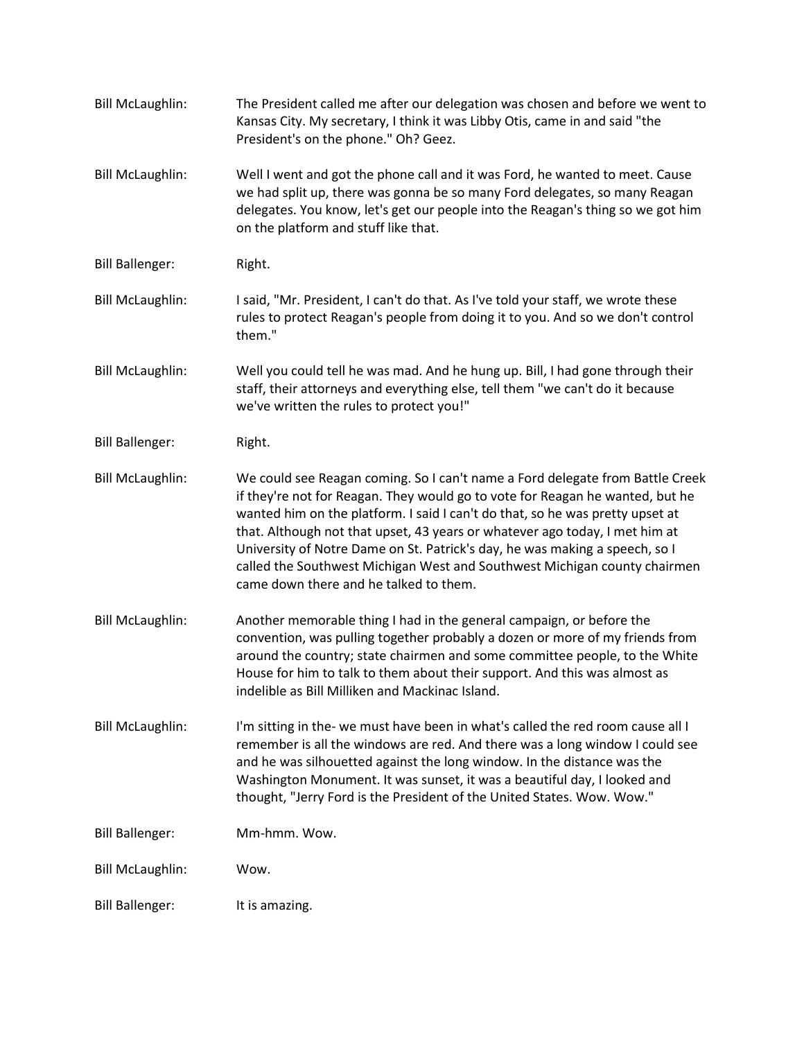Bill McLaughlin: The President called me after our delegation was chosen and before we went to Kansas City. My secretary, I think it was Libby Otis, came in and said "the President's on the phone." Oh? Geez.

Bill McLaughlin: Well I went and got the phone call and it was Ford, he wanted to meet. Cause we had split up, there was gonna be so many Ford delegates, so many Reagan delegates. You know, let's get our people into the Reagan's thing so we got him on the platform and stuff like that.

Bill Ballenger: Right.

Bill McLaughlin: I said, "Mr. President, I can't do that. As I've told your staff, we wrote these rules to protect Reagan's people from doing it to you. And so we don't control them."

Bill McLaughlin: Well you could tell he was mad. And he hung up. Bill, I had gone through their staff, their attorneys and everything else, tell them "we can't do it because we've written the rules to protect you!"

Bill Ballenger: Right.

Bill McLaughlin: We could see Reagan coming. So I can't name a Ford delegate from Battle Creek if they're not for Reagan. They would go to vote for Reagan he wanted, but he wanted him on the platform. I said I can't do that, so he was pretty upset at that. Although not that upset, 43 years or whatever ago today, I met him at University of Notre Dame on St. Patrick's day, he was making a speech, so I called the Southwest Michigan West and Southwest Michigan county chairmen came down there and he talked to them.

Bill McLaughlin: Another memorable thing I had in the general campaign, or before the convention, was pulling together probably a dozen or more of my friends from around the country; state chairmen and some committee people, to the White House for him to talk to them about their support. And this was almost as indelible as Bill Milliken and Mackinac Island.

Bill McLaughlin: I'm sitting in the- we must have been in what's called the red room cause all I remember is all the windows are red. And there was a long window I could see and he was silhouetted against the long window. In the distance was the Washington Monument. It was sunset, it was a beautiful day, I looked and thought, "Jerry Ford is the President of the United States. Wow. Wow."

Bill Ballenger: Mm-hmm. Wow.

Bill McLaughlin: Wow.

Bill Ballenger: It is amazing.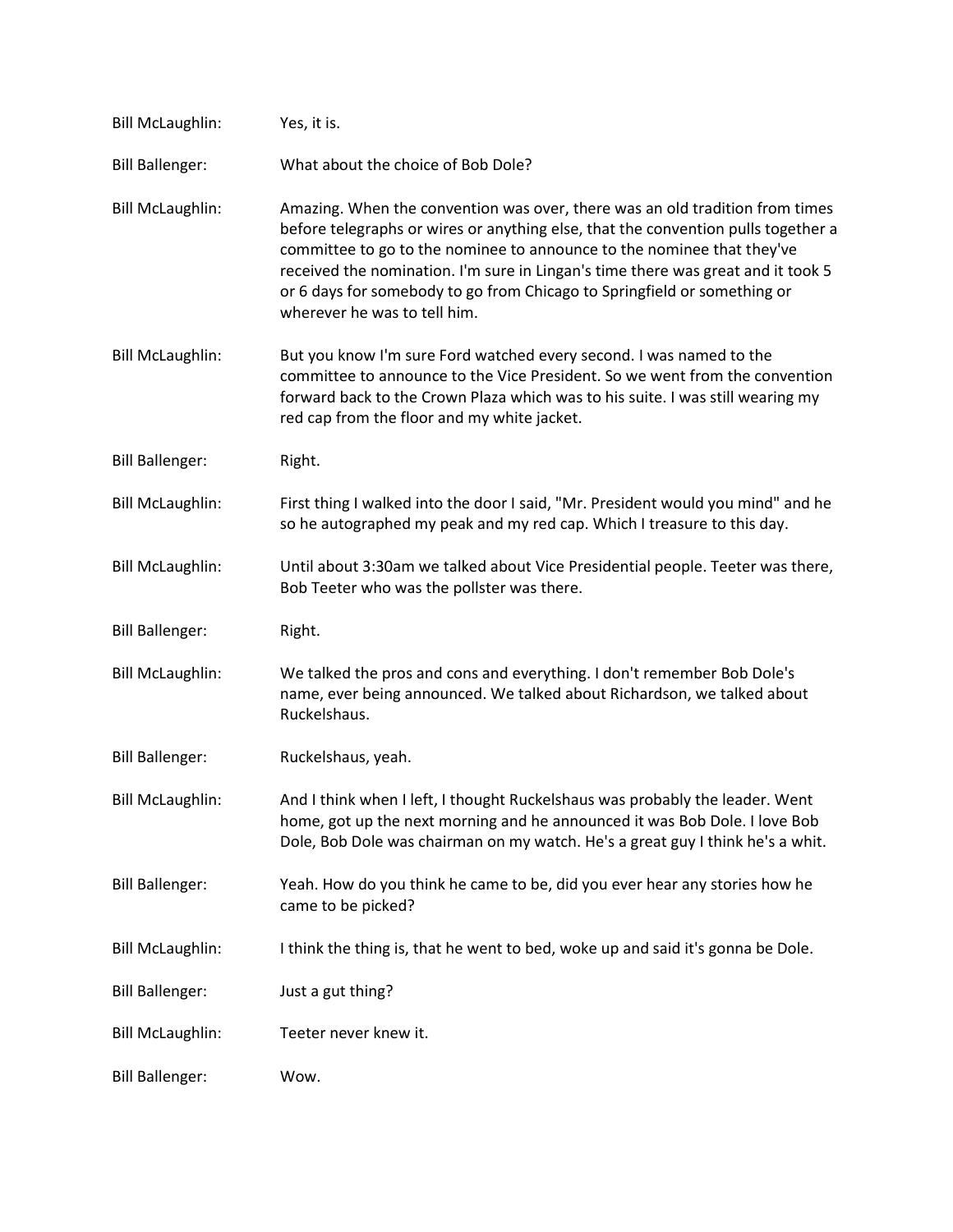Bill McLaughlin: Yes, it is.

Bill Ballenger: What about the choice of Bob Dole?

Bill McLaughlin: Amazing. When the convention was over, there was an old tradition from times before telegraphs or wires or anything else, that the convention pulls together a committee to go to the nominee to announce to the nominee that they've received the nomination. I'm sure in Lingan's time there was great and it took 5 or 6 days for somebody to go from Chicago to Springfield or something or wherever he was to tell him.

Bill McLaughlin: But you know I'm sure Ford watched every second. I was named to the committee to announce to the Vice President. So we went from the convention forward back to the Crown Plaza which was to his suite. I was still wearing my red cap from the floor and my white jacket.

Bill Ballenger: Right.

Bill McLaughlin: First thing I walked into the door I said, "Mr. President would you mind" and he so he autographed my peak and my red cap. Which I treasure to this day.

Bill McLaughlin: Until about 3:30am we talked about Vice Presidential people. Teeter was there, Bob Teeter who was the pollster was there.

Bill Ballenger: Right.

Bill McLaughlin: We talked the pros and cons and everything. I don't remember Bob Dole's name, ever being announced. We talked about Richardson, we talked about Ruckelshaus.

Bill Ballenger: Ruckelshaus, yeah.

Bill McLaughlin: And I think when I left, I thought Ruckelshaus was probably the leader. Went home, got up the next morning and he announced it was Bob Dole. I love Bob Dole, Bob Dole was chairman on my watch. He's a great guy I think he's a whit.

Bill Ballenger: Yeah. How do you think he came to be, did you ever hear any stories how he came to be picked?

Bill McLaughlin: I think the thing is, that he went to bed, woke up and said it's gonna be Dole.

Bill Ballenger: Just a gut thing?

Bill McLaughlin: Teeter never knew it.

Bill Ballenger: Wow.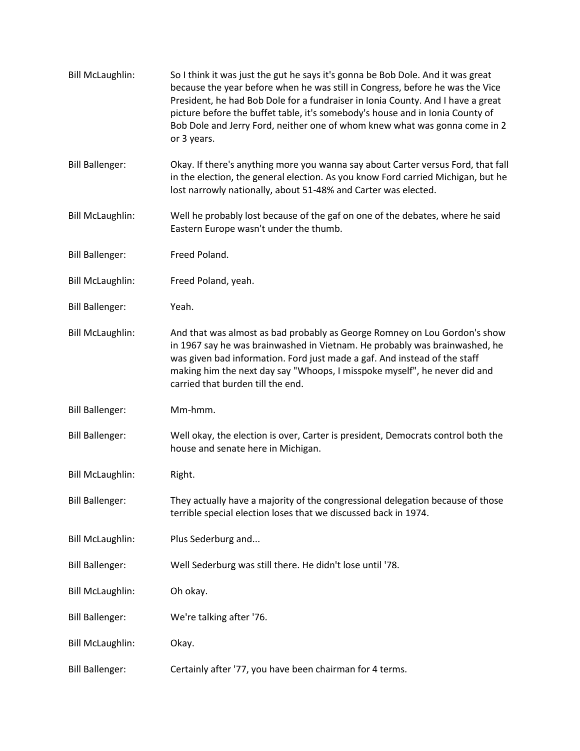**Bill McLaughlin:** So I think it was just the gut he says it's gonna be Bob Dole. And it was great because the year before when he was still in Congress, before he was the Vice President, he had Bob Dole for a fundraiser in Ionia County. And I have a great picture before the buffet table, it's somebody's house and in Ionia County of Bob Dole and Jerry Ford, neither one of whom knew what was gonna come in 2 or 3 years.

**Bill Ballenger:** Okay. If there's anything more you wanna say about Carter versus Ford, that fall in the election, the general election. As you know Ford carried Michigan, but he lost narrowly nationally, about 51-48% and Carter was elected.

**Bill McLaughlin:** Well he probably lost because of the gaf on one of the debates, where he said Eastern Europe wasn't under the thumb.

**Bill Ballenger:** Freed Poland.

**Bill McLaughlin:** Freed Poland, yeah.

**Bill Ballenger:** Yeah.

**Bill McLaughlin:** And that was almost as bad probably as George Romney on Lou Gordon's show in 1967 say he was brainwashed in Vietnam. He probably was brainwashed, he was given bad information. Ford just made a gaf. And instead of the staff making him the next day say "Whoops, I misspoke myself", he never did and carried that burden till the end.

**Bill Ballenger:** Mm-hmm.

**Bill Ballenger:** Well okay, the election is over, Carter is president, Democrats control both the house and senate here in Michigan.

**Bill McLaughlin:** Right.

**Bill Ballenger:** They actually have a majority of the congressional delegation because of those terrible special election loses that we discussed back in 1974.

**Bill McLaughlin:** Plus Sederburg and...

**Bill Ballenger:** Well Sederburg was still there. He didn't lose until '78.

**Bill McLaughlin:** Oh okay.

**Bill Ballenger:** We're talking after '76.

**Bill McLaughlin:** Okay.

**Bill Ballenger:** Certainly after '77, you have been chairman for 4 terms.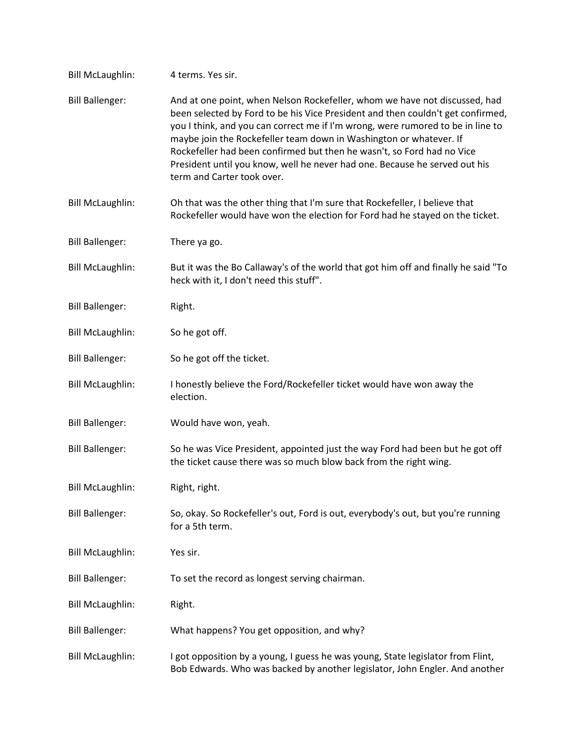Bill McLaughlin: 4 terms. Yes sir.

Bill Ballenger: And at one point, when Nelson Rockefeller, whom we have not discussed, had been selected by Ford to be his Vice President and then couldn't get confirmed, you I think, and you can correct me if I'm wrong, were rumored to be in line to maybe join the Rockefeller team down in Washington or whatever. If Rockefeller had been confirmed but then he wasn't, so Ford had no Vice President until you know, well he never had one. Because he served out his term and Carter took over.

Bill McLaughlin: Oh that was the other thing that I'm sure that Rockefeller, I believe that Rockefeller would have won the election for Ford had he stayed on the ticket.

Bill Ballenger: There ya go.

Bill McLaughlin: But it was the Bo Callaway's of the world that got him off and finally he said "To heck with it, I don't need this stuff".

Bill Ballenger: Right.

Bill McLaughlin: So he got off.

Bill Ballenger: So he got off the ticket.

Bill McLaughlin: I honestly believe the Ford/Rockefeller ticket would have won away the election.

Bill Ballenger: Would have won, yeah.

Bill Ballenger: So he was Vice President, appointed just the way Ford had been but he got off the ticket cause there was so much blow back from the right wing.

Bill McLaughlin: Right, right.

Bill Ballenger: So, okay. So Rockefeller's out, Ford is out, everybody's out, but you're running for a 5th term.

Bill McLaughlin: Yes sir.

Bill Ballenger: To set the record as longest serving chairman.

Bill McLaughlin: Right.

Bill Ballenger: What happens? You get opposition, and why?

Bill McLaughlin: I got opposition by a young, I guess he was young, State legislator from Flint, Bob Edwards. Who was backed by another legislator, John Engler. And another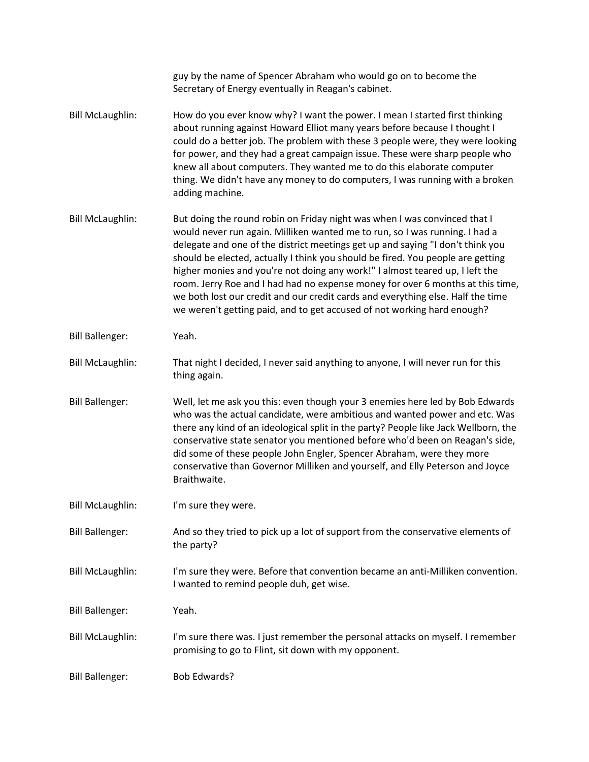guy by the name of Spencer Abraham who would go on to become the Secretary of Energy eventually in Reagan's cabinet.

Bill McLaughlin: How do you ever know why? I want the power. I mean I started first thinking about running against Howard Elliot many years before because I thought I could do a better job. The problem with these 3 people were, they were looking for power, and they had a great campaign issue. These were sharp people who knew all about computers. They wanted me to do this elaborate computer thing. We didn't have any money to do computers, I was running with a broken adding machine.

Bill McLaughlin: But doing the round robin on Friday night was when I was convinced that I would never run again. Milliken wanted me to run, so I was running. I had a delegate and one of the district meetings get up and saying "I don't think you should be elected, actually I think you should be fired. You people are getting higher monies and you're not doing any work!" I almost teared up, I left the room. Jerry Roe and I had had no expense money for over 6 months at this time, we both lost our credit and our credit cards and everything else. Half the time we weren't getting paid, and to get accused of not working hard enough?

Bill Ballenger: Yeah.

Bill McLaughlin: That night I decided, I never said anything to anyone, I will never run for this thing again.

Bill Ballenger: Well, let me ask you this: even though your 3 enemies here led by Bob Edwards who was the actual candidate, were ambitious and wanted power and etc. Was there any kind of an ideological split in the party? People like Jack Wellborn, the conservative state senator you mentioned before who'd been on Reagan's side, did some of these people John Engler, Spencer Abraham, were they more conservative than Governor Milliken and yourself, and Elly Peterson and Joyce Braithwaite.

Bill McLaughlin: I'm sure they were.

Bill Ballenger: And so they tried to pick up a lot of support from the conservative elements of the party?

Bill McLaughlin: I'm sure they were. Before that convention became an anti-Milliken convention. I wanted to remind people duh, get wise.

Bill Ballenger: Yeah.

Bill McLaughlin: I'm sure there was. I just remember the personal attacks on myself. I remember promising to go to Flint, sit down with my opponent.

Bill Ballenger: Bob Edwards?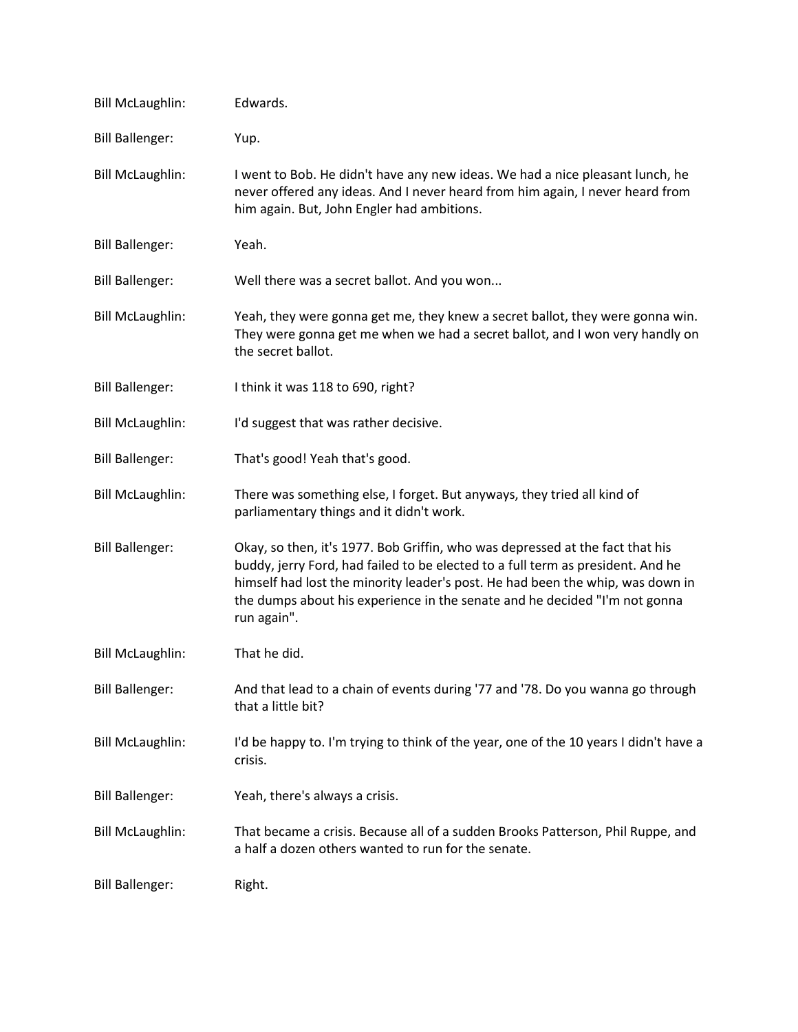Bill McLaughlin: Edwards.

Bill Ballenger: Yup.

Bill McLaughlin: I went to Bob. He didn't have any new ideas. We had a nice pleasant lunch, he never offered any ideas. And I never heard from him again, I never heard from him again. But, John Engler had ambitions.

Bill Ballenger: Yeah.

Bill Ballenger: Well there was a secret ballot. And you won...

Bill McLaughlin: Yeah, they were gonna get me, they knew a secret ballot, they were gonna win. They were gonna get me when we had a secret ballot, and I won very handly on the secret ballot.

Bill Ballenger: I think it was 118 to 690, right?

Bill McLaughlin: I'd suggest that was rather decisive.

Bill Ballenger: That's good! Yeah that's good.

Bill McLaughlin: There was something else, I forget. But anyways, they tried all kind of parliamentary things and it didn't work.

Bill Ballenger: Okay, so then, it's 1977. Bob Griffin, who was depressed at the fact that his buddy, jerry Ford, had failed to be elected to a full term as president. And he himself had lost the minority leader's post. He had been the whip, was down in the dumps about his experience in the senate and he decided "I'm not gonna run again".

Bill McLaughlin: That he did.

Bill Ballenger: And that lead to a chain of events during '77 and '78. Do you wanna go through that a little bit?

Bill McLaughlin: I'd be happy to. I'm trying to think of the year, one of the 10 years I didn't have a crisis.

Bill Ballenger: Yeah, there's always a crisis.

Bill McLaughlin: That became a crisis. Because all of a sudden Brooks Patterson, Phil Ruppe, and a half a dozen others wanted to run for the senate.

Bill Ballenger: Right.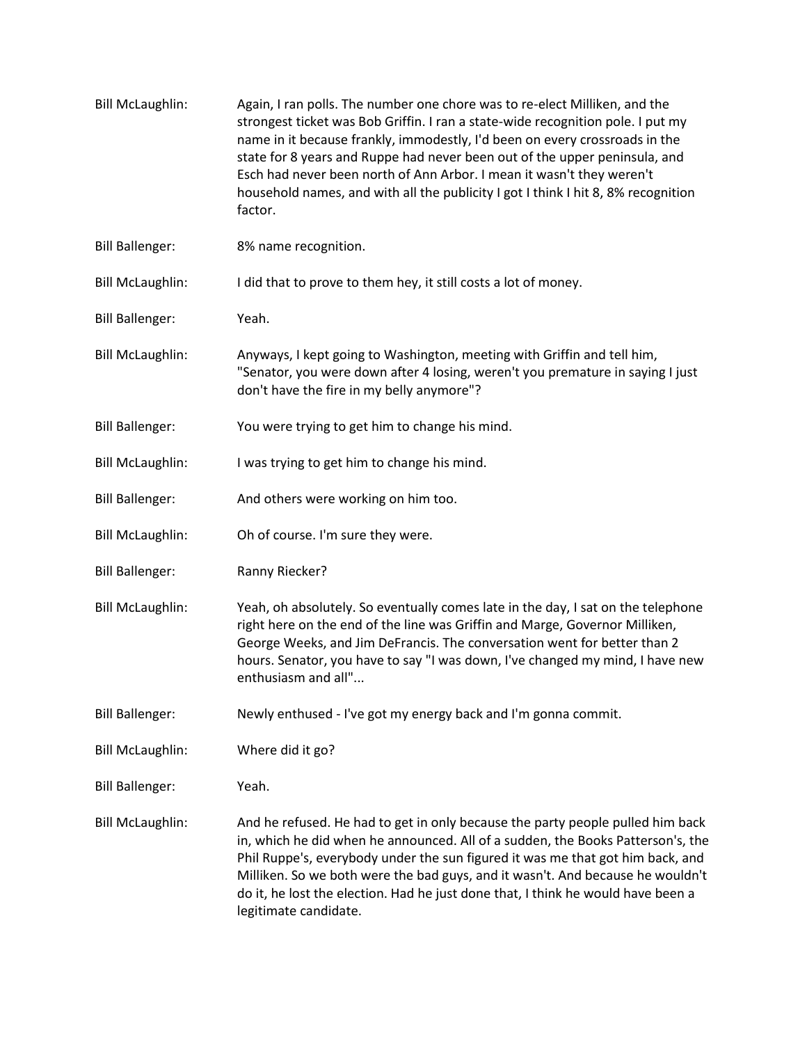Bill McLaughlin: Again, I ran polls. The number one chore was to re-elect Milliken, and the strongest ticket was Bob Griffin. I ran a state-wide recognition pole. I put my name in it because frankly, immodestly, I'd been on every crossroads in the state for 8 years and Ruppe had never been out of the upper peninsula, and Esch had never been north of Ann Arbor. I mean it wasn't they weren't household names, and with all the publicity I got I think I hit 8, 8% recognition factor.

Bill Ballenger: 8% name recognition.

Bill McLaughlin: I did that to prove to them hey, it still costs a lot of money.

Bill Ballenger: Yeah.

Bill McLaughlin: Anyways, I kept going to Washington, meeting with Griffin and tell him, "Senator, you were down after 4 losing, weren't you premature in saying I just don't have the fire in my belly anymore"?

Bill Ballenger: You were trying to get him to change his mind.

Bill McLaughlin: I was trying to get him to change his mind.

Bill Ballenger: And others were working on him too.

Bill McLaughlin: Oh of course. I'm sure they were.

Bill Ballenger: Ranny Riecker?

Bill McLaughlin: Yeah, oh absolutely. So eventually comes late in the day, I sat on the telephone right here on the end of the line was Griffin and Marge, Governor Milliken, George Weeks, and Jim DeFrancis. The conversation went for better than 2 hours. Senator, you have to say "I was down, I've changed my mind, I have new enthusiasm and all"...

Bill Ballenger: Newly enthused - I've got my energy back and I'm gonna commit.

Bill McLaughlin: Where did it go?

Bill Ballenger: Yeah.

Bill McLaughlin: And he refused. He had to get in only because the party people pulled him back in, which he did when he announced. All of a sudden, the Books Patterson's, the Phil Ruppe's, everybody under the sun figured it was me that got him back, and Milliken. So we both were the bad guys, and it wasn't. And because he wouldn't do it, he lost the election. Had he just done that, I think he would have been a legitimate candidate.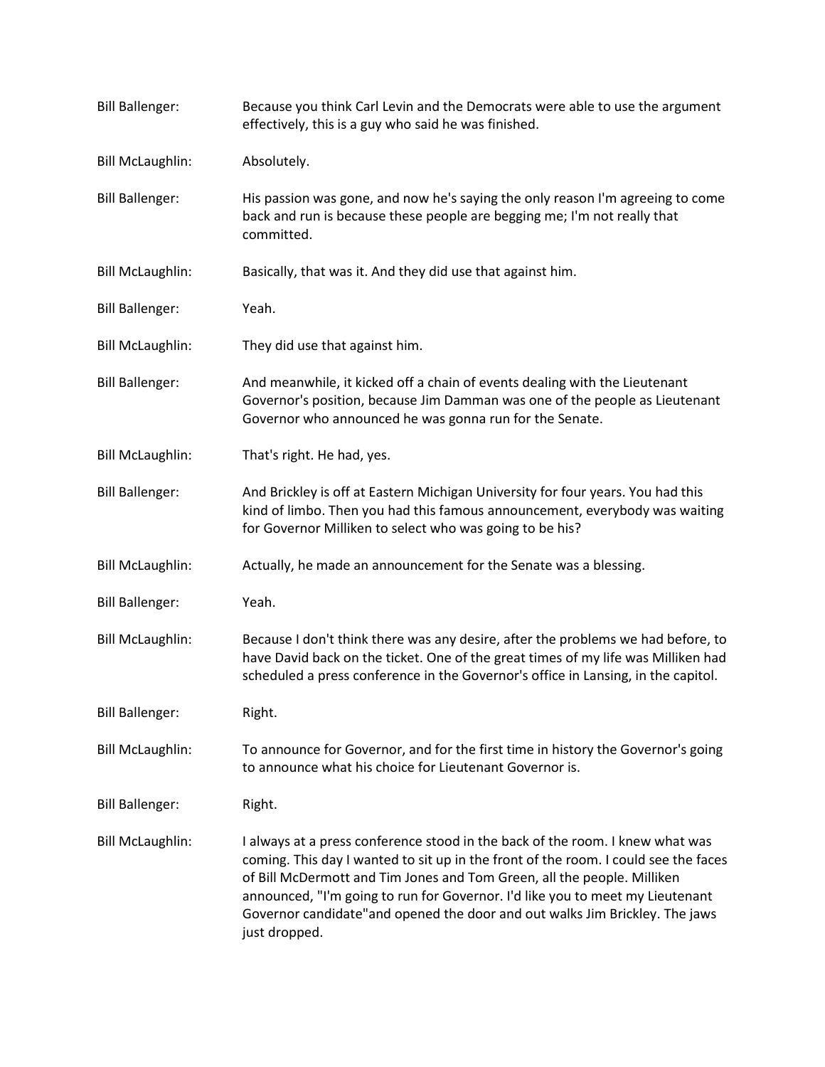Bill Ballenger: Because you think Carl Levin and the Democrats were able to use the argument effectively, this is a guy who said he was finished.

Bill McLaughlin: Absolutely.

Bill Ballenger: His passion was gone, and now he's saying the only reason I'm agreeing to come back and run is because these people are begging me; I'm not really that committed.

Bill McLaughlin: Basically, that was it. And they did use that against him.

Bill Ballenger: Yeah.

Bill McLaughlin: They did use that against him.

Bill Ballenger: And meanwhile, it kicked off a chain of events dealing with the Lieutenant Governor's position, because Jim Damman was one of the people as Lieutenant Governor who announced he was gonna run for the Senate.

Bill McLaughlin: That's right. He had, yes.

Bill Ballenger: And Brickley is off at Eastern Michigan University for four years. You had this kind of limbo. Then you had this famous announcement, everybody was waiting for Governor Milliken to select who was going to be his?

Bill McLaughlin: Actually, he made an announcement for the Senate was a blessing.

Bill Ballenger: Yeah.

Bill McLaughlin: Because I don't think there was any desire, after the problems we had before, to have David back on the ticket. One of the great times of my life was Milliken had scheduled a press conference in the Governor's office in Lansing, in the capitol.

Bill Ballenger: Right.

Bill McLaughlin: To announce for Governor, and for the first time in history the Governor's going to announce what his choice for Lieutenant Governor is.

Bill Ballenger: Right.

Bill McLaughlin: I always at a press conference stood in the back of the room. I knew what was coming. This day I wanted to sit up in the front of the room. I could see the faces of Bill McDermott and Tim Jones and Tom Green, all the people. Milliken announced, "I'm going to run for Governor. I'd like you to meet my Lieutenant Governor candidate"and opened the door and out walks Jim Brickley. The jaws just dropped.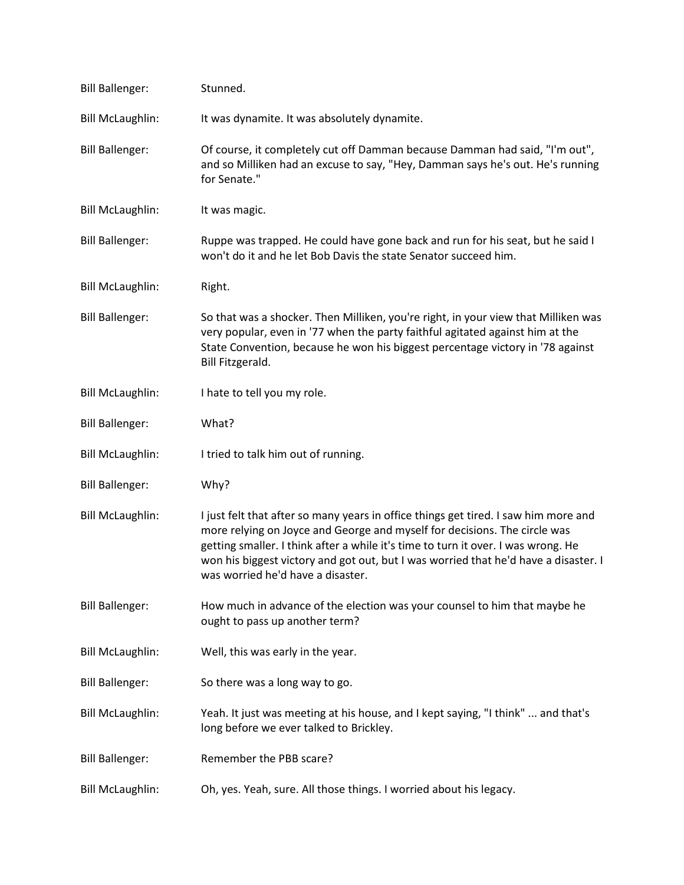Bill Ballenger: Stunned.

Bill McLaughlin: It was dynamite. It was absolutely dynamite.

Bill Ballenger: Of course, it completely cut off Damman because Damman had said, "I'm out", and so Milliken had an excuse to say, "Hey, Damman says he's out. He's running for Senate."

Bill McLaughlin: It was magic.

Bill Ballenger: Ruppe was trapped. He could have gone back and run for his seat, but he said I won't do it and he let Bob Davis the state Senator succeed him.

Bill McLaughlin: Right.

Bill Ballenger: So that was a shocker. Then Milliken, you're right, in your view that Milliken was very popular, even in '77 when the party faithful agitated against him at the State Convention, because he won his biggest percentage victory in '78 against Bill Fitzgerald.

Bill McLaughlin: I hate to tell you my role.

Bill Ballenger: What?

Bill McLaughlin: I tried to talk him out of running.

Bill Ballenger: Why?

Bill McLaughlin: I just felt that after so many years in office things get tired. I saw him more and more relying on Joyce and George and myself for decisions. The circle was getting smaller. I think after a while it's time to turn it over. I was wrong. He won his biggest victory and got out, but I was worried that he'd have a disaster. I was worried he'd have a disaster.

Bill Ballenger: How much in advance of the election was your counsel to him that maybe he ought to pass up another term?

Bill McLaughlin: Well, this was early in the year.

Bill Ballenger: So there was a long way to go.

Bill McLaughlin: Yeah. It just was meeting at his house, and I kept saying, "I think" ... and that's long before we ever talked to Brickley.

Bill Ballenger: Remember the PBB scare?

Bill McLaughlin: Oh, yes. Yeah, sure. All those things. I worried about his legacy.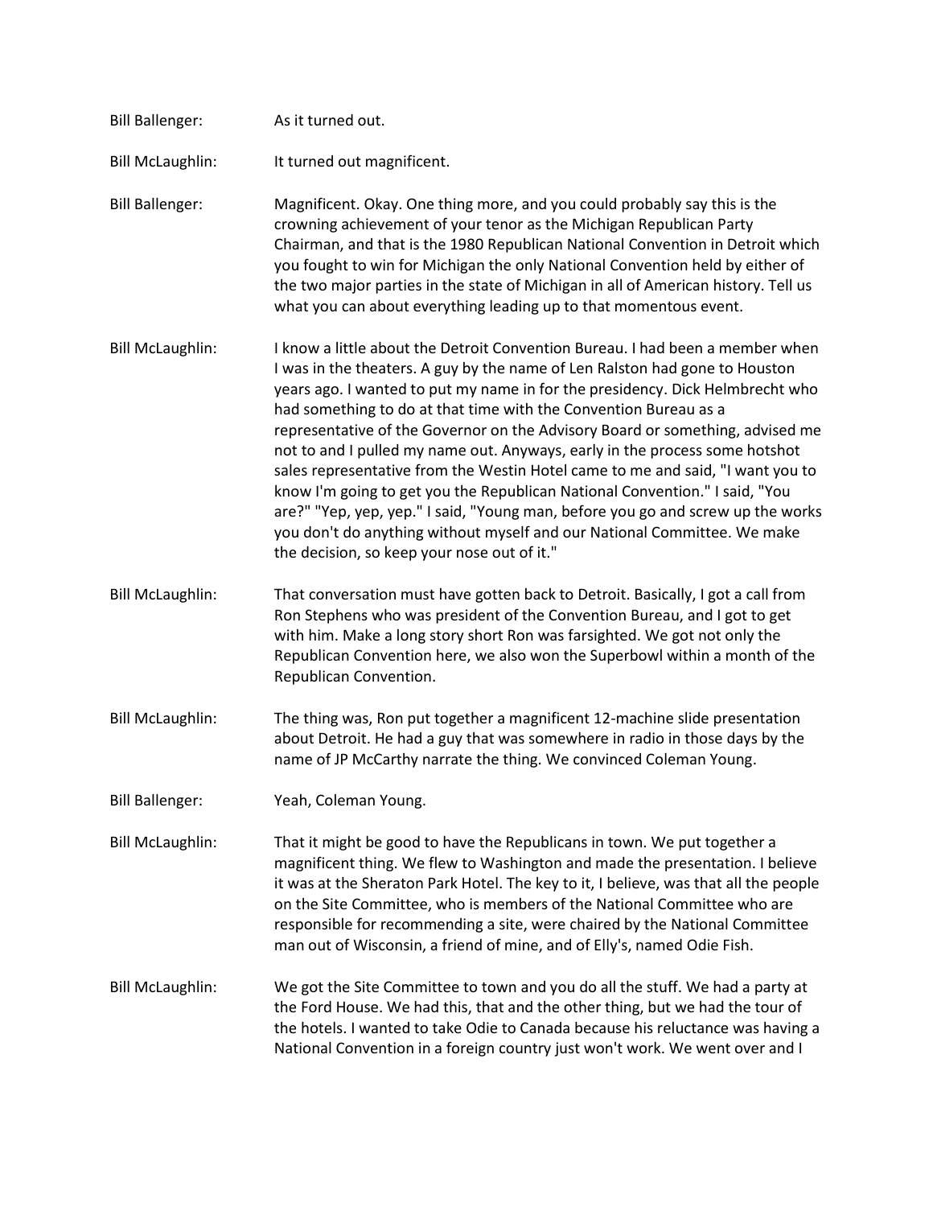Bill Ballenger: As it turned out.

Bill McLaughlin: It turned out magnificent.

Bill Ballenger: Magnificent. Okay. One thing more, and you could probably say this is the crowning achievement of your tenor as the Michigan Republican Party Chairman, and that is the 1980 Republican National Convention in Detroit which you fought to win for Michigan the only National Convention held by either of the two major parties in the state of Michigan in all of American history. Tell us what you can about everything leading up to that momentous event.

Bill McLaughlin: I know a little about the Detroit Convention Bureau. I had been a member when I was in the theaters. A guy by the name of Len Ralston had gone to Houston years ago. I wanted to put my name in for the presidency. Dick Helmbrecht who had something to do at that time with the Convention Bureau as a representative of the Governor on the Advisory Board or something, advised me not to and I pulled my name out. Anyways, early in the process some hotshot sales representative from the Westin Hotel came to me and said, "I want you to know I'm going to get you the Republican National Convention." I said, "You are?" "Yep, yep, yep." I said, "Young man, before you go and screw up the works you don't do anything without myself and our National Committee. We make the decision, so keep your nose out of it."

Bill McLaughlin: That conversation must have gotten back to Detroit. Basically, I got a call from Ron Stephens who was president of the Convention Bureau, and I got to get with him. Make a long story short Ron was farsighted. We got not only the Republican Convention here, we also won the Superbowl within a month of the Republican Convention.

Bill McLaughlin: The thing was, Ron put together a magnificent 12-machine slide presentation about Detroit. He had a guy that was somewhere in radio in those days by the name of JP McCarthy narrate the thing. We convinced Coleman Young.

Bill Ballenger: Yeah, Coleman Young.

Bill McLaughlin: That it might be good to have the Republicans in town. We put together a magnificent thing. We flew to Washington and made the presentation. I believe it was at the Sheraton Park Hotel. The key to it, I believe, was that all the people on the Site Committee, who is members of the National Committee who are responsible for recommending a site, were chaired by the National Committee man out of Wisconsin, a friend of mine, and of Elly's, named Odie Fish.

Bill McLaughlin: We got the Site Committee to town and you do all the stuff. We had a party at the Ford House. We had this, that and the other thing, but we had the tour of the hotels. I wanted to take Odie to Canada because his reluctance was having a National Convention in a foreign country just won't work. We went over and I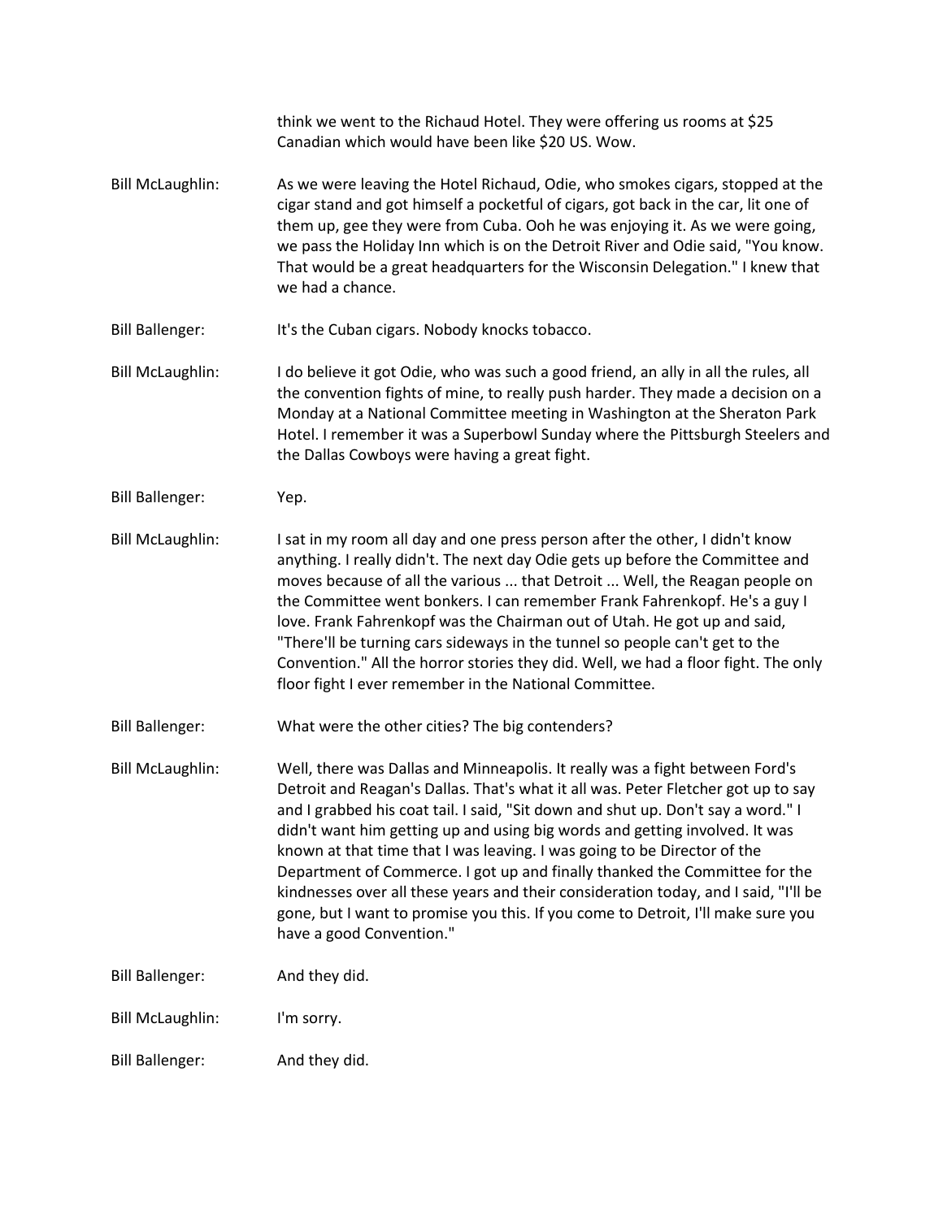think we went to the Richaud Hotel. They were offering us rooms at $25 Canadian which would have been like $20 US. Wow.

Bill McLaughlin: As we were leaving the Hotel Richaud, Odie, who smokes cigars, stopped at the cigar stand and got himself a pocketful of cigars, got back in the car, lit one of them up, gee they were from Cuba. Ooh he was enjoying it. As we were going, we pass the Holiday Inn which is on the Detroit River and Odie said, "You know. That would be a great headquarters for the Wisconsin Delegation." I knew that we had a chance.

Bill Ballenger: It's the Cuban cigars. Nobody knocks tobacco.

Bill McLaughlin: I do believe it got Odie, who was such a good friend, an ally in all the rules, all the convention fights of mine, to really push harder. They made a decision on a Monday at a National Committee meeting in Washington at the Sheraton Park Hotel. I remember it was a Superbowl Sunday where the Pittsburgh Steelers and the Dallas Cowboys were having a great fight.

Bill Ballenger: Yep.

Bill McLaughlin: I sat in my room all day and one press person after the other, I didn't know anything. I really didn't. The next day Odie gets up before the Committee and moves because of all the various ... that Detroit ... Well, the Reagan people on the Committee went bonkers. I can remember Frank Fahrenkopf. He's a guy I love. Frank Fahrenkopf was the Chairman out of Utah. He got up and said, "There'll be turning cars sideways in the tunnel so people can't get to the Convention." All the horror stories they did. Well, we had a floor fight. The only floor fight I ever remember in the National Committee.

Bill Ballenger: What were the other cities? The big contenders?

Bill McLaughlin: Well, there was Dallas and Minneapolis. It really was a fight between Ford's Detroit and Reagan's Dallas. That's what it all was. Peter Fletcher got up to say and I grabbed his coat tail. I said, "Sit down and shut up. Don't say a word." I didn't want him getting up and using big words and getting involved. It was known at that time that I was leaving. I was going to be Director of the Department of Commerce. I got up and finally thanked the Committee for the kindnesses over all these years and their consideration today, and I said, "I'll be gone, but I want to promise you this. If you come to Detroit, I'll make sure you have a good Convention."

Bill Ballenger: And they did.

Bill McLaughlin: I'm sorry.

Bill Ballenger: And they did.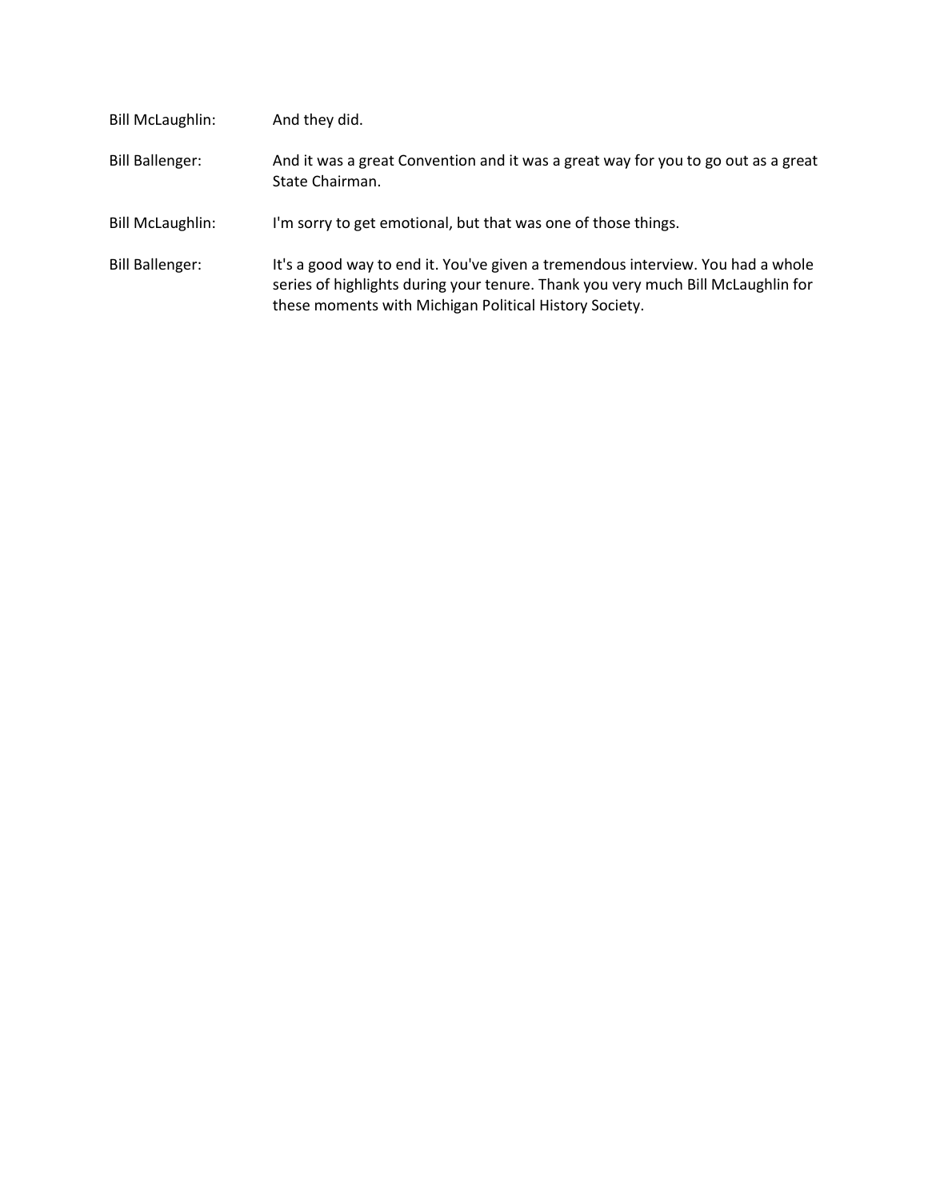Bill McLaughlin: And they did.

Bill Ballenger: And it was a great Convention and it was a great way for you to go out as a great State Chairman.

Bill McLaughlin: I'm sorry to get emotional, but that was one of those things.

Bill Ballenger: It's a good way to end it. You've given a tremendous interview. You had a whole series of highlights during your tenure. Thank you very much Bill McLaughlin for these moments with Michigan Political History Society.